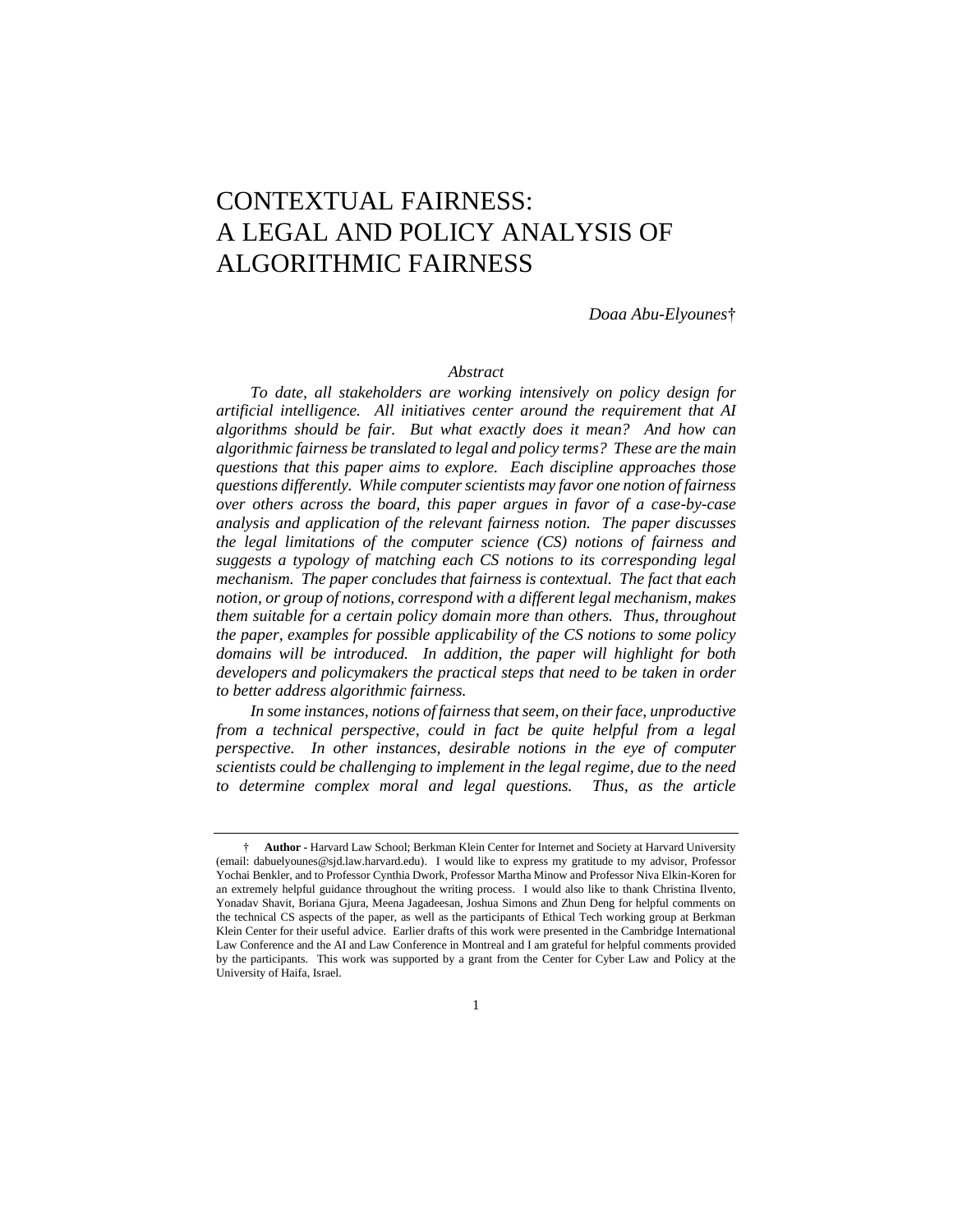# CONTEXTUAL FAIRNESS: A LEGAL AND POLICY ANALYSIS OF ALGORITHMIC FAIRNESS

*Doaa Abu-Elyounes†*

*Abstract*

*To date, all stakeholders are working intensively on policy design for artificial intelligence. All initiatives center around the requirement that AI algorithms should be fair. But what exactly does it mean? And how can algorithmic fairness be translated to legal and policy terms? These are the main questions that this paper aims to explore. Each discipline approaches those questions differently. While computer scientists may favor one notion of fairness over others across the board, this paper argues in favor of a case-by-case analysis and application of the relevant fairness notion. The paper discusses the legal limitations of the computer science (CS) notions of fairness and suggests a typology of matching each CS notions to its corresponding legal mechanism. The paper concludes that fairness is contextual. The fact that each notion, or group of notions, correspond with a different legal mechanism, makes them suitable for a certain policy domain more than others. Thus, throughout the paper, examples for possible applicability of the CS notions to some policy domains will be introduced. In addition, the paper will highlight for both developers and policymakers the practical steps that need to be taken in order to better address algorithmic fairness.*

*In some instances, notions of fairness that seem, on their face, unproductive from a technical perspective, could in fact be quite helpful from a legal perspective. In other instances, desirable notions in the eye of computer scientists could be challenging to implement in the legal regime, due to the need to determine complex moral and legal questions. Thus, as the article*

---

† **Author -** Harvard Law School; Berkman Klein Center for Internet and Society at Harvard University (email: dabuelyounes@sjd.law.harvard.edu). I would like to express my gratitude to my advisor, Professor Yochai Benkler, and to Professor Cynthia Dwork, Professor Martha Minow and Professor Niva Elkin-Koren for an extremely helpful guidance throughout the writing process. I would also like to thank Christina Ilvento, Yonadav Shavit, Boriana Gjura, Meena Jagadeesan, Joshua Simons and Zhun Deng for helpful comments on the technical CS aspects of the paper, as well as the participants of Ethical Tech working group at Berkman Klein Center for their useful advice. Earlier drafts of this work were presented in the Cambridge International Law Conference and the AI and Law Conference in Montreal and I am grateful for helpful comments provided by the participants. This work was supported by a grant from the Center for Cyber Law and Policy at the University of Haifa, Israel.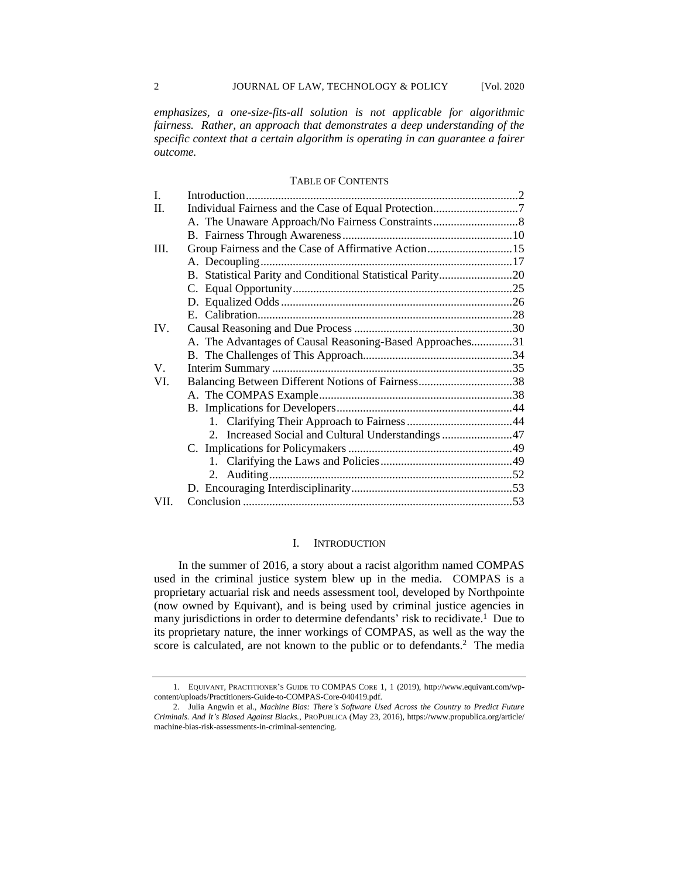*emphasizes, a one-size-fits-all solution is not applicable for algorithmic fairness. Rather, an approach that demonstrates a deep understanding of the specific context that a certain algorithm is operating in can guarantee a fairer outcome.*

TABLE OF CONTENTS

| | | |
|---|---|---|
| I. | Introduction | 2 |
| II. | Individual Fairness and the Case of Equal Protection | 7 |
| | A. The Unaware Approach/No Fairness Constraints | 8 |
| | B. Fairness Through Awareness | 10 |
| III. | Group Fairness and the Case of Affirmative Action | 15 |
| | A. Decoupling | 17 |
| | B. Statistical Parity and Conditional Statistical Parity | 20 |
| | C. Equal Opportunity | 25 |
| | D. Equalized Odds | 26 |
| | E. Calibration | 28 |
| IV. | Causal Reasoning and Due Process | 30 |
| | A. The Advantages of Causal Reasoning-Based Approaches | 31 |
| | B. The Challenges of This Approach | 34 |
| V. | Interim Summary | 35 |
| VI. | Balancing Between Different Notions of Fairness | 38 |
| | A. The COMPAS Example | 38 |
| | B. Implications for Developers | 44 |
| | 1. Clarifying Their Approach to Fairness | 44 |
| | 2. Increased Social and Cultural Understandings | 47 |
| | C. Implications for Policymakers | 49 |
| | 1. Clarifying the Laws and Policies | 49 |
| | 2. Auditing | 52 |
| | D. Encouraging Interdisciplinarity | 53 |
| VII. | Conclusion | 53 |

## I. INTRODUCTION

In the summer of 2016, a story about a racist algorithm named COMPAS used in the criminal justice system blew up in the media. COMPAS is a proprietary actuarial risk and needs assessment tool, developed by Northpointe (now owned by Equivant), and is being used by criminal justice agencies in many jurisdictions in order to determine defendants' risk to recidivate.[1] Due to its proprietary nature, the inner workings of COMPAS, as well as the way the score is calculated, are not known to the public or to defendants.[2] The media

---

1. EQUIVANT, PRACTITIONER'S GUIDE TO COMPAS CORE 1, 1 (2019), http://www.equivant.com/wp-content/uploads/Practitioners-Guide-to-COMPAS-Core-040419.pdf.

2. Julia Angwin et al., *Machine Bias: There's Software Used Across the Country to Predict Future Criminals. And It's Biased Against Blacks.*, PROPUBLICA (May 23, 2016), https://www.propublica.org/article/machine-bias-risk-assessments-in-criminal-sentencing.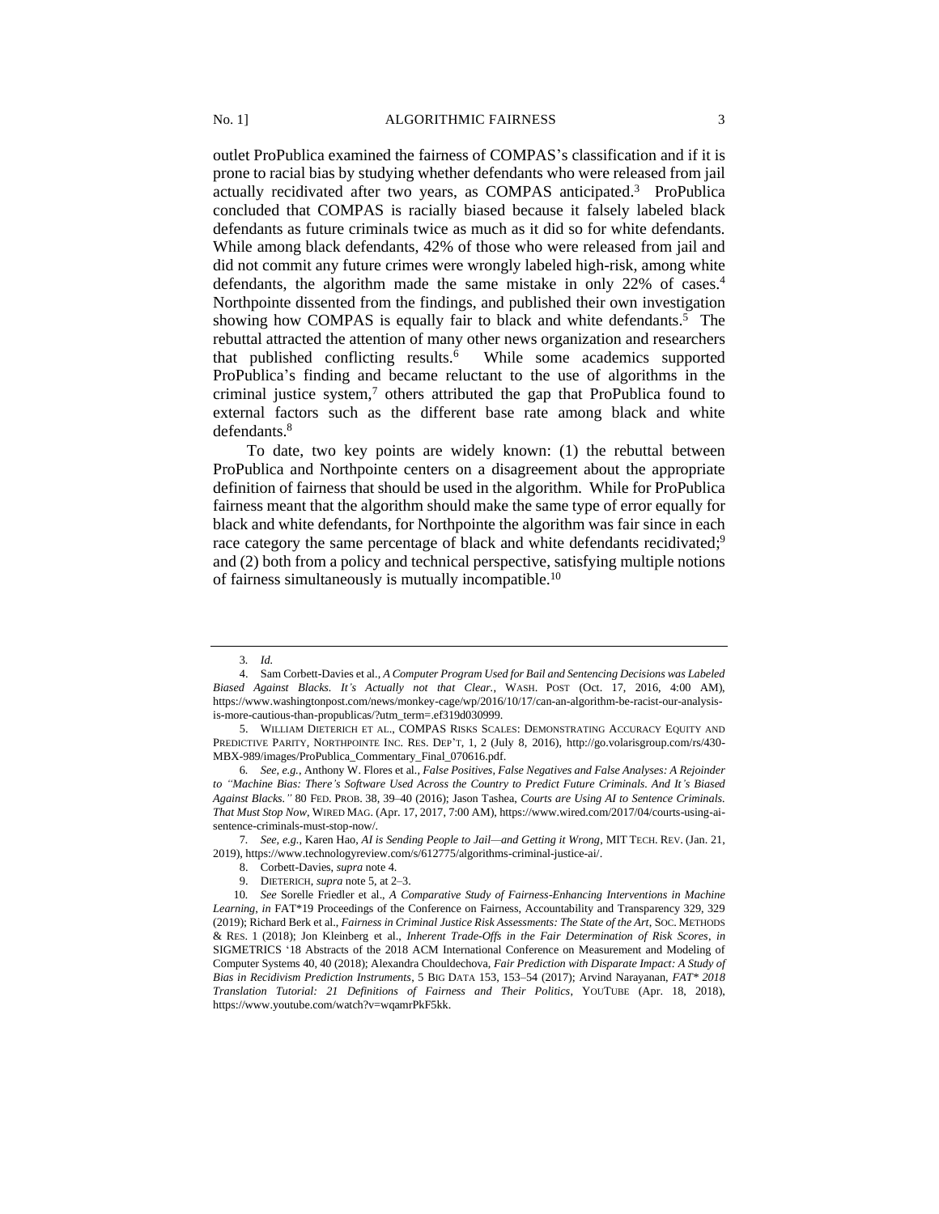outlet ProPublica examined the fairness of COMPAS's classification and if it is prone to racial bias by studying whether defendants who were released from jail actually recidivated after two years, as COMPAS anticipated.[3] ProPublica concluded that COMPAS is racially biased because it falsely labeled black defendants as future criminals twice as much as it did so for white defendants. While among black defendants, 42% of those who were released from jail and did not commit any future crimes were wrongly labeled high-risk, among white defendants, the algorithm made the same mistake in only 22% of cases.[4] Northpointe dissented from the findings, and published their own investigation showing how COMPAS is equally fair to black and white defendants.[5] The rebuttal attracted the attention of many other news organization and researchers that published conflicting results.[6] While some academics supported ProPublica's finding and became reluctant to the use of algorithms in the criminal justice system,[7] others attributed the gap that ProPublica found to external factors such as the different base rate among black and white defendants.[8]

To date, two key points are widely known: (1) the rebuttal between ProPublica and Northpointe centers on a disagreement about the appropriate definition of fairness that should be used in the algorithm. While for ProPublica fairness meant that the algorithm should make the same type of error equally for black and white defendants, for Northpointe the algorithm was fair since in each race category the same percentage of black and white defendants recidivated;[9] and (2) both from a policy and technical perspective, satisfying multiple notions of fairness simultaneously is mutually incompatible.[10]

---

3. *Id.*

4. Sam Corbett-Davies et al., *A Computer Program Used for Bail and Sentencing Decisions was Labeled Biased Against Blacks. It's Actually not that Clear.*, WASH. POST (Oct. 17, 2016, 4:00 AM), https://www.washingtonpost.com/news/monkey-cage/wp/2016/10/17/can-an-algorithm-be-racist-our-analysis-is-more-cautious-than-propublicas/?utm_term=.ef319d030999.

5. WILLIAM DIETERICH ET AL., COMPAS RISKS SCALES: DEMONSTRATING ACCURACY EQUITY AND PREDICTIVE PARITY, NORTHPOINTE INC. RES. DEP'T, 1, 2 (July 8, 2016), http://go.volarisgroup.com/rs/430-MBX-989/images/ProPublica_Commentary_Final_070616.pdf.

6. *See, e.g.*, Anthony W. Flores et al., *False Positives, False Negatives and False Analyses: A Rejoinder to "Machine Bias: There's Software Used Across the Country to Predict Future Criminals. And It's Biased Against Blacks."* 80 FED. PROB. 38, 39–40 (2016); Jason Tashea, *Courts are Using AI to Sentence Criminals. That Must Stop Now*, WIRED MAG. (Apr. 17, 2017, 7:00 AM), https://www.wired.com/2017/04/courts-using-ai-sentence-criminals-must-stop-now/.

7. *See, e.g.*, Karen Hao, *AI is Sending People to Jail—and Getting it Wrong*, MIT TECH. REV. (Jan. 21, 2019), https://www.technologyreview.com/s/612775/algorithms-criminal-justice-ai/.

8. Corbett-Davies, *supra* note 4.

9. DIETERICH, *supra* note 5, at 2–3.

10. *See* Sorelle Friedler et al., *A Comparative Study of Fairness-Enhancing Interventions in Machine Learning*, *in* FAT*19 Proceedings of the Conference on Fairness, Accountability and Transparency 329, 329 (2019); Richard Berk et al., *Fairness in Criminal Justice Risk Assessments: The State of the Art*, SOC. METHODS & RES. 1 (2018); Jon Kleinberg et al., *Inherent Trade-Offs in the Fair Determination of Risk Scores*, *in* SIGMETRICS '18 Abstracts of the 2018 ACM International Conference on Measurement and Modeling of Computer Systems 40, 40 (2018); Alexandra Chouldechova, *Fair Prediction with Disparate Impact: A Study of Bias in Recidivism Prediction Instruments*, 5 BIG DATA 153, 153–54 (2017); Arvind Narayanan, *FAT\* 2018 Translation Tutorial: 21 Definitions of Fairness and Their Politics*, YOUTUBE (Apr. 18, 2018), https://www.youtube.com/watch?v=wqamrPkF5kk.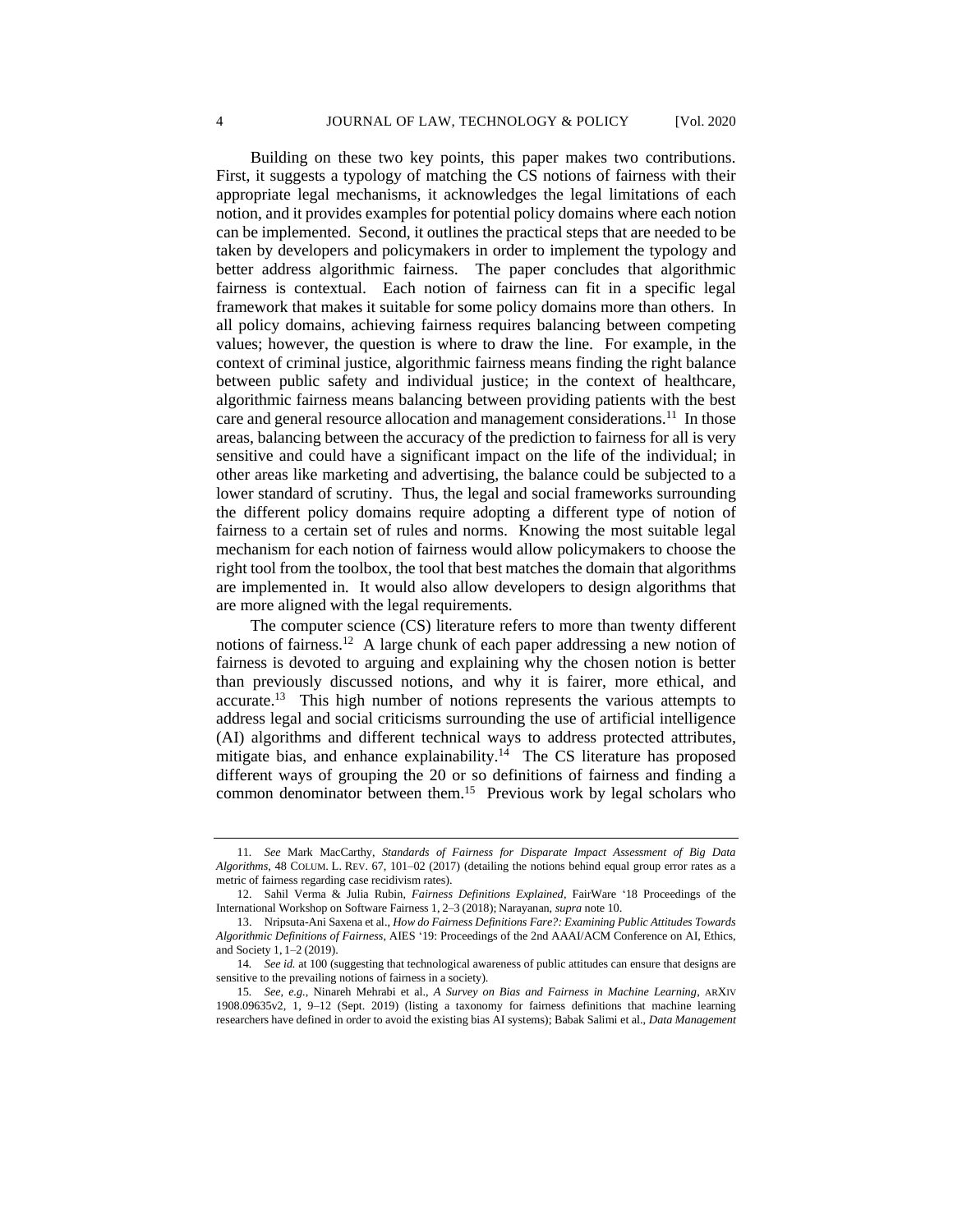Building on these two key points, this paper makes two contributions. First, it suggests a typology of matching the CS notions of fairness with their appropriate legal mechanisms, it acknowledges the legal limitations of each notion, and it provides examples for potential policy domains where each notion can be implemented. Second, it outlines the practical steps that are needed to be taken by developers and policymakers in order to implement the typology and better address algorithmic fairness. The paper concludes that algorithmic fairness is contextual. Each notion of fairness can fit in a specific legal framework that makes it suitable for some policy domains more than others. In all policy domains, achieving fairness requires balancing between competing values; however, the question is where to draw the line. For example, in the context of criminal justice, algorithmic fairness means finding the right balance between public safety and individual justice; in the context of healthcare, algorithmic fairness means balancing between providing patients with the best care and general resource allocation and management considerations.[11] In those areas, balancing between the accuracy of the prediction to fairness for all is very sensitive and could have a significant impact on the life of the individual; in other areas like marketing and advertising, the balance could be subjected to a lower standard of scrutiny. Thus, the legal and social frameworks surrounding the different policy domains require adopting a different type of notion of fairness to a certain set of rules and norms. Knowing the most suitable legal mechanism for each notion of fairness would allow policymakers to choose the right tool from the toolbox, the tool that best matches the domain that algorithms are implemented in. It would also allow developers to design algorithms that are more aligned with the legal requirements.

The computer science (CS) literature refers to more than twenty different notions of fairness.[12] A large chunk of each paper addressing a new notion of fairness is devoted to arguing and explaining why the chosen notion is better than previously discussed notions, and why it is fairer, more ethical, and accurate.[13] This high number of notions represents the various attempts to address legal and social criticisms surrounding the use of artificial intelligence (AI) algorithms and different technical ways to address protected attributes, mitigate bias, and enhance explainability.[14] The CS literature has proposed different ways of grouping the 20 or so definitions of fairness and finding a common denominator between them.[15] Previous work by legal scholars who

---

11. *See* Mark MacCarthy, *Standards of Fairness for Disparate Impact Assessment of Big Data Algorithms*, 48 COLUM. L. REV. 67, 101–02 (2017) (detailing the notions behind equal group error rates as a metric of fairness regarding case recidivism rates).

12. Sahil Verma & Julia Rubin, *Fairness Definitions Explained*, FairWare '18 Proceedings of the International Workshop on Software Fairness 1, 2–3 (2018); Narayanan, *supra* note 10.

13. Nripsuta-Ani Saxena et al., *How do Fairness Definitions Fare?: Examining Public Attitudes Towards Algorithmic Definitions of Fairness*, AIES '19: Proceedings of the 2nd AAAI/ACM Conference on AI, Ethics, and Society 1, 1–2 (2019).

14. *See id.* at 100 (suggesting that technological awareness of public attitudes can ensure that designs are sensitive to the prevailing notions of fairness in a society).

15. *See, e.g.*, Ninareh Mehrabi et al., *A Survey on Bias and Fairness in Machine Learning*, ARXIV 1908.09635v2, 1, 9–12 (Sept. 2019) (listing a taxonomy for fairness definitions that machine learning researchers have defined in order to avoid the existing bias AI systems); Babak Salimi et al., *Data Management*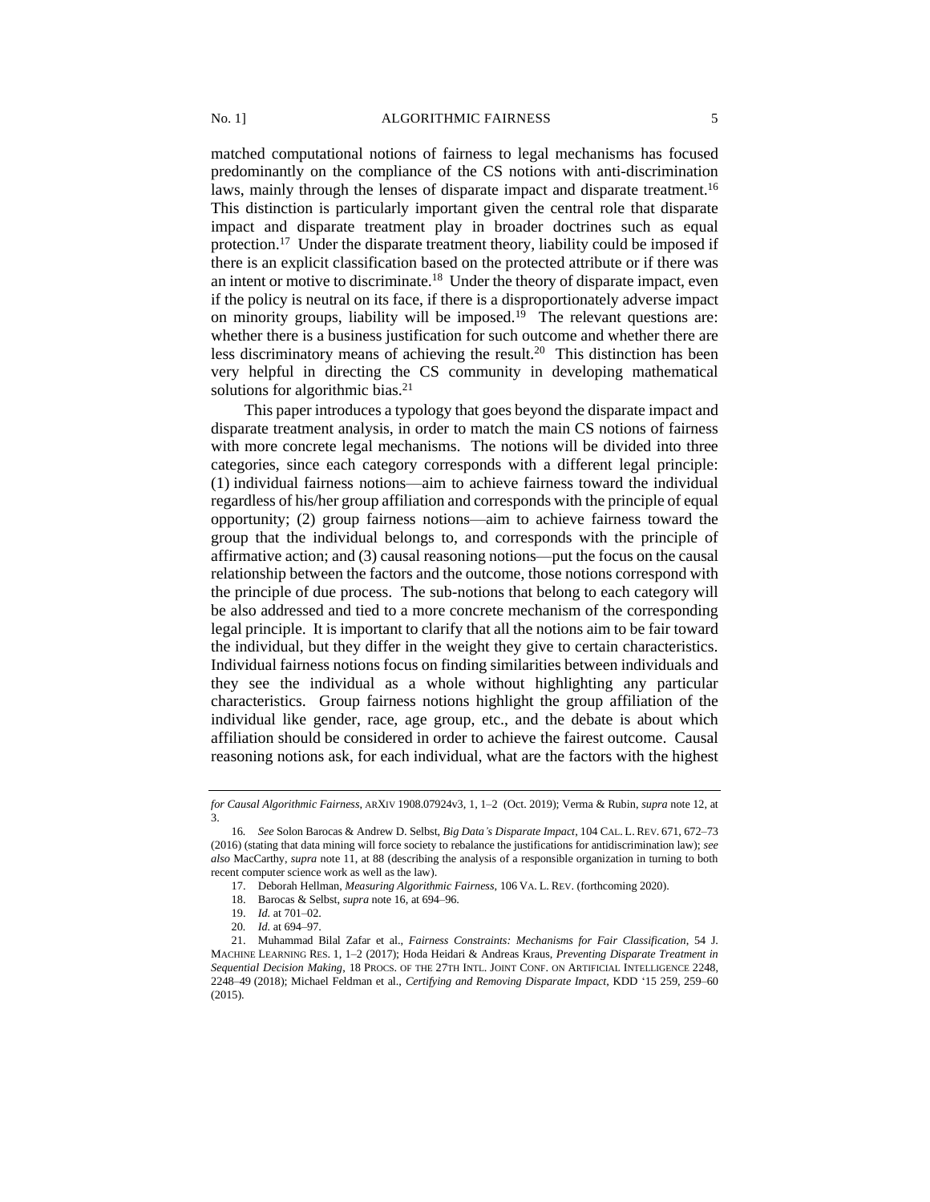matched computational notions of fairness to legal mechanisms has focused predominantly on the compliance of the CS notions with anti-discrimination laws, mainly through the lenses of disparate impact and disparate treatment.[16] This distinction is particularly important given the central role that disparate impact and disparate treatment play in broader doctrines such as equal protection.[17] Under the disparate treatment theory, liability could be imposed if there is an explicit classification based on the protected attribute or if there was an intent or motive to discriminate.[18] Under the theory of disparate impact, even if the policy is neutral on its face, if there is a disproportionately adverse impact on minority groups, liability will be imposed.[19] The relevant questions are: whether there is a business justification for such outcome and whether there are less discriminatory means of achieving the result.[20] This distinction has been very helpful in directing the CS community in developing mathematical solutions for algorithmic bias.[21]

This paper introduces a typology that goes beyond the disparate impact and disparate treatment analysis, in order to match the main CS notions of fairness with more concrete legal mechanisms. The notions will be divided into three categories, since each category corresponds with a different legal principle: (1) individual fairness notions—aim to achieve fairness toward the individual regardless of his/her group affiliation and corresponds with the principle of equal opportunity; (2) group fairness notions—aim to achieve fairness toward the group that the individual belongs to, and corresponds with the principle of affirmative action; and (3) causal reasoning notions—put the focus on the causal relationship between the factors and the outcome, those notions correspond with the principle of due process. The sub-notions that belong to each category will be also addressed and tied to a more concrete mechanism of the corresponding legal principle. It is important to clarify that all the notions aim to be fair toward the individual, but they differ in the weight they give to certain characteristics. Individual fairness notions focus on finding similarities between individuals and they see the individual as a whole without highlighting any particular characteristics. Group fairness notions highlight the group affiliation of the individual like gender, race, age group, etc., and the debate is about which affiliation should be considered in order to achieve the fairest outcome. Causal reasoning notions ask, for each individual, what are the factors with the highest

---

*for Causal Algorithmic Fairness*, ARXIV 1908.07924v3, 1, 1–2 (Oct. 2019); Verma & Rubin, *supra* note 12, at 3.

16. *See* Solon Barocas & Andrew D. Selbst, *Big Data's Disparate Impact*, 104 CAL. L. REV. 671, 672–73 (2016) (stating that data mining will force society to rebalance the justifications for antidiscrimination law); *see also* MacCarthy, *supra* note 11, at 88 (describing the analysis of a responsible organization in turning to both recent computer science work as well as the law).

17. Deborah Hellman, *Measuring Algorithmic Fairness*, 106 VA. L. REV. (forthcoming 2020).

18. Barocas & Selbst, *supra* note 16, at 694–96.

19. *Id.* at 701–02.

20. *Id.* at 694–97.

21. Muhammad Bilal Zafar et al., *Fairness Constraints: Mechanisms for Fair Classification*, 54 J. MACHINE LEARNING RES. 1, 1–2 (2017); Hoda Heidari & Andreas Kraus, *Preventing Disparate Treatment in Sequential Decision Making*, 18 PROCS. OF THE 27TH INTL. JOINT CONF. ON ARTIFICIAL INTELLIGENCE 2248, 2248–49 (2018); Michael Feldman et al., *Certifying and Removing Disparate Impact*, KDD '15 259, 259–60 (2015).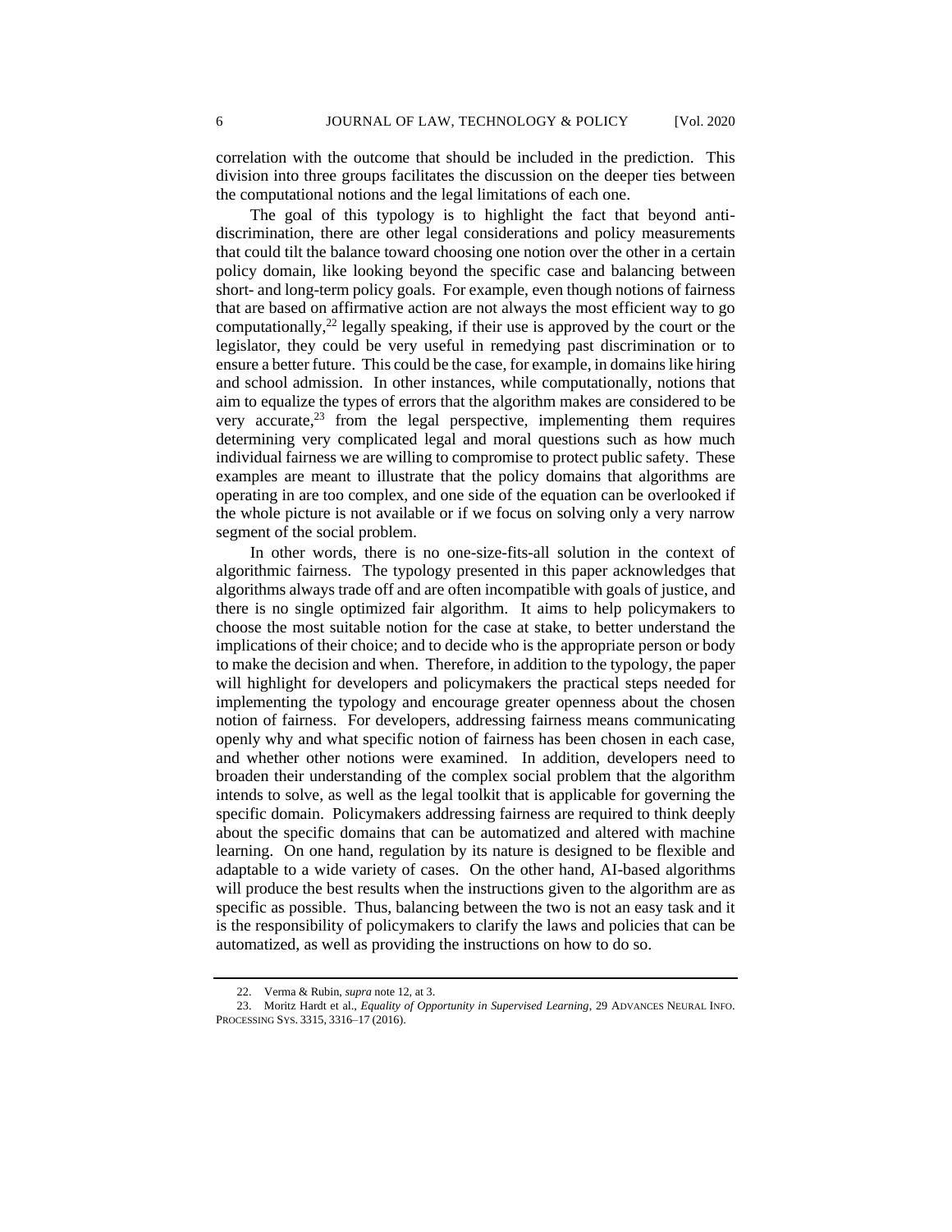correlation with the outcome that should be included in the prediction. This division into three groups facilitates the discussion on the deeper ties between the computational notions and the legal limitations of each one.

The goal of this typology is to highlight the fact that beyond anti-discrimination, there are other legal considerations and policy measurements that could tilt the balance toward choosing one notion over the other in a certain policy domain, like looking beyond the specific case and balancing between short- and long-term policy goals. For example, even though notions of fairness that are based on affirmative action are not always the most efficient way to go computationally,[22] legally speaking, if their use is approved by the court or the legislator, they could be very useful in remedying past discrimination or to ensure a better future. This could be the case, for example, in domains like hiring and school admission. In other instances, while computationally, notions that aim to equalize the types of errors that the algorithm makes are considered to be very accurate,[23] from the legal perspective, implementing them requires determining very complicated legal and moral questions such as how much individual fairness we are willing to compromise to protect public safety. These examples are meant to illustrate that the policy domains that algorithms are operating in are too complex, and one side of the equation can be overlooked if the whole picture is not available or if we focus on solving only a very narrow segment of the social problem.

In other words, there is no one-size-fits-all solution in the context of algorithmic fairness. The typology presented in this paper acknowledges that algorithms always trade off and are often incompatible with goals of justice, and there is no single optimized fair algorithm. It aims to help policymakers to choose the most suitable notion for the case at stake, to better understand the implications of their choice; and to decide who is the appropriate person or body to make the decision and when. Therefore, in addition to the typology, the paper will highlight for developers and policymakers the practical steps needed for implementing the typology and encourage greater openness about the chosen notion of fairness. For developers, addressing fairness means communicating openly why and what specific notion of fairness has been chosen in each case, and whether other notions were examined. In addition, developers need to broaden their understanding of the complex social problem that the algorithm intends to solve, as well as the legal toolkit that is applicable for governing the specific domain. Policymakers addressing fairness are required to think deeply about the specific domains that can be automatized and altered with machine learning. On one hand, regulation by its nature is designed to be flexible and adaptable to a wide variety of cases. On the other hand, AI-based algorithms will produce the best results when the instructions given to the algorithm are as specific as possible. Thus, balancing between the two is not an easy task and it is the responsibility of policymakers to clarify the laws and policies that can be automatized, as well as providing the instructions on how to do so.

---

22. Verma & Rubin, *supra* note 12, at 3.

23. Moritz Hardt et al., *Equality of Opportunity in Supervised Learning*, 29 ADVANCES NEURAL INFO. PROCESSING SYS. 3315, 3316–17 (2016).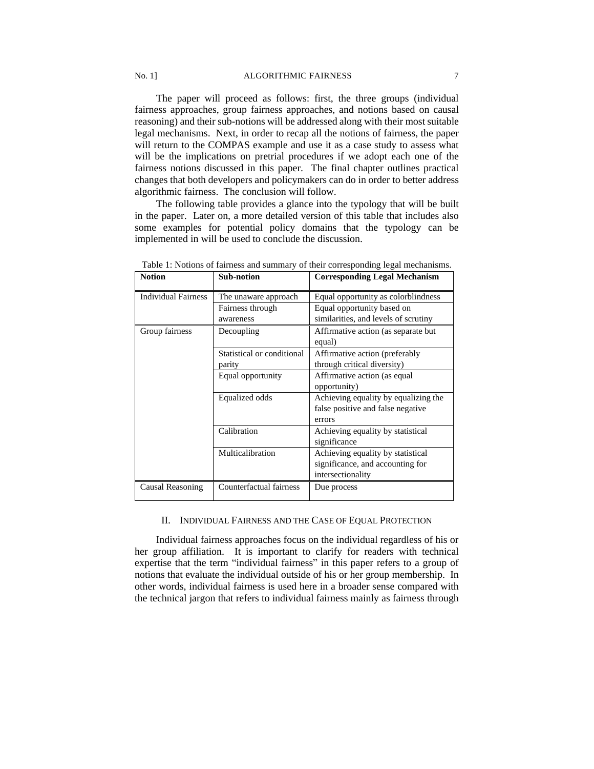The paper will proceed as follows: first, the three groups (individual fairness approaches, group fairness approaches, and notions based on causal reasoning) and their sub-notions will be addressed along with their most suitable legal mechanisms. Next, in order to recap all the notions of fairness, the paper will return to the COMPAS example and use it as a case study to assess what will be the implications on pretrial procedures if we adopt each one of the fairness notions discussed in this paper. The final chapter outlines practical changes that both developers and policymakers can do in order to better address algorithmic fairness. The conclusion will follow.

The following table provides a glance into the typology that will be built in the paper. Later on, a more detailed version of this table that includes also some examples for potential policy domains that the typology can be implemented in will be used to conclude the discussion.

Table 1: Notions of fairness and summary of their corresponding legal mechanisms.

| **Notion** | **Sub-notion** | **Corresponding Legal Mechanism** |
|---|---|---|
| Individual Fairness | The unaware approach | Equal opportunity as colorblindness |
| | Fairness through awareness | Equal opportunity based on similarities, and levels of scrutiny |
| Group fairness | Decoupling | Affirmative action (as separate but equal) |
| | Statistical or conditional parity | Affirmative action (preferably through critical diversity) |
| | Equal opportunity | Affirmative action (as equal opportunity) |
| | Equalized odds | Achieving equality by equalizing the false positive and false negative errors |
| | Calibration | Achieving equality by statistical significance |
| | Multicalibration | Achieving equality by statistical significance, and accounting for intersectionality |
| Causal Reasoning | Counterfactual fairness | Due process |

## II. Individual Fairness and the Case of Equal Protection

Individual fairness approaches focus on the individual regardless of his or her group affiliation. It is important to clarify for readers with technical expertise that the term "individual fairness" in this paper refers to a group of notions that evaluate the individual outside of his or her group membership. In other words, individual fairness is used here in a broader sense compared with the technical jargon that refers to individual fairness mainly as fairness through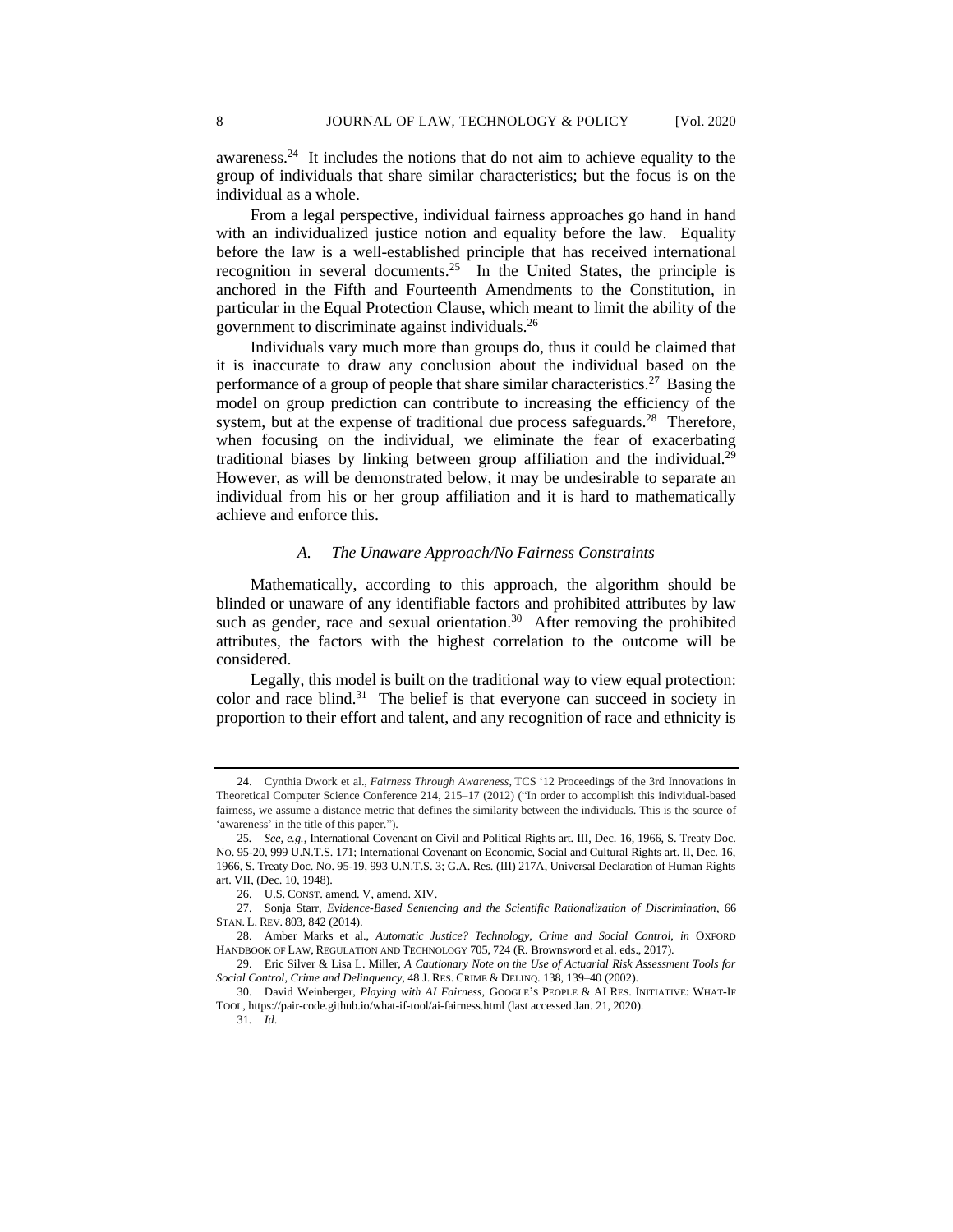awareness.[24] It includes the notions that do not aim to achieve equality to the group of individuals that share similar characteristics; but the focus is on the individual as a whole.

From a legal perspective, individual fairness approaches go hand in hand with an individualized justice notion and equality before the law. Equality before the law is a well-established principle that has received international recognition in several documents.[25] In the United States, the principle is anchored in the Fifth and Fourteenth Amendments to the Constitution, in particular in the Equal Protection Clause, which meant to limit the ability of the government to discriminate against individuals.[26]

Individuals vary much more than groups do, thus it could be claimed that it is inaccurate to draw any conclusion about the individual based on the performance of a group of people that share similar characteristics.[27] Basing the model on group prediction can contribute to increasing the efficiency of the system, but at the expense of traditional due process safeguards.[28] Therefore, when focusing on the individual, we eliminate the fear of exacerbating traditional biases by linking between group affiliation and the individual.[29] However, as will be demonstrated below, it may be undesirable to separate an individual from his or her group affiliation and it is hard to mathematically achieve and enforce this.

### *A. The Unaware Approach/No Fairness Constraints*

Mathematically, according to this approach, the algorithm should be blinded or unaware of any identifiable factors and prohibited attributes by law such as gender, race and sexual orientation.[30] After removing the prohibited attributes, the factors with the highest correlation to the outcome will be considered.

Legally, this model is built on the traditional way to view equal protection: color and race blind.[31] The belief is that everyone can succeed in society in proportion to their effort and talent, and any recognition of race and ethnicity is

---

24. Cynthia Dwork et al., *Fairness Through Awareness*, TCS '12 Proceedings of the 3rd Innovations in Theoretical Computer Science Conference 214, 215–17 (2012) ("In order to accomplish this individual-based fairness, we assume a distance metric that defines the similarity between the individuals. This is the source of 'awareness' in the title of this paper.").

25. *See, e.g.*, International Covenant on Civil and Political Rights art. III, Dec. 16, 1966, S. Treaty Doc. No. 95-20, 999 U.N.T.S. 171; International Covenant on Economic, Social and Cultural Rights art. II, Dec. 16, 1966, S. Treaty Doc. No. 95-19, 993 U.N.T.S. 3; G.A. Res. (III) 217A, Universal Declaration of Human Rights art. VII, (Dec. 10, 1948).

26. U.S. CONST. amend. V, amend. XIV.

27. Sonja Starr, *Evidence-Based Sentencing and the Scientific Rationalization of Discrimination*, 66 STAN. L. REV. 803, 842 (2014).

28. Amber Marks et al., *Automatic Justice? Technology, Crime and Social Control*, *in* OXFORD HANDBOOK OF LAW, REGULATION AND TECHNOLOGY 705, 724 (R. Brownsword et al. eds., 2017).

29. Eric Silver & Lisa L. Miller, *A Cautionary Note on the Use of Actuarial Risk Assessment Tools for Social Control*, *Crime and Delinquency*, 48 J. RES. CRIME & DELINQ. 138, 139–40 (2002).

30. David Weinberger, *Playing with AI Fairness*, GOOGLE'S PEOPLE & AI RES. INITIATIVE: WHAT-IF TOOL, https://pair-code.github.io/what-if-tool/ai-fairness.html (last accessed Jan. 21, 2020).

31. *Id*.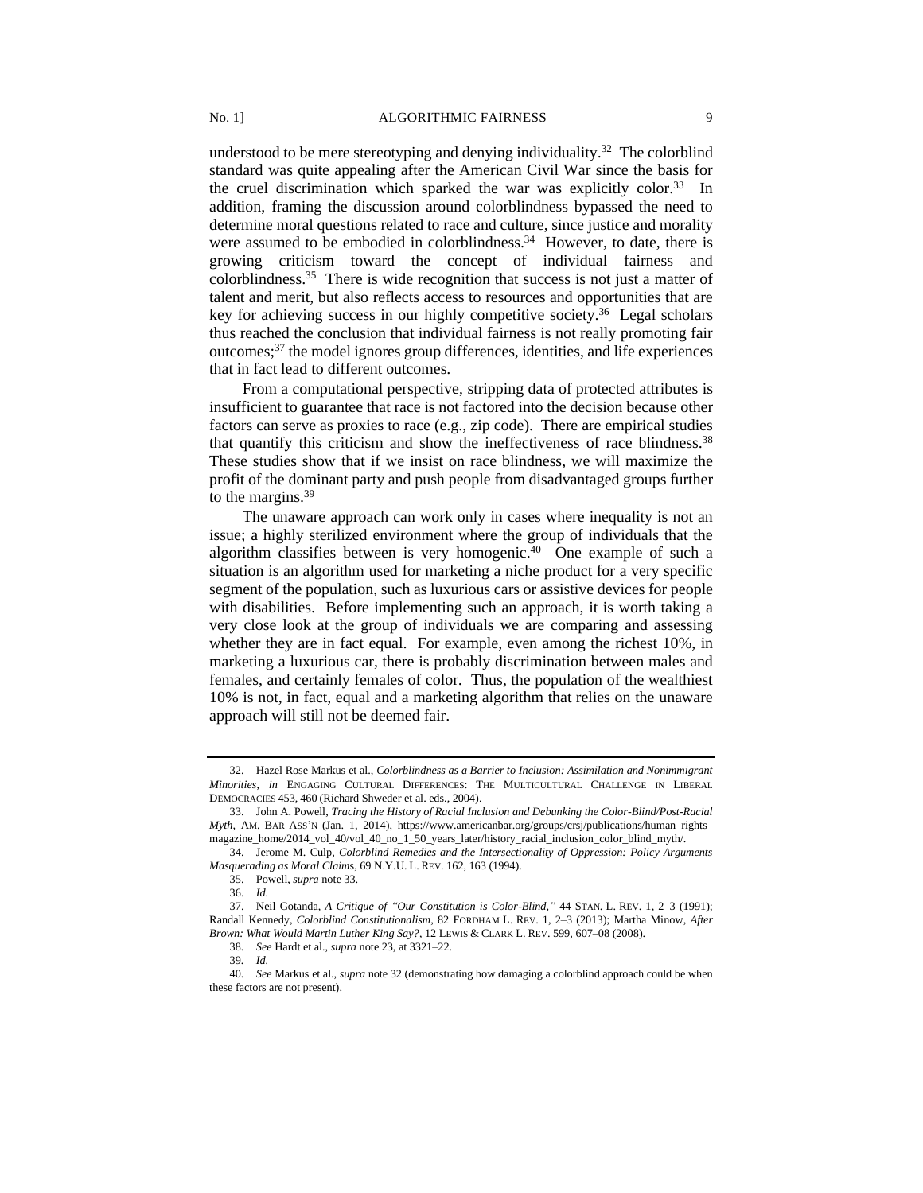understood to be mere stereotyping and denying individuality.[32] The colorblind standard was quite appealing after the American Civil War since the basis for the cruel discrimination which sparked the war was explicitly color.[33] In addition, framing the discussion around colorblindness bypassed the need to determine moral questions related to race and culture, since justice and morality were assumed to be embodied in colorblindness.[34] However, to date, there is growing criticism toward the concept of individual fairness and colorblindness.[35] There is wide recognition that success is not just a matter of talent and merit, but also reflects access to resources and opportunities that are key for achieving success in our highly competitive society.[36] Legal scholars thus reached the conclusion that individual fairness is not really promoting fair outcomes;[37] the model ignores group differences, identities, and life experiences that in fact lead to different outcomes.

From a computational perspective, stripping data of protected attributes is insufficient to guarantee that race is not factored into the decision because other factors can serve as proxies to race (e.g., zip code). There are empirical studies that quantify this criticism and show the ineffectiveness of race blindness.[38] These studies show that if we insist on race blindness, we will maximize the profit of the dominant party and push people from disadvantaged groups further to the margins.[39]

The unaware approach can work only in cases where inequality is not an issue; a highly sterilized environment where the group of individuals that the algorithm classifies between is very homogenic.[40] One example of such a situation is an algorithm used for marketing a niche product for a very specific segment of the population, such as luxurious cars or assistive devices for people with disabilities. Before implementing such an approach, it is worth taking a very close look at the group of individuals we are comparing and assessing whether they are in fact equal. For example, even among the richest 10%, in marketing a luxurious car, there is probably discrimination between males and females, and certainly females of color. Thus, the population of the wealthiest 10% is not, in fact, equal and a marketing algorithm that relies on the unaware approach will still not be deemed fair.

---

32. Hazel Rose Markus et al., *Colorblindness as a Barrier to Inclusion: Assimilation and Nonimmigrant Minorities*, *in* ENGAGING CULTURAL DIFFERENCES: THE MULTICULTURAL CHALLENGE IN LIBERAL DEMOCRACIES 453, 460 (Richard Shweder et al. eds., 2004).

33. John A. Powell, *Tracing the History of Racial Inclusion and Debunking the Color-Blind/Post-Racial Myth*, AM. BAR ASS'N (Jan. 1, 2014), https://www.americanbar.org/groups/crsj/publications/human_rights_magazine_home/2014_vol_40/vol_40_no_1_50_years_later/history_racial_inclusion_color_blind_myth/.

34. Jerome M. Culp, *Colorblind Remedies and the Intersectionality of Oppression: Policy Arguments Masquerading as Moral Claims*, 69 N.Y.U. L. REV. 162, 163 (1994).

35. Powell, *supra* note 33.

36. *Id.*

37. Neil Gotanda, *A Critique of "Our Constitution is Color-Blind*,*"* 44 STAN. L. REV. 1, 2–3 (1991); Randall Kennedy, *Colorblind Constitutionalism*, 82 FORDHAM L. REV. 1, 2–3 (2013); Martha Minow, *After Brown: What Would Martin Luther King Say?*, 12 LEWIS & CLARK L. REV. 599, 607–08 (2008).

38. *See* Hardt et al., *supra* note 23, at 3321–22.

39. *Id.*

40. *See* Markus et al., *supra* note 32 (demonstrating how damaging a colorblind approach could be when these factors are not present).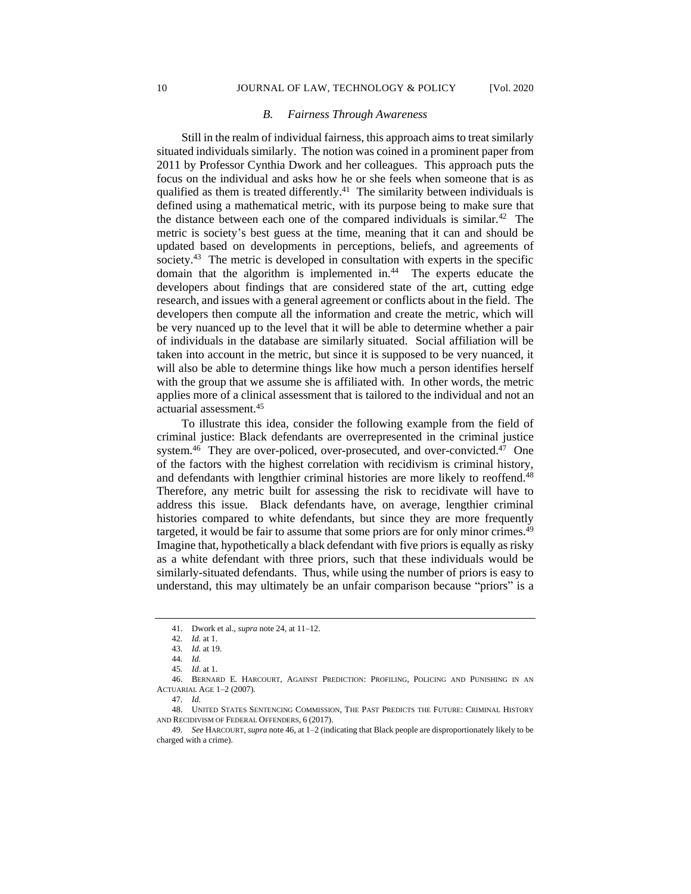### *B. Fairness Through Awareness*

Still in the realm of individual fairness, this approach aims to treat similarly situated individuals similarly. The notion was coined in a prominent paper from 2011 by Professor Cynthia Dwork and her colleagues. This approach puts the focus on the individual and asks how he or she feels when someone that is as qualified as them is treated differently.[41] The similarity between individuals is defined using a mathematical metric, with its purpose being to make sure that the distance between each one of the compared individuals is similar.[42] The metric is society's best guess at the time, meaning that it can and should be updated based on developments in perceptions, beliefs, and agreements of society.[43] The metric is developed in consultation with experts in the specific domain that the algorithm is implemented in.[44] The experts educate the developers about findings that are considered state of the art, cutting edge research, and issues with a general agreement or conflicts about in the field. The developers then compute all the information and create the metric, which will be very nuanced up to the level that it will be able to determine whether a pair of individuals in the database are similarly situated. Social affiliation will be taken into account in the metric, but since it is supposed to be very nuanced, it will also be able to determine things like how much a person identifies herself with the group that we assume she is affiliated with. In other words, the metric applies more of a clinical assessment that is tailored to the individual and not an actuarial assessment.[45]

To illustrate this idea, consider the following example from the field of criminal justice: Black defendants are overrepresented in the criminal justice system.[46] They are over-policed, over-prosecuted, and over-convicted.[47] One of the factors with the highest correlation with recidivism is criminal history, and defendants with lengthier criminal histories are more likely to reoffend.[48] Therefore, any metric built for assessing the risk to recidivate will have to address this issue. Black defendants have, on average, lengthier criminal histories compared to white defendants, but since they are more frequently targeted, it would be fair to assume that some priors are for only minor crimes.[49] Imagine that, hypothetically a black defendant with five priors is equally as risky as a white defendant with three priors, such that these individuals would be similarly-situated defendants. Thus, while using the number of priors is easy to understand, this may ultimately be an unfair comparison because "priors" is a

---

41. Dwork et al., *supra* note 24, at 11–12.

42. *Id.* at 1.

43. *Id.* at 19.

44. *Id.*

45. *Id*. at 1.

46. BERNARD E. HARCOURT, AGAINST PREDICTION: PROFILING, POLICING AND PUNISHING IN AN ACTUARIAL AGE 1–2 (2007).

47. *Id.*

48. UNITED STATES SENTENCING COMMISSION, THE PAST PREDICTS THE FUTURE: CRIMINAL HISTORY AND RECIDIVISM OF FEDERAL OFFENDERS, 6 (2017).

49. *See* HARCOURT, *supra* note 46, at 1–2 (indicating that Black people are disproportionately likely to be charged with a crime).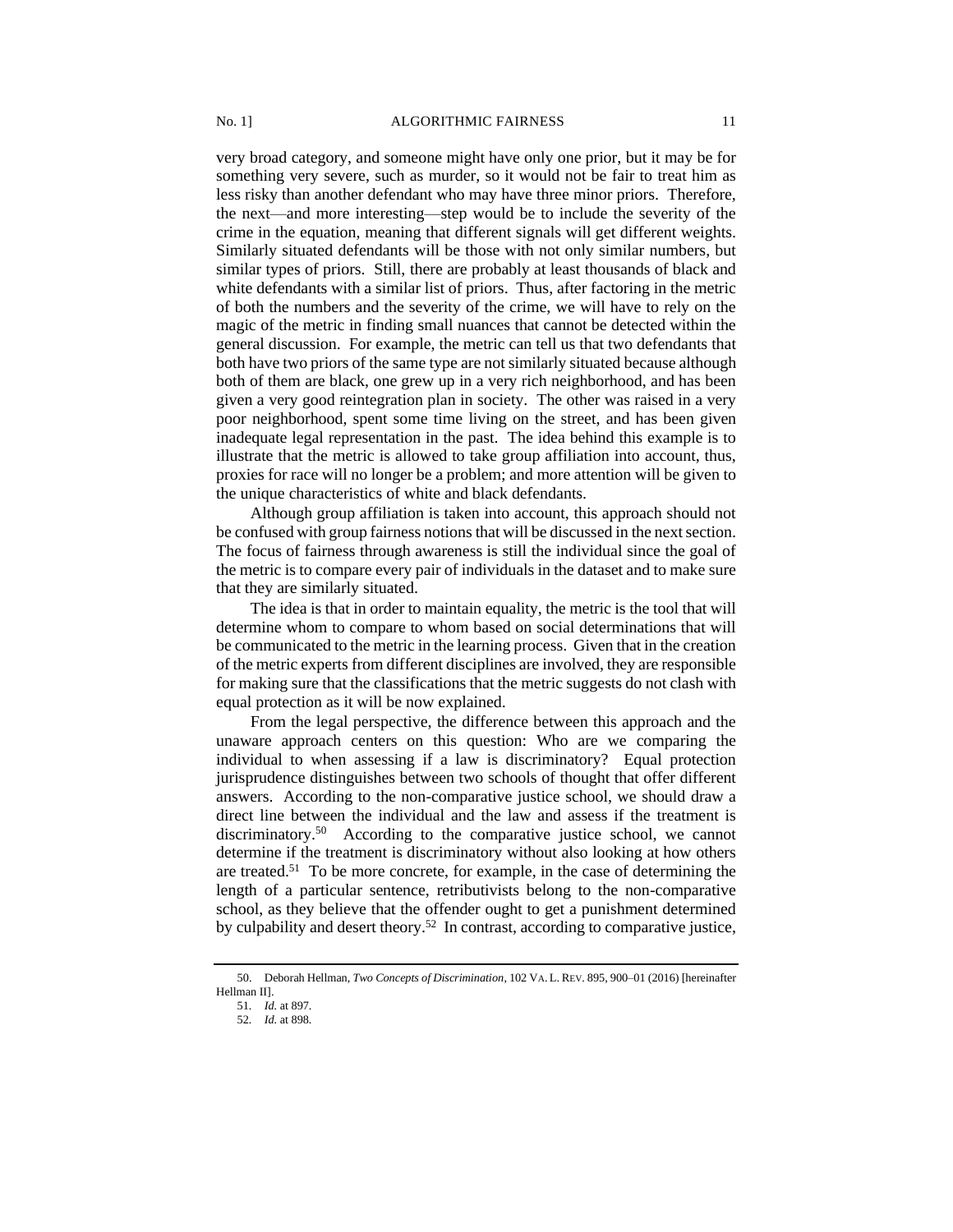very broad category, and someone might have only one prior, but it may be for something very severe, such as murder, so it would not be fair to treat him as less risky than another defendant who may have three minor priors. Therefore, the next—and more interesting—step would be to include the severity of the crime in the equation, meaning that different signals will get different weights. Similarly situated defendants will be those with not only similar numbers, but similar types of priors. Still, there are probably at least thousands of black and white defendants with a similar list of priors. Thus, after factoring in the metric of both the numbers and the severity of the crime, we will have to rely on the magic of the metric in finding small nuances that cannot be detected within the general discussion. For example, the metric can tell us that two defendants that both have two priors of the same type are not similarly situated because although both of them are black, one grew up in a very rich neighborhood, and has been given a very good reintegration plan in society. The other was raised in a very poor neighborhood, spent some time living on the street, and has been given inadequate legal representation in the past. The idea behind this example is to illustrate that the metric is allowed to take group affiliation into account, thus, proxies for race will no longer be a problem; and more attention will be given to the unique characteristics of white and black defendants.

Although group affiliation is taken into account, this approach should not be confused with group fairness notions that will be discussed in the next section. The focus of fairness through awareness is still the individual since the goal of the metric is to compare every pair of individuals in the dataset and to make sure that they are similarly situated.

The idea is that in order to maintain equality, the metric is the tool that will determine whom to compare to whom based on social determinations that will be communicated to the metric in the learning process. Given that in the creation of the metric experts from different disciplines are involved, they are responsible for making sure that the classifications that the metric suggests do not clash with equal protection as it will be now explained.

From the legal perspective, the difference between this approach and the unaware approach centers on this question: Who are we comparing the individual to when assessing if a law is discriminatory? Equal protection jurisprudence distinguishes between two schools of thought that offer different answers. According to the non-comparative justice school, we should draw a direct line between the individual and the law and assess if the treatment is discriminatory.[50] According to the comparative justice school, we cannot determine if the treatment is discriminatory without also looking at how others are treated.[51] To be more concrete, for example, in the case of determining the length of a particular sentence, retributivists belong to the non-comparative school, as they believe that the offender ought to get a punishment determined by culpability and desert theory.[52] In contrast, according to comparative justice,

---

50. Deborah Hellman, *Two Concepts of Discrimination*, 102 VA. L. REV. 895, 900–01 (2016) [hereinafter Hellman II].

51. *Id.* at 897.

52. *Id.* at 898.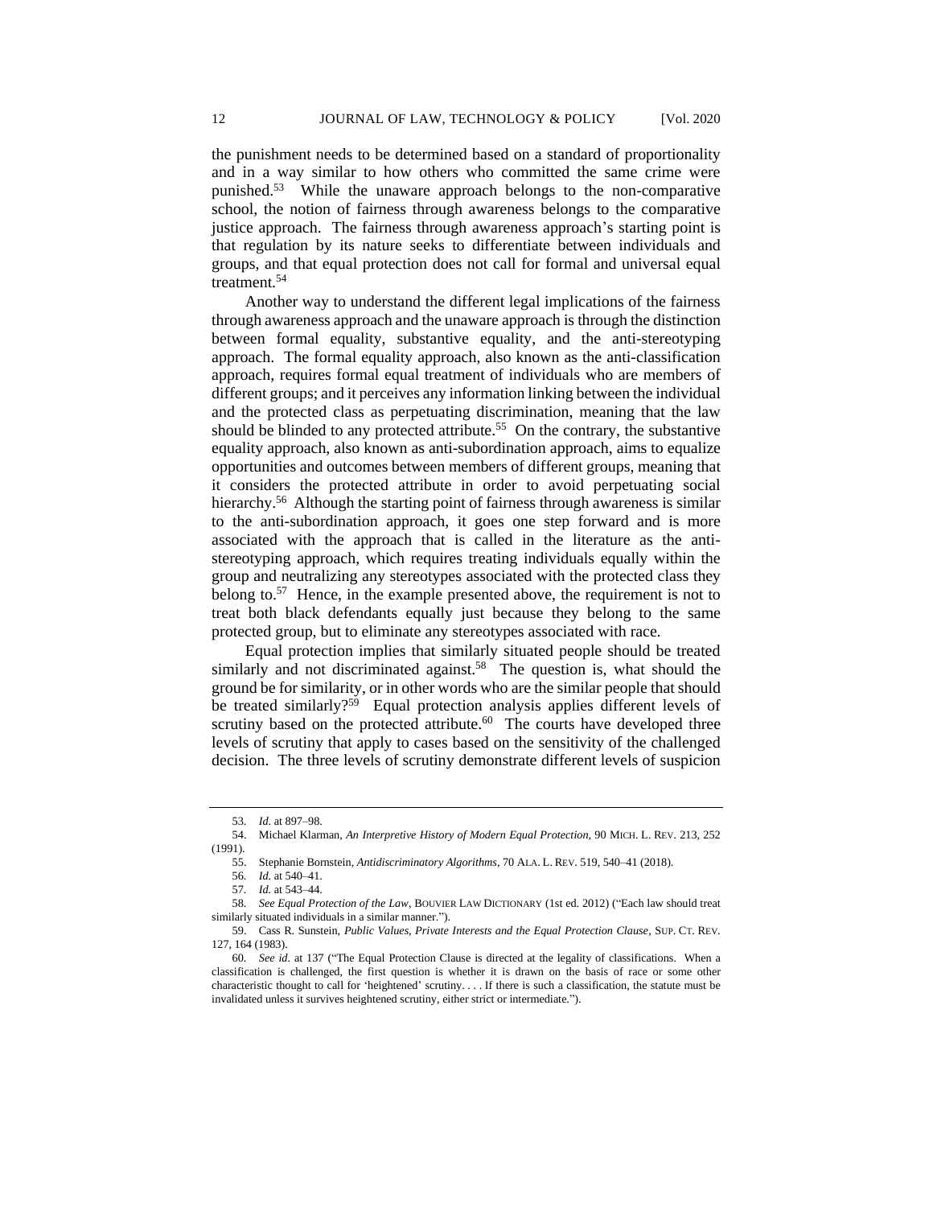the punishment needs to be determined based on a standard of proportionality and in a way similar to how others who committed the same crime were punished.[53] While the unaware approach belongs to the non-comparative school, the notion of fairness through awareness belongs to the comparative justice approach. The fairness through awareness approach's starting point is that regulation by its nature seeks to differentiate between individuals and groups, and that equal protection does not call for formal and universal equal treatment.[54]

Another way to understand the different legal implications of the fairness through awareness approach and the unaware approach is through the distinction between formal equality, substantive equality, and the anti-stereotyping approach. The formal equality approach, also known as the anti-classification approach, requires formal equal treatment of individuals who are members of different groups; and it perceives any information linking between the individual and the protected class as perpetuating discrimination, meaning that the law should be blinded to any protected attribute.[55] On the contrary, the substantive equality approach, also known as anti-subordination approach, aims to equalize opportunities and outcomes between members of different groups, meaning that it considers the protected attribute in order to avoid perpetuating social hierarchy.[56] Although the starting point of fairness through awareness is similar to the anti-subordination approach, it goes one step forward and is more associated with the approach that is called in the literature as the anti-stereotyping approach, which requires treating individuals equally within the group and neutralizing any stereotypes associated with the protected class they belong to.[57] Hence, in the example presented above, the requirement is not to treat both black defendants equally just because they belong to the same protected group, but to eliminate any stereotypes associated with race.

Equal protection implies that similarly situated people should be treated similarly and not discriminated against.[58] The question is, what should the ground be for similarity, or in other words who are the similar people that should be treated similarly?[59] Equal protection analysis applies different levels of scrutiny based on the protected attribute.[60] The courts have developed three levels of scrutiny that apply to cases based on the sensitivity of the challenged decision. The three levels of scrutiny demonstrate different levels of suspicion

---

53. *Id.* at 897–98.

54. Michael Klarman, *An Interpretive History of Modern Equal Protection*, 90 MICH. L. REV. 213, 252 (1991).

55. Stephanie Bornstein, *Antidiscriminatory Algorithms*, 70 ALA. L. REV. 519, 540–41 (2018).

56. *Id.* at 540–41.

57. *Id.* at 543–44.

58. *See Equal Protection of the Law*, BOUVIER LAW DICTIONARY (1st ed. 2012) ("Each law should treat similarly situated individuals in a similar manner.").

59. Cass R. Sunstein, *Public Values, Private Interests and the Equal Protection Clause*, SUP. CT. REV. 127, 164 (1983).

60. *See id.* at 137 ("The Equal Protection Clause is directed at the legality of classifications. When a classification is challenged, the first question is whether it is drawn on the basis of race or some other characteristic thought to call for 'heightened' scrutiny. . . . If there is such a classification, the statute must be invalidated unless it survives heightened scrutiny, either strict or intermediate.").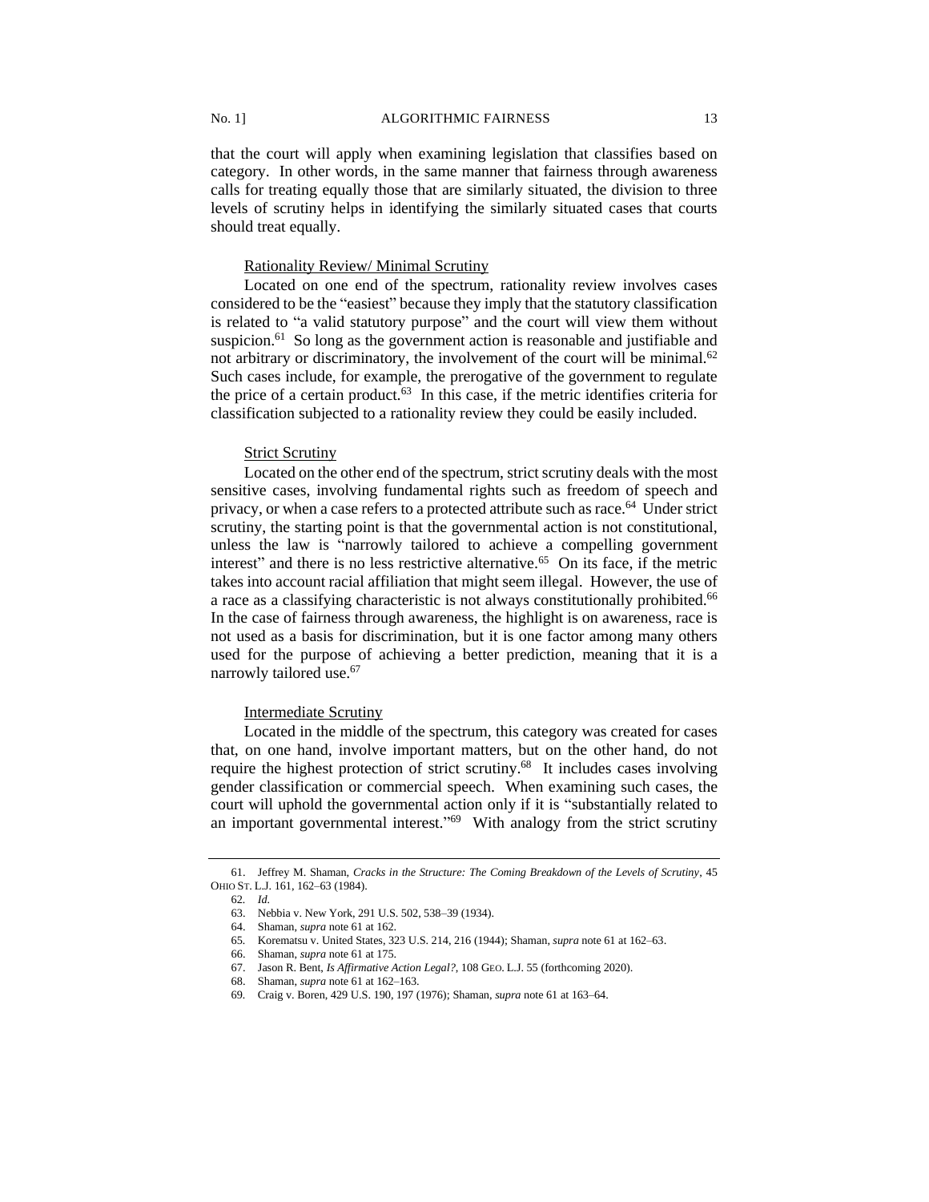that the court will apply when examining legislation that classifies based on category. In other words, in the same manner that fairness through awareness calls for treating equally those that are similarly situated, the division to three levels of scrutiny helps in identifying the similarly situated cases that courts should treat equally.

Rationality Review/ Minimal Scrutiny

Located on one end of the spectrum, rationality review involves cases considered to be the "easiest" because they imply that the statutory classification is related to "a valid statutory purpose" and the court will view them without suspicion.[61] So long as the government action is reasonable and justifiable and not arbitrary or discriminatory, the involvement of the court will be minimal.[62] Such cases include, for example, the prerogative of the government to regulate the price of a certain product.[63] In this case, if the metric identifies criteria for classification subjected to a rationality review they could be easily included.

Strict Scrutiny

Located on the other end of the spectrum, strict scrutiny deals with the most sensitive cases, involving fundamental rights such as freedom of speech and privacy, or when a case refers to a protected attribute such as race.[64] Under strict scrutiny, the starting point is that the governmental action is not constitutional, unless the law is "narrowly tailored to achieve a compelling government interest" and there is no less restrictive alternative.[65] On its face, if the metric takes into account racial affiliation that might seem illegal. However, the use of a race as a classifying characteristic is not always constitutionally prohibited.[66] In the case of fairness through awareness, the highlight is on awareness, race is not used as a basis for discrimination, but it is one factor among many others used for the purpose of achieving a better prediction, meaning that it is a narrowly tailored use.[67]

Intermediate Scrutiny

Located in the middle of the spectrum, this category was created for cases that, on one hand, involve important matters, but on the other hand, do not require the highest protection of strict scrutiny.[68] It includes cases involving gender classification or commercial speech. When examining such cases, the court will uphold the governmental action only if it is "substantially related to an important governmental interest."[69] With analogy from the strict scrutiny

---

61. Jeffrey M. Shaman, *Cracks in the Structure: The Coming Breakdown of the Levels of Scrutiny*, 45 OHIO ST. L.J. 161, 162–63 (1984).

62. *Id.*

63. Nebbia v. New York, 291 U.S. 502, 538–39 (1934).

64. Shaman, *supra* note 61 at 162.

65. Korematsu v. United States, 323 U.S. 214, 216 (1944); Shaman, *supra* note 61 at 162–63.

66. Shaman, *supra* note 61 at 175.

67. Jason R. Bent, *Is Affirmative Action Legal?*, 108 GEO. L.J. 55 (forthcoming 2020).

68. Shaman, *supra* note 61 at 162–163.

69. Craig v. Boren, 429 U.S. 190, 197 (1976); Shaman, *supra* note 61 at 163–64.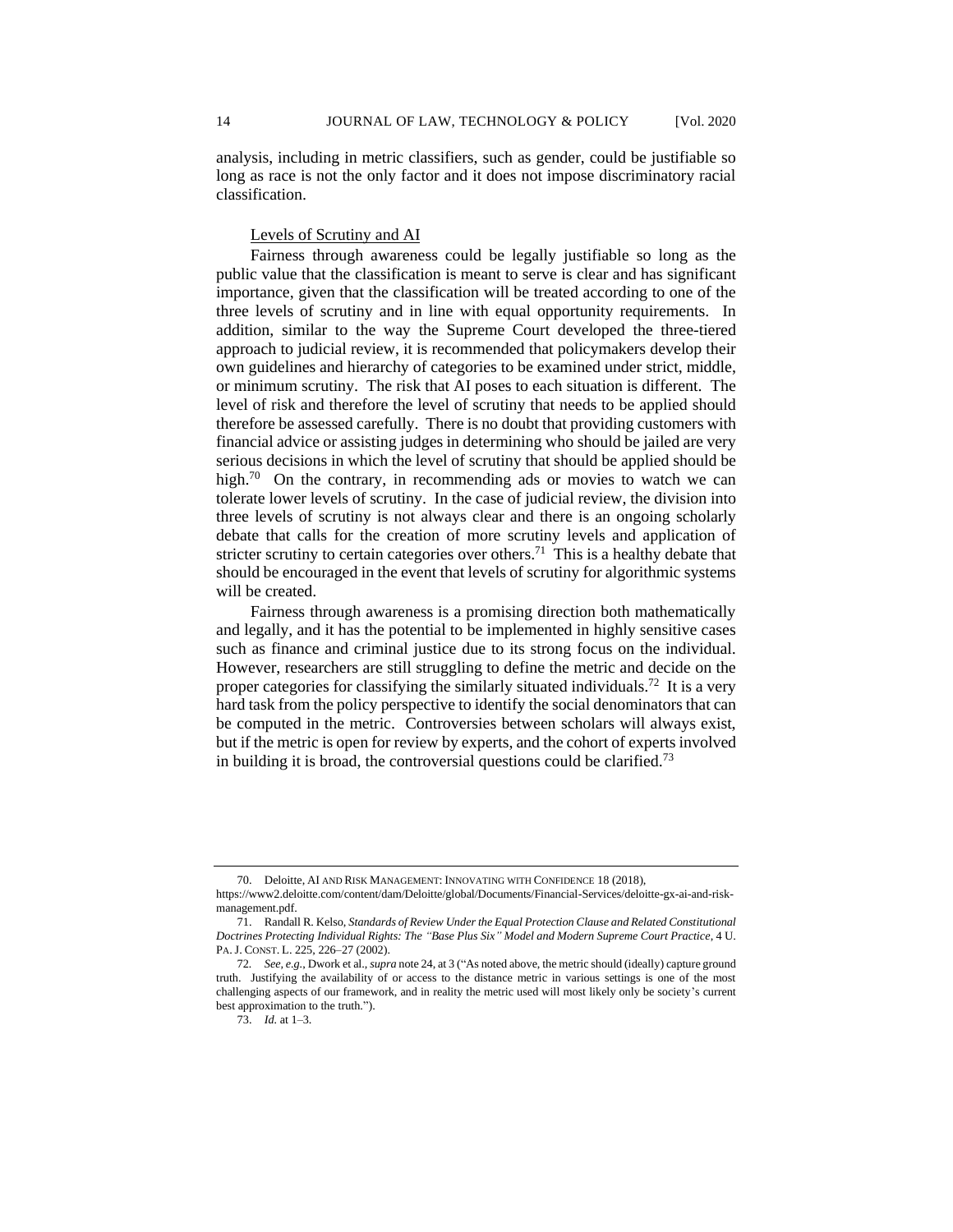analysis, including in metric classifiers, such as gender, could be justifiable so long as race is not the only factor and it does not impose discriminatory racial classification.

### Levels of Scrutiny and AI

Fairness through awareness could be legally justifiable so long as the public value that the classification is meant to serve is clear and has significant importance, given that the classification will be treated according to one of the three levels of scrutiny and in line with equal opportunity requirements. In addition, similar to the way the Supreme Court developed the three-tiered approach to judicial review, it is recommended that policymakers develop their own guidelines and hierarchy of categories to be examined under strict, middle, or minimum scrutiny. The risk that AI poses to each situation is different. The level of risk and therefore the level of scrutiny that needs to be applied should therefore be assessed carefully. There is no doubt that providing customers with financial advice or assisting judges in determining who should be jailed are very serious decisions in which the level of scrutiny that should be applied should be high.[70] On the contrary, in recommending ads or movies to watch we can tolerate lower levels of scrutiny. In the case of judicial review, the division into three levels of scrutiny is not always clear and there is an ongoing scholarly debate that calls for the creation of more scrutiny levels and application of stricter scrutiny to certain categories over others.[71] This is a healthy debate that should be encouraged in the event that levels of scrutiny for algorithmic systems will be created.

Fairness through awareness is a promising direction both mathematically and legally, and it has the potential to be implemented in highly sensitive cases such as finance and criminal justice due to its strong focus on the individual. However, researchers are still struggling to define the metric and decide on the proper categories for classifying the similarly situated individuals.[72] It is a very hard task from the policy perspective to identify the social denominators that can be computed in the metric. Controversies between scholars will always exist, but if the metric is open for review by experts, and the cohort of experts involved in building it is broad, the controversial questions could be clarified.[73]

---

70. Deloitte, AI AND RISK MANAGEMENT: INNOVATING WITH CONFIDENCE 18 (2018), https://www2.deloitte.com/content/dam/Deloitte/global/Documents/Financial-Services/deloitte-gx-ai-and-risk-management.pdf.

71. Randall R. Kelso, *Standards of Review Under the Equal Protection Clause and Related Constitutional Doctrines Protecting Individual Rights: The "Base Plus Six" Model and Modern Supreme Court Practice*, 4 U. PA. J. CONST. L. 225, 226–27 (2002).

72. *See, e.g.*, Dwork et al., *supra* note 24, at 3 ("As noted above, the metric should (ideally) capture ground truth. Justifying the availability of or access to the distance metric in various settings is one of the most challenging aspects of our framework, and in reality the metric used will most likely only be society's current best approximation to the truth.").

73. *Id.* at 1–3.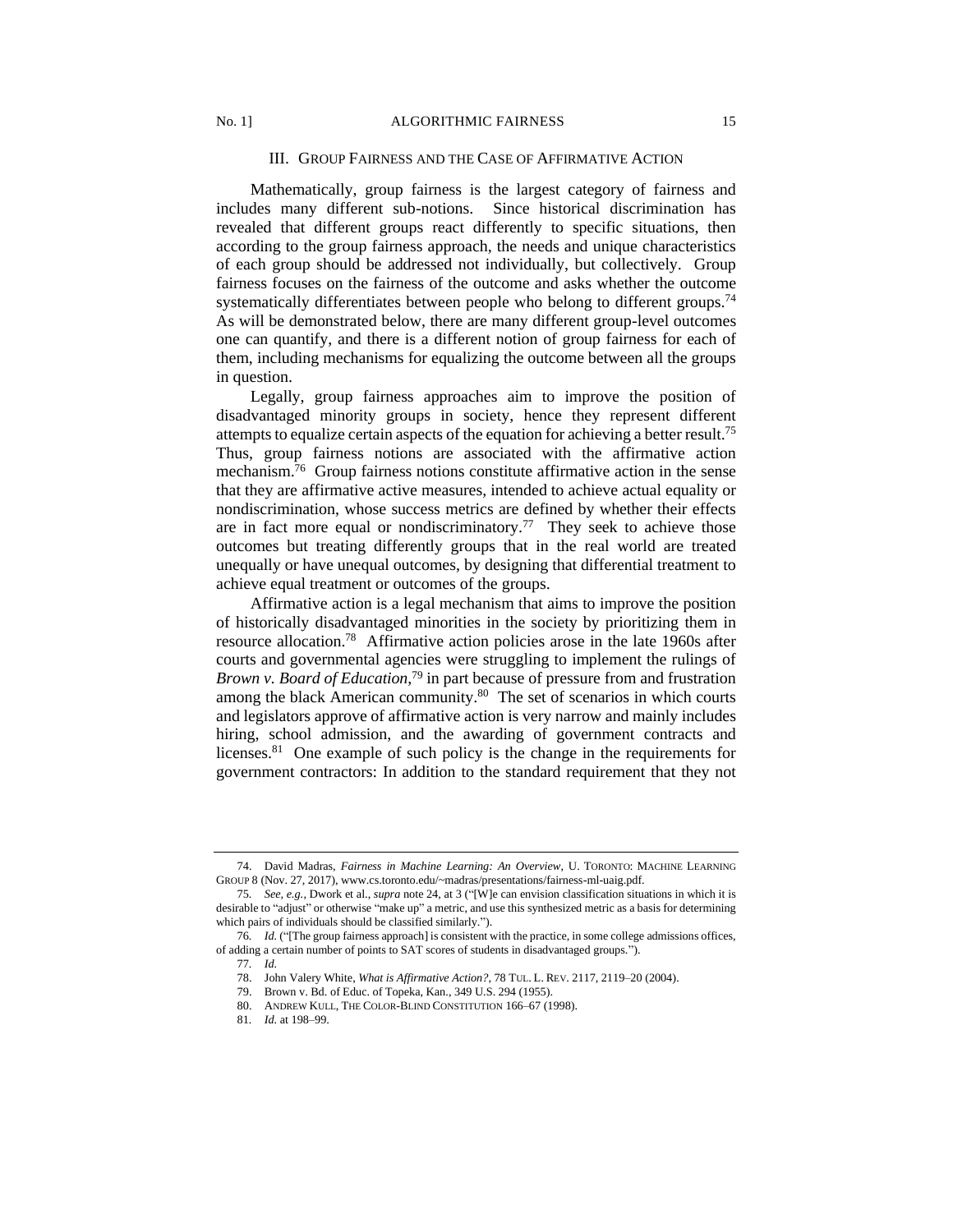## III. Group Fairness and the Case of Affirmative Action

Mathematically, group fairness is the largest category of fairness and includes many different sub-notions. Since historical discrimination has revealed that different groups react differently to specific situations, then according to the group fairness approach, the needs and unique characteristics of each group should be addressed not individually, but collectively. Group fairness focuses on the fairness of the outcome and asks whether the outcome systematically differentiates between people who belong to different groups.[74] As will be demonstrated below, there are many different group-level outcomes one can quantify, and there is a different notion of group fairness for each of them, including mechanisms for equalizing the outcome between all the groups in question.

Legally, group fairness approaches aim to improve the position of disadvantaged minority groups in society, hence they represent different attempts to equalize certain aspects of the equation for achieving a better result.[75] Thus, group fairness notions are associated with the affirmative action mechanism.[76] Group fairness notions constitute affirmative action in the sense that they are affirmative active measures, intended to achieve actual equality or nondiscrimination, whose success metrics are defined by whether their effects are in fact more equal or nondiscriminatory.[77] They seek to achieve those outcomes but treating differently groups that in the real world are treated unequally or have unequal outcomes, by designing that differential treatment to achieve equal treatment or outcomes of the groups.

Affirmative action is a legal mechanism that aims to improve the position of historically disadvantaged minorities in the society by prioritizing them in resource allocation.[78] Affirmative action policies arose in the late 1960s after courts and governmental agencies were struggling to implement the rulings of *Brown v. Board of Education*,[79] in part because of pressure from and frustration among the black American community.[80] The set of scenarios in which courts and legislators approve of affirmative action is very narrow and mainly includes hiring, school admission, and the awarding of government contracts and licenses.[81] One example of such policy is the change in the requirements for government contractors: In addition to the standard requirement that they not

---

74. David Madras, *Fairness in Machine Learning: An Overview*, U. TORONTO: MACHINE LEARNING GROUP 8 (Nov. 27, 2017), www.cs.toronto.edu/~madras/presentations/fairness-ml-uaig.pdf.

75. *See, e.g.*, Dwork et al., *supra* note 24, at 3 ("[W]e can envision classification situations in which it is desirable to "adjust" or otherwise "make up" a metric, and use this synthesized metric as a basis for determining which pairs of individuals should be classified similarly.").

76. *Id.* ("[The group fairness approach] is consistent with the practice, in some college admissions offices, of adding a certain number of points to SAT scores of students in disadvantaged groups.").

77. *Id.*

78. John Valery White, *What is Affirmative Action?*, 78 TUL. L. REV. 2117, 2119–20 (2004).

79. Brown v. Bd. of Educ. of Topeka, Kan., 349 U.S. 294 (1955).

80. ANDREW KULL, THE COLOR-BLIND CONSTITUTION 166–67 (1998).

81. *Id.* at 198–99.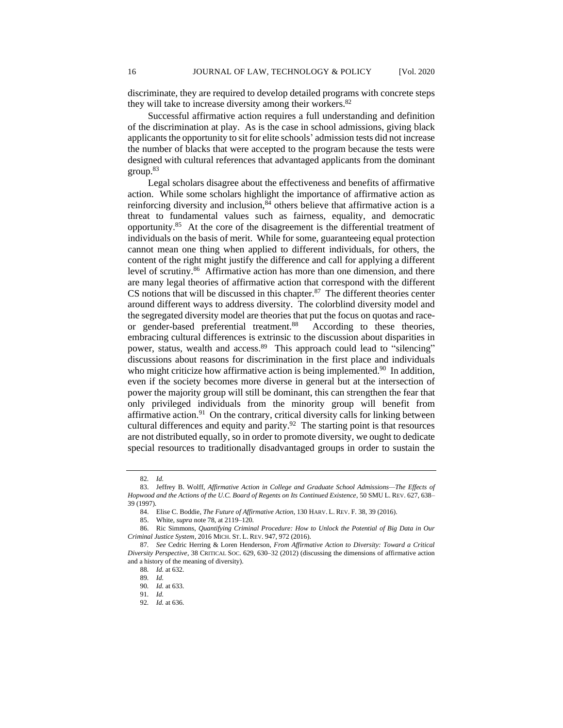discriminate, they are required to develop detailed programs with concrete steps they will take to increase diversity among their workers.[82]

Successful affirmative action requires a full understanding and definition of the discrimination at play. As is the case in school admissions, giving black applicants the opportunity to sit for elite schools' admission tests did not increase the number of blacks that were accepted to the program because the tests were designed with cultural references that advantaged applicants from the dominant group.[83]

Legal scholars disagree about the effectiveness and benefits of affirmative action. While some scholars highlight the importance of affirmative action as reinforcing diversity and inclusion,[84] others believe that affirmative action is a threat to fundamental values such as fairness, equality, and democratic opportunity.[85] At the core of the disagreement is the differential treatment of individuals on the basis of merit. While for some, guaranteeing equal protection cannot mean one thing when applied to different individuals, for others, the content of the right might justify the difference and call for applying a different level of scrutiny.[86] Affirmative action has more than one dimension, and there are many legal theories of affirmative action that correspond with the different CS notions that will be discussed in this chapter.[87] The different theories center around different ways to address diversity. The colorblind diversity model and the segregated diversity model are theories that put the focus on quotas and race- or gender-based preferential treatment.[88] According to these theories, embracing cultural differences is extrinsic to the discussion about disparities in power, status, wealth and access.[89] This approach could lead to "silencing" discussions about reasons for discrimination in the first place and individuals who might criticize how affirmative action is being implemented.[90] In addition, even if the society becomes more diverse in general but at the intersection of power the majority group will still be dominant, this can strengthen the fear that only privileged individuals from the minority group will benefit from affirmative action.[91] On the contrary, critical diversity calls for linking between cultural differences and equity and parity.[92] The starting point is that resources are not distributed equally, so in order to promote diversity, we ought to dedicate special resources to traditionally disadvantaged groups in order to sustain the

---

82. *Id.*

83. Jeffrey B. Wolff, *Affirmative Action in College and Graduate School Admissions—The Effects of Hopwood and the Actions of the U.C. Board of Regents on Its Continued Existence*, 50 SMU L. REV. 627, 638–39 (1997).

84. Elise C. Boddie, *The Future of Affirmative Action*, 130 HARV. L. REV. F. 38, 39 (2016).

85. White, *supra* note 78, at 2119–120.

86. Ric Simmons, *Quantifying Criminal Procedure: How to Unlock the Potential of Big Data in Our Criminal Justice System*, 2016 MICH. ST. L. REV. 947, 972 (2016).

87. *See* Cedric Herring & Loren Henderson, *From Affirmative Action to Diversity: Toward a Critical Diversity Perspective*, 38 CRITICAL SOC. 629, 630–32 (2012) (discussing the dimensions of affirmative action and a history of the meaning of diversity).

88. *Id.* at 632.

89. *Id.*

90. *Id.* at 633.

91. *Id.*

92. *Id.* at 636.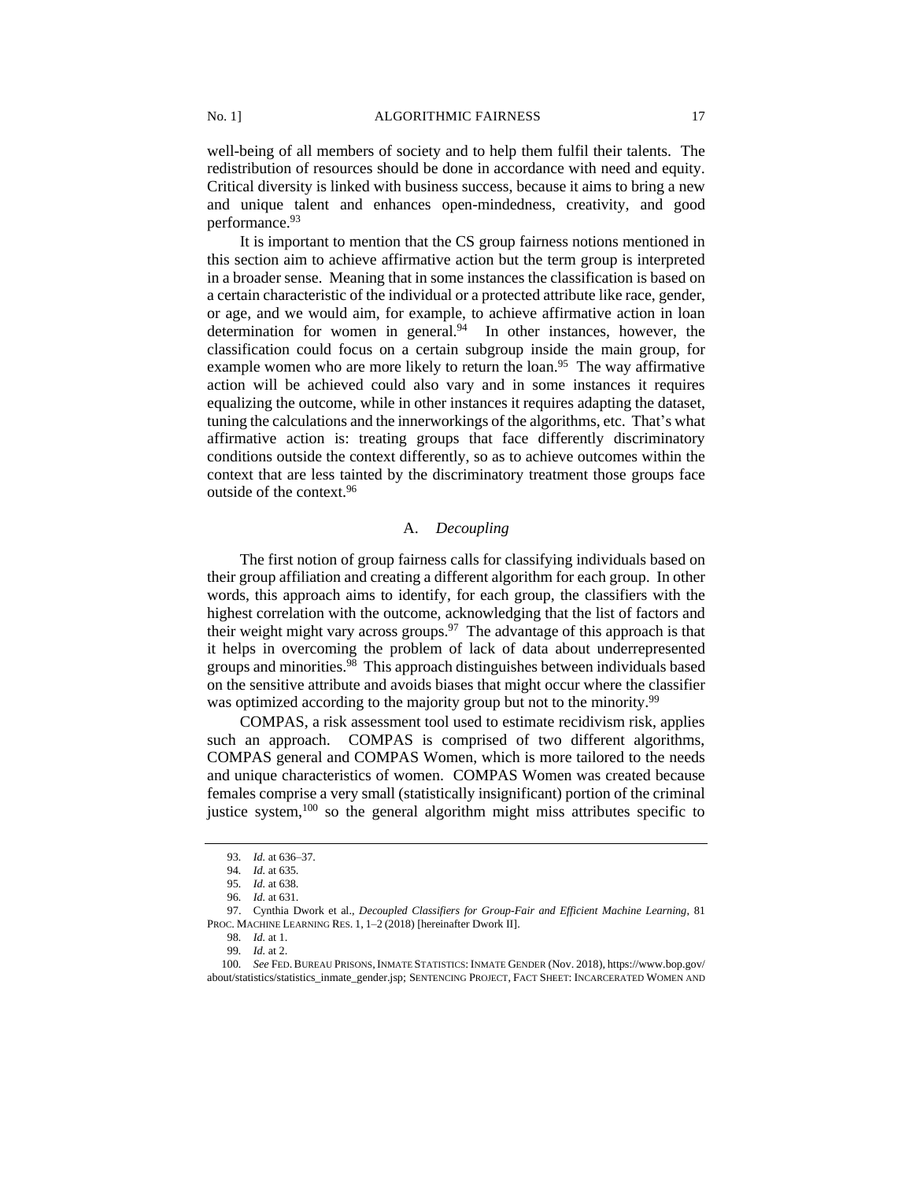well-being of all members of society and to help them fulfil their talents. The redistribution of resources should be done in accordance with need and equity. Critical diversity is linked with business success, because it aims to bring a new and unique talent and enhances open-mindedness, creativity, and good performance.[93]

It is important to mention that the CS group fairness notions mentioned in this section aim to achieve affirmative action but the term group is interpreted in a broader sense. Meaning that in some instances the classification is based on a certain characteristic of the individual or a protected attribute like race, gender, or age, and we would aim, for example, to achieve affirmative action in loan determination for women in general.[94] In other instances, however, the classification could focus on a certain subgroup inside the main group, for example women who are more likely to return the loan.[95] The way affirmative action will be achieved could also vary and in some instances it requires equalizing the outcome, while in other instances it requires adapting the dataset, tuning the calculations and the innerworkings of the algorithms, etc. That's what affirmative action is: treating groups that face differently discriminatory conditions outside the context differently, so as to achieve outcomes within the context that are less tainted by the discriminatory treatment those groups face outside of the context.[96]

## A. *Decoupling*

The first notion of group fairness calls for classifying individuals based on their group affiliation and creating a different algorithm for each group. In other words, this approach aims to identify, for each group, the classifiers with the highest correlation with the outcome, acknowledging that the list of factors and their weight might vary across groups.[97] The advantage of this approach is that it helps in overcoming the problem of lack of data about underrepresented groups and minorities.[98] This approach distinguishes between individuals based on the sensitive attribute and avoids biases that might occur where the classifier was optimized according to the majority group but not to the minority.[99]

COMPAS, a risk assessment tool used to estimate recidivism risk, applies such an approach. COMPAS is comprised of two different algorithms, COMPAS general and COMPAS Women, which is more tailored to the needs and unique characteristics of women. COMPAS Women was created because females comprise a very small (statistically insignificant) portion of the criminal justice system,[100] so the general algorithm might miss attributes specific to

---

93. *Id.* at 636–37.

94. *Id.* at 635.

95. *Id.* at 638.

96. *Id.* at 631.

97. Cynthia Dwork et al., *Decoupled Classifiers for Group-Fair and Efficient Machine Learning*, 81 PROC. MACHINE LEARNING RES. 1, 1–2 (2018) [hereinafter Dwork II].

98. *Id.* at 1.

99. *Id.* at 2.

100. *See* FED. BUREAU PRISONS, INMATE STATISTICS: INMATE GENDER (Nov. 2018), https://www.bop.gov/about/statistics/statistics_inmate_gender.jsp; SENTENCING PROJECT, FACT SHEET: INCARCERATED WOMEN AND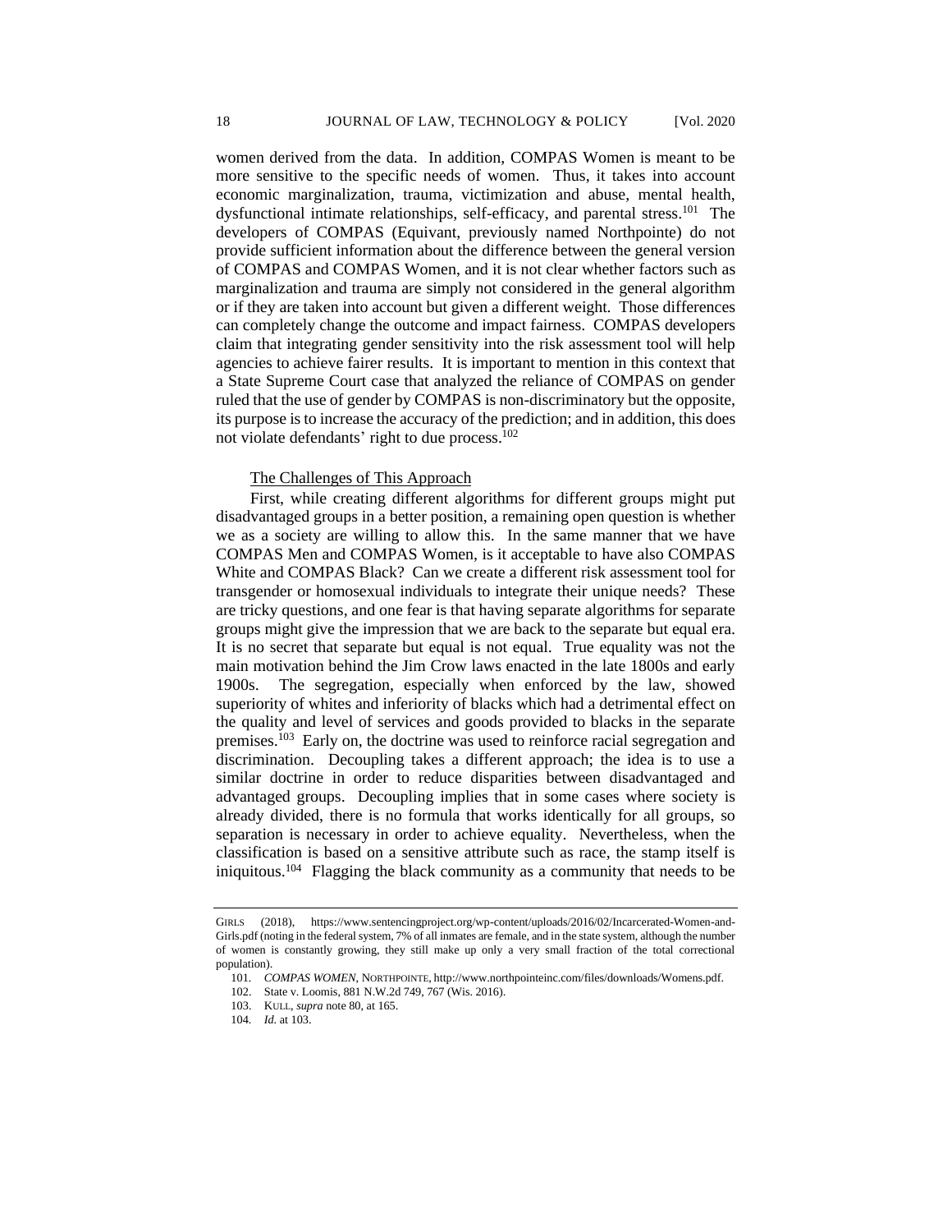women derived from the data. In addition, COMPAS Women is meant to be more sensitive to the specific needs of women. Thus, it takes into account economic marginalization, trauma, victimization and abuse, mental health, dysfunctional intimate relationships, self-efficacy, and parental stress.[101] The developers of COMPAS (Equivant, previously named Northpointe) do not provide sufficient information about the difference between the general version of COMPAS and COMPAS Women, and it is not clear whether factors such as marginalization and trauma are simply not considered in the general algorithm or if they are taken into account but given a different weight. Those differences can completely change the outcome and impact fairness. COMPAS developers claim that integrating gender sensitivity into the risk assessment tool will help agencies to achieve fairer results. It is important to mention in this context that a State Supreme Court case that analyzed the reliance of COMPAS on gender ruled that the use of gender by COMPAS is non-discriminatory but the opposite, its purpose is to increase the accuracy of the prediction; and in addition, this does not violate defendants' right to due process.[102]

The Challenges of This Approach

First, while creating different algorithms for different groups might put disadvantaged groups in a better position, a remaining open question is whether we as a society are willing to allow this. In the same manner that we have COMPAS Men and COMPAS Women, is it acceptable to have also COMPAS White and COMPAS Black? Can we create a different risk assessment tool for transgender or homosexual individuals to integrate their unique needs? These are tricky questions, and one fear is that having separate algorithms for separate groups might give the impression that we are back to the separate but equal era. It is no secret that separate but equal is not equal. True equality was not the main motivation behind the Jim Crow laws enacted in the late 1800s and early 1900s. The segregation, especially when enforced by the law, showed superiority of whites and inferiority of blacks which had a detrimental effect on the quality and level of services and goods provided to blacks in the separate premises.[103] Early on, the doctrine was used to reinforce racial segregation and discrimination. Decoupling takes a different approach; the idea is to use a similar doctrine in order to reduce disparities between disadvantaged and advantaged groups. Decoupling implies that in some cases where society is already divided, there is no formula that works identically for all groups, so separation is necessary in order to achieve equality. Nevertheless, when the classification is based on a sensitive attribute such as race, the stamp itself is iniquitous.[104] Flagging the black community as a community that needs to be

---

GIRLS (2018), https://www.sentencingproject.org/wp-content/uploads/2016/02/Incarcerated-Women-and-Girls.pdf (noting in the federal system, 7% of all inmates are female, and in the state system, although the number of women is constantly growing, they still make up only a very small fraction of the total correctional population).

101. *COMPAS WOMEN*, NORTHPOINTE, http://www.northpointeinc.com/files/downloads/Womens.pdf.

102. State v. Loomis, 881 N.W.2d 749, 767 (Wis. 2016).

103. KULL, *supra* note 80, at 165.

104. *Id.* at 103.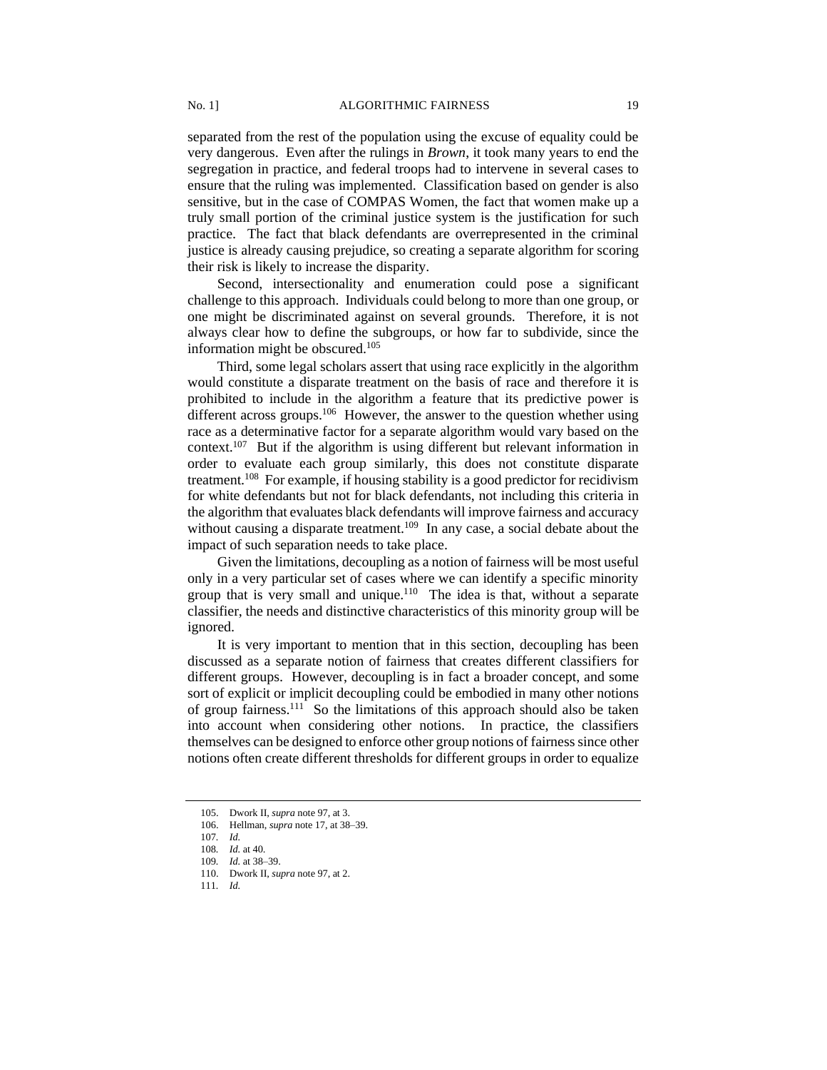separated from the rest of the population using the excuse of equality could be very dangerous. Even after the rulings in *Brown*, it took many years to end the segregation in practice, and federal troops had to intervene in several cases to ensure that the ruling was implemented. Classification based on gender is also sensitive, but in the case of COMPAS Women, the fact that women make up a truly small portion of the criminal justice system is the justification for such practice. The fact that black defendants are overrepresented in the criminal justice is already causing prejudice, so creating a separate algorithm for scoring their risk is likely to increase the disparity.

Second, intersectionality and enumeration could pose a significant challenge to this approach. Individuals could belong to more than one group, or one might be discriminated against on several grounds. Therefore, it is not always clear how to define the subgroups, or how far to subdivide, since the information might be obscured.[105]

Third, some legal scholars assert that using race explicitly in the algorithm would constitute a disparate treatment on the basis of race and therefore it is prohibited to include in the algorithm a feature that its predictive power is different across groups.[106] However, the answer to the question whether using race as a determinative factor for a separate algorithm would vary based on the context.[107] But if the algorithm is using different but relevant information in order to evaluate each group similarly, this does not constitute disparate treatment.[108] For example, if housing stability is a good predictor for recidivism for white defendants but not for black defendants, not including this criteria in the algorithm that evaluates black defendants will improve fairness and accuracy without causing a disparate treatment.[109] In any case, a social debate about the impact of such separation needs to take place.

Given the limitations, decoupling as a notion of fairness will be most useful only in a very particular set of cases where we can identify a specific minority group that is very small and unique.[110] The idea is that, without a separate classifier, the needs and distinctive characteristics of this minority group will be ignored.

It is very important to mention that in this section, decoupling has been discussed as a separate notion of fairness that creates different classifiers for different groups. However, decoupling is in fact a broader concept, and some sort of explicit or implicit decoupling could be embodied in many other notions of group fairness.[111] So the limitations of this approach should also be taken into account when considering other notions. In practice, the classifiers themselves can be designed to enforce other group notions of fairness since other notions often create different thresholds for different groups in order to equalize

---

105. Dwork II, *supra* note 97, at 3.
106. Hellman, *supra* note 17, at 38–39.
107. *Id.*
108. *Id.* at 40.
109. *Id.* at 38–39.
110. Dwork II, *supra* note 97, at 2.
111. *Id.*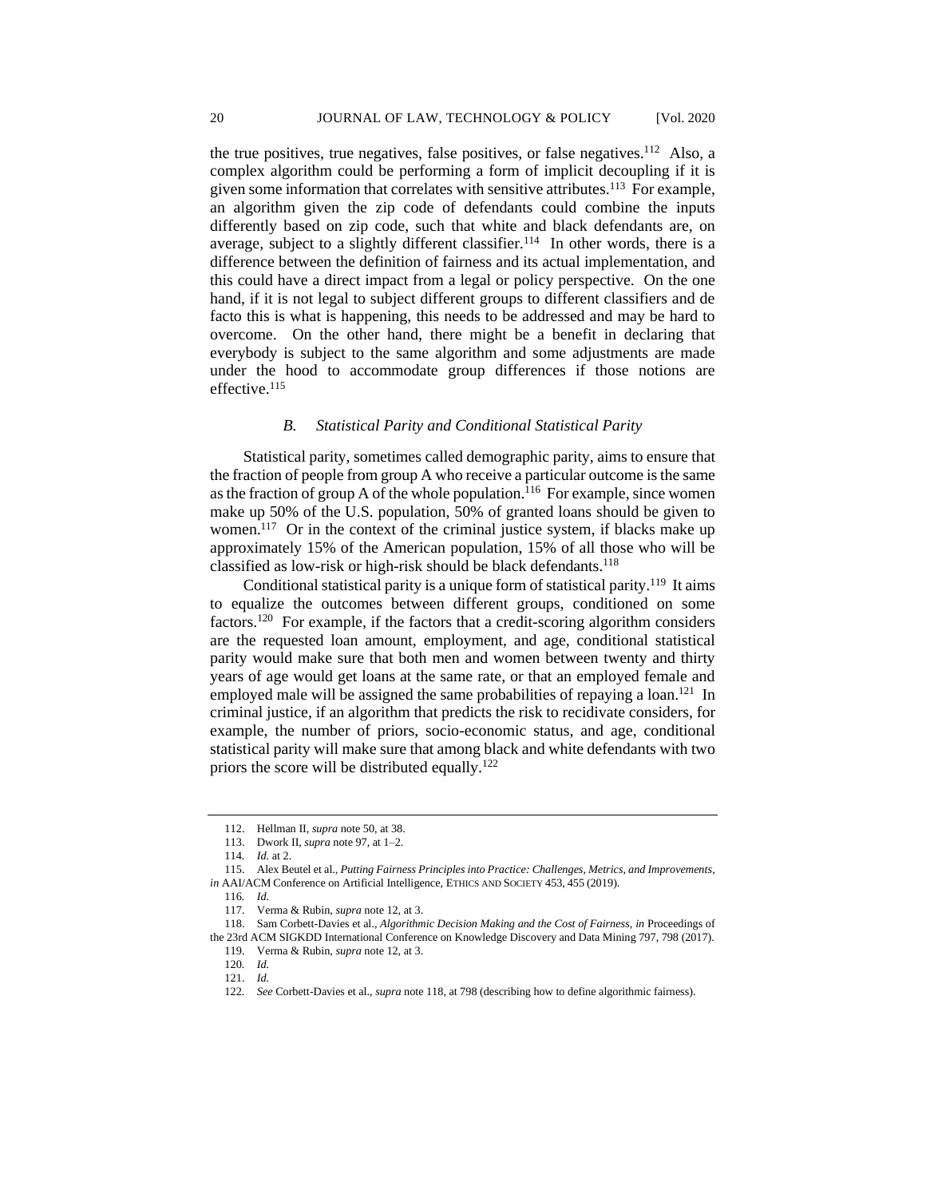the true positives, true negatives, false positives, or false negatives.[112] Also, a complex algorithm could be performing a form of implicit decoupling if it is given some information that correlates with sensitive attributes.[113] For example, an algorithm given the zip code of defendants could combine the inputs differently based on zip code, such that white and black defendants are, on average, subject to a slightly different classifier.[114] In other words, there is a difference between the definition of fairness and its actual implementation, and this could have a direct impact from a legal or policy perspective. On the one hand, if it is not legal to subject different groups to different classifiers and de facto this is what is happening, this needs to be addressed and may be hard to overcome. On the other hand, there might be a benefit in declaring that everybody is subject to the same algorithm and some adjustments are made under the hood to accommodate group differences if those notions are effective.[115]

### *B. Statistical Parity and Conditional Statistical Parity*

Statistical parity, sometimes called demographic parity, aims to ensure that the fraction of people from group A who receive a particular outcome is the same as the fraction of group A of the whole population.[116] For example, since women make up 50% of the U.S. population, 50% of granted loans should be given to women.[117] Or in the context of the criminal justice system, if blacks make up approximately 15% of the American population, 15% of all those who will be classified as low-risk or high-risk should be black defendants.[118]

Conditional statistical parity is a unique form of statistical parity.[119] It aims to equalize the outcomes between different groups, conditioned on some factors.[120] For example, if the factors that a credit-scoring algorithm considers are the requested loan amount, employment, and age, conditional statistical parity would make sure that both men and women between twenty and thirty years of age would get loans at the same rate, or that an employed female and employed male will be assigned the same probabilities of repaying a loan.[121] In criminal justice, if an algorithm that predicts the risk to recidivate considers, for example, the number of priors, socio-economic status, and age, conditional statistical parity will make sure that among black and white defendants with two priors the score will be distributed equally.[122]

---

112. Hellman II, *supra* note 50, at 38.

113. Dwork II, *supra* note 97, at 1–2.

114. *Id.* at 2.

115. Alex Beutel et al., *Putting Fairness Principles into Practice: Challenges, Metrics, and Improvements*, *in* AAI/ACM Conference on Artificial Intelligence, ETHICS AND SOCIETY 453, 455 (2019).

116. *Id.*

117. Verma & Rubin, *supra* note 12, at 3.

118. Sam Corbett-Davies et al., *Algorithmic Decision Making and the Cost of Fairness*, *in* Proceedings of the 23rd ACM SIGKDD International Conference on Knowledge Discovery and Data Mining 797, 798 (2017).

119. Verma & Rubin, *supra* note 12, at 3.

120. *Id.*

121. *Id.*

122. *See* Corbett-Davies et al., *supra* note 118, at 798 (describing how to define algorithmic fairness).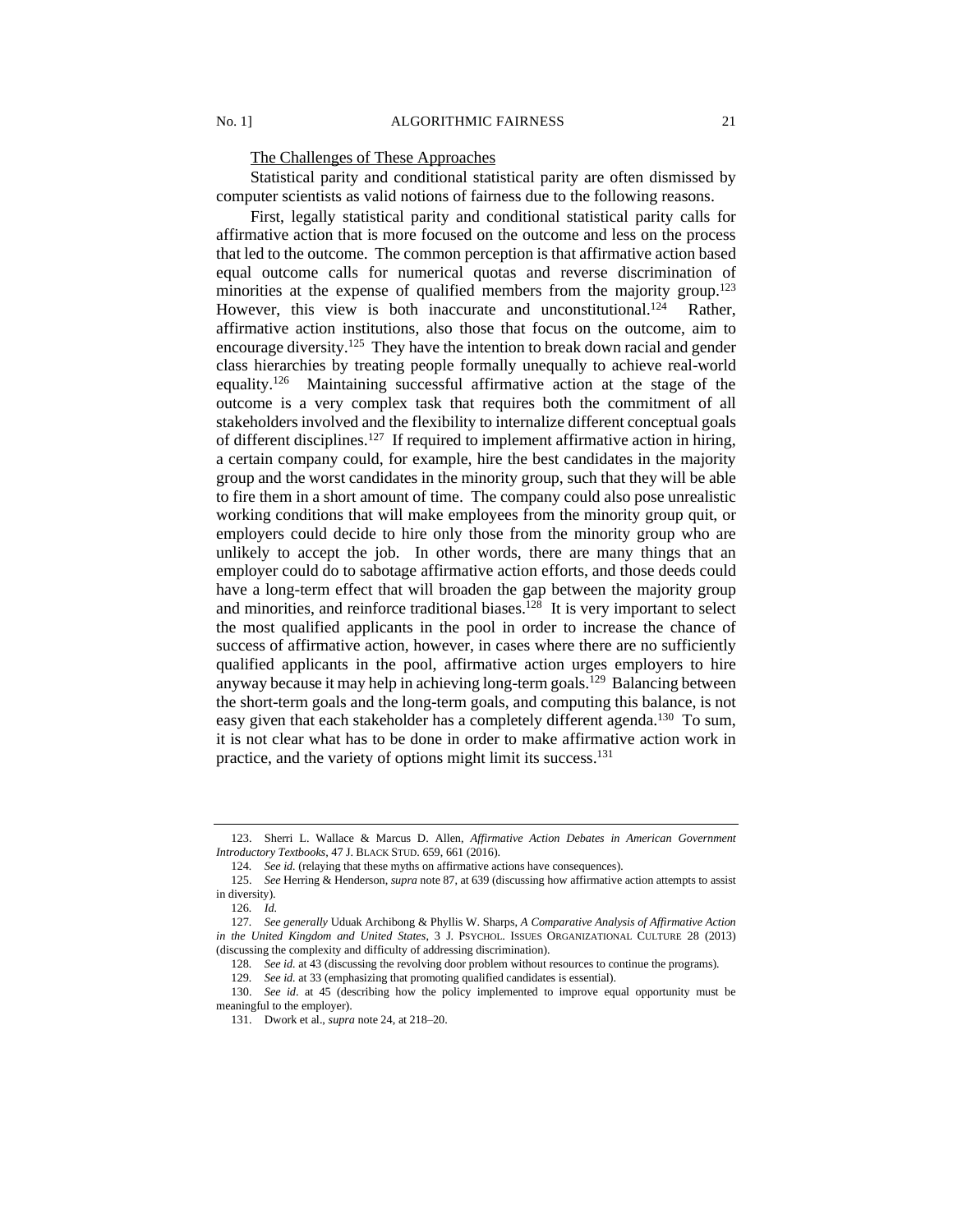The Challenges of These Approaches

Statistical parity and conditional statistical parity are often dismissed by computer scientists as valid notions of fairness due to the following reasons.

First, legally statistical parity and conditional statistical parity calls for affirmative action that is more focused on the outcome and less on the process that led to the outcome. The common perception is that affirmative action based equal outcome calls for numerical quotas and reverse discrimination of minorities at the expense of qualified members from the majority group.[123] However, this view is both inaccurate and unconstitutional.[124] Rather, affirmative action institutions, also those that focus on the outcome, aim to encourage diversity.[125] They have the intention to break down racial and gender class hierarchies by treating people formally unequally to achieve real-world equality.[126] Maintaining successful affirmative action at the stage of the outcome is a very complex task that requires both the commitment of all stakeholders involved and the flexibility to internalize different conceptual goals of different disciplines.[127] If required to implement affirmative action in hiring, a certain company could, for example, hire the best candidates in the majority group and the worst candidates in the minority group, such that they will be able to fire them in a short amount of time. The company could also pose unrealistic working conditions that will make employees from the minority group quit, or employers could decide to hire only those from the minority group who are unlikely to accept the job. In other words, there are many things that an employer could do to sabotage affirmative action efforts, and those deeds could have a long-term effect that will broaden the gap between the majority group and minorities, and reinforce traditional biases.[128] It is very important to select the most qualified applicants in the pool in order to increase the chance of success of affirmative action, however, in cases where there are no sufficiently qualified applicants in the pool, affirmative action urges employers to hire anyway because it may help in achieving long-term goals.[129] Balancing between the short-term goals and the long-term goals, and computing this balance, is not easy given that each stakeholder has a completely different agenda.[130] To sum, it is not clear what has to be done in order to make affirmative action work in practice, and the variety of options might limit its success.[131]

---

123. Sherri L. Wallace & Marcus D. Allen, *Affirmative Action Debates in American Government Introductory Textbooks*, 47 J. BLACK STUD. 659, 661 (2016).

124. *See id.* (relaying that these myths on affirmative actions have consequences).

125. *See* Herring & Henderson, *supra* note 87, at 639 (discussing how affirmative action attempts to assist in diversity).

126. *Id.*

127. *See generally* Uduak Archibong & Phyllis W. Sharps, *A Comparative Analysis of Affirmative Action in the United Kingdom and United States*, 3 J. PSYCHOL. ISSUES ORGANIZATIONAL CULTURE 28 (2013) (discussing the complexity and difficulty of addressing discrimination).

128. *See id.* at 43 (discussing the revolving door problem without resources to continue the programs).

129. *See id.* at 33 (emphasizing that promoting qualified candidates is essential).

130. *See id*. at 45 (describing how the policy implemented to improve equal opportunity must be meaningful to the employer).

131. Dwork et al., *supra* note 24, at 218–20.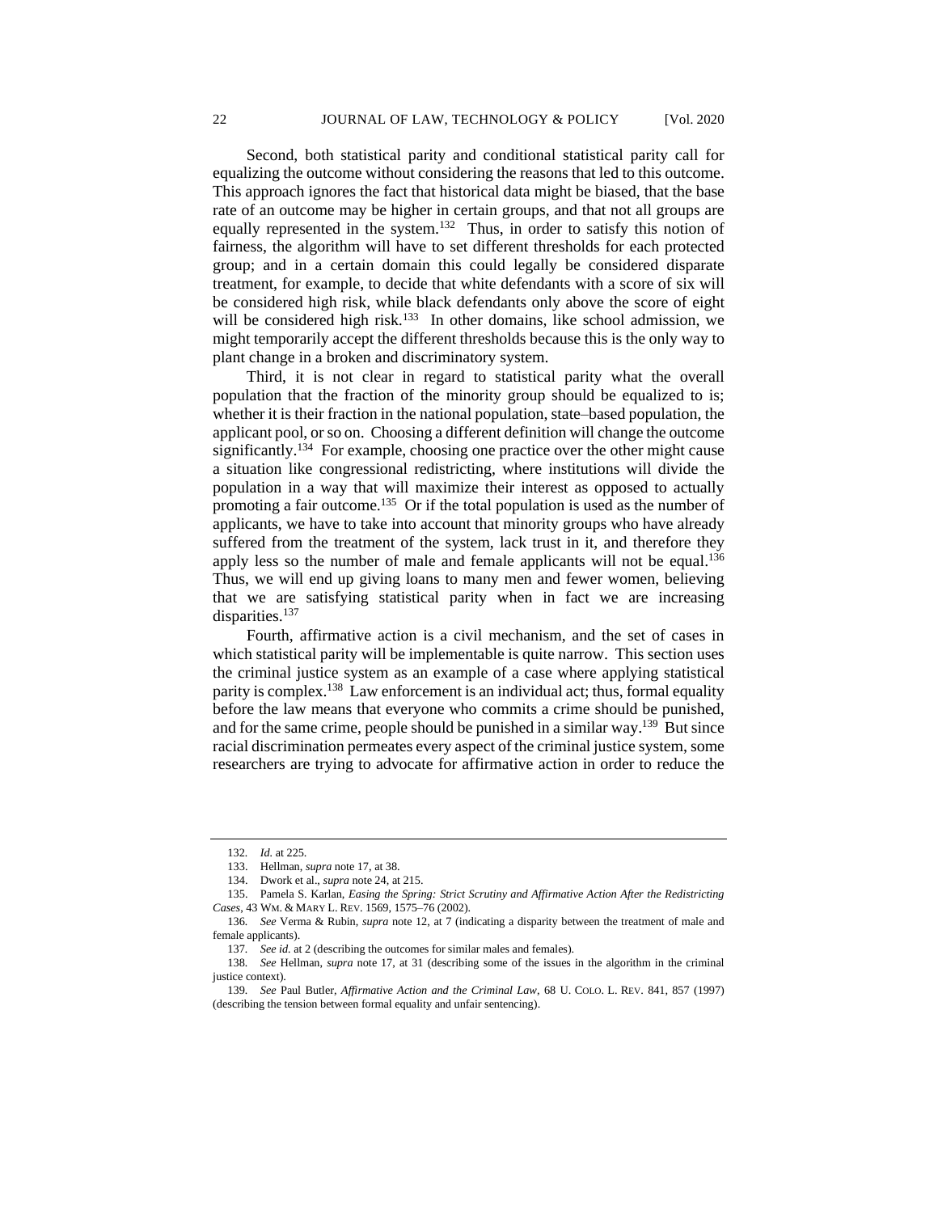Second, both statistical parity and conditional statistical parity call for equalizing the outcome without considering the reasons that led to this outcome. This approach ignores the fact that historical data might be biased, that the base rate of an outcome may be higher in certain groups, and that not all groups are equally represented in the system.[132] Thus, in order to satisfy this notion of fairness, the algorithm will have to set different thresholds for each protected group; and in a certain domain this could legally be considered disparate treatment, for example, to decide that white defendants with a score of six will be considered high risk, while black defendants only above the score of eight will be considered high risk.[133] In other domains, like school admission, we might temporarily accept the different thresholds because this is the only way to plant change in a broken and discriminatory system.

Third, it is not clear in regard to statistical parity what the overall population that the fraction of the minority group should be equalized to is; whether it is their fraction in the national population, state–based population, the applicant pool, or so on. Choosing a different definition will change the outcome significantly.[134] For example, choosing one practice over the other might cause a situation like congressional redistricting, where institutions will divide the population in a way that will maximize their interest as opposed to actually promoting a fair outcome.[135] Or if the total population is used as the number of applicants, we have to take into account that minority groups who have already suffered from the treatment of the system, lack trust in it, and therefore they apply less so the number of male and female applicants will not be equal.[136] Thus, we will end up giving loans to many men and fewer women, believing that we are satisfying statistical parity when in fact we are increasing disparities.[137]

Fourth, affirmative action is a civil mechanism, and the set of cases in which statistical parity will be implementable is quite narrow. This section uses the criminal justice system as an example of a case where applying statistical parity is complex.[138] Law enforcement is an individual act; thus, formal equality before the law means that everyone who commits a crime should be punished, and for the same crime, people should be punished in a similar way.[139] But since racial discrimination permeates every aspect of the criminal justice system, some researchers are trying to advocate for affirmative action in order to reduce the

---

132. *Id.* at 225.

133. Hellman, *supra* note 17, at 38.

134. Dwork et al., *supra* note 24, at 215.

135. Pamela S. Karlan, *Easing the Spring: Strict Scrutiny and Affirmative Action After the Redistricting Cases*, 43 WM. & MARY L. REV. 1569, 1575–76 (2002).

136. *See* Verma & Rubin, *supra* note 12, at 7 (indicating a disparity between the treatment of male and female applicants).

137. *See id.* at 2 (describing the outcomes for similar males and females).

138. *See* Hellman, *supra* note 17, at 31 (describing some of the issues in the algorithm in the criminal justice context).

139. *See* Paul Butler, *Affirmative Action and the Criminal Law*, 68 U. COLO. L. REV. 841, 857 (1997) (describing the tension between formal equality and unfair sentencing).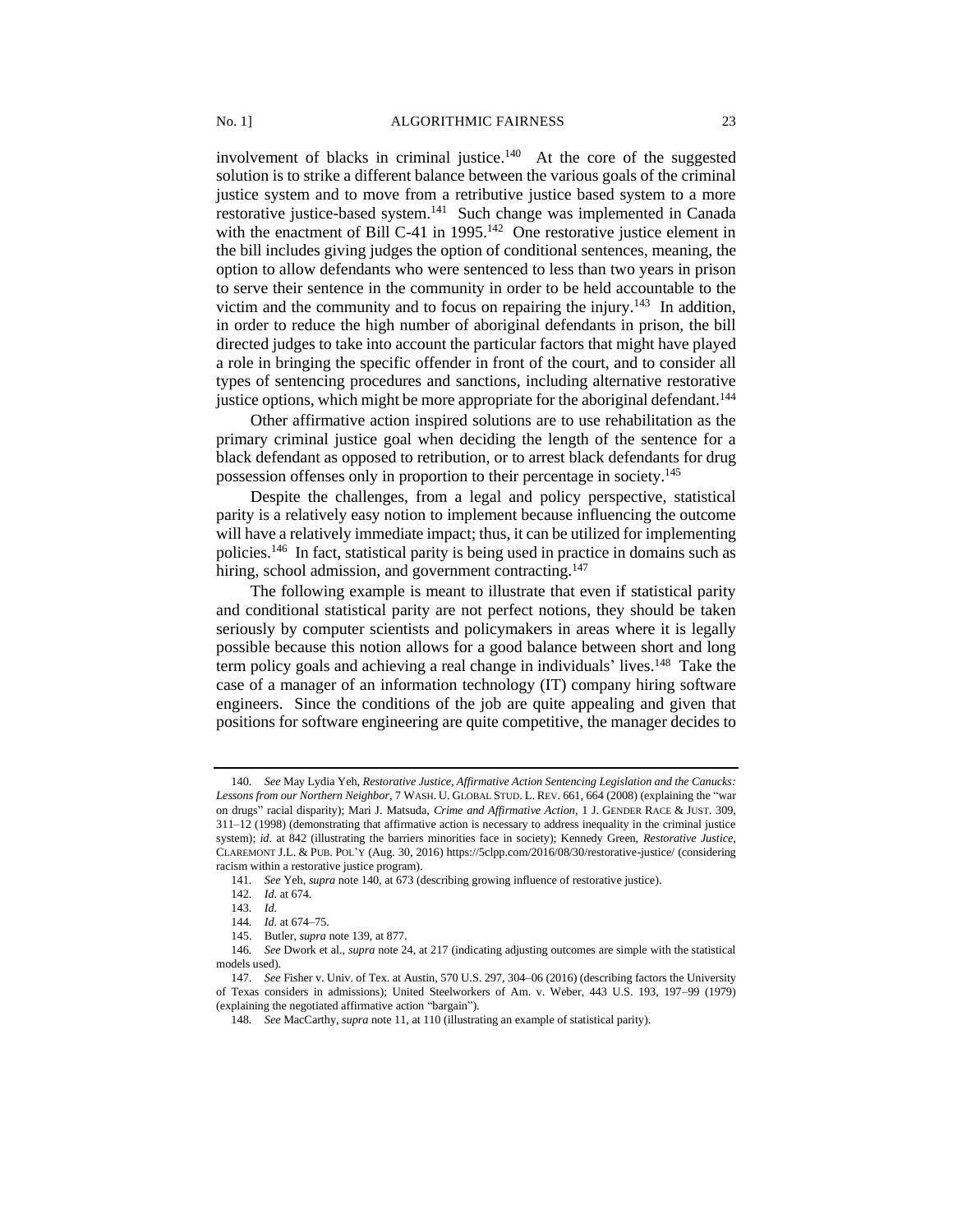involvement of blacks in criminal justice.[140] At the core of the suggested solution is to strike a different balance between the various goals of the criminal justice system and to move from a retributive justice based system to a more restorative justice-based system.[141] Such change was implemented in Canada with the enactment of Bill C-41 in 1995.[142] One restorative justice element in the bill includes giving judges the option of conditional sentences, meaning, the option to allow defendants who were sentenced to less than two years in prison to serve their sentence in the community in order to be held accountable to the victim and the community and to focus on repairing the injury.[143] In addition, in order to reduce the high number of aboriginal defendants in prison, the bill directed judges to take into account the particular factors that might have played a role in bringing the specific offender in front of the court, and to consider all types of sentencing procedures and sanctions, including alternative restorative justice options, which might be more appropriate for the aboriginal defendant.[144]

Other affirmative action inspired solutions are to use rehabilitation as the primary criminal justice goal when deciding the length of the sentence for a black defendant as opposed to retribution, or to arrest black defendants for drug possession offenses only in proportion to their percentage in society.[145]

Despite the challenges, from a legal and policy perspective, statistical parity is a relatively easy notion to implement because influencing the outcome will have a relatively immediate impact; thus, it can be utilized for implementing policies.[146] In fact, statistical parity is being used in practice in domains such as hiring, school admission, and government contracting.[147]

The following example is meant to illustrate that even if statistical parity and conditional statistical parity are not perfect notions, they should be taken seriously by computer scientists and policymakers in areas where it is legally possible because this notion allows for a good balance between short and long term policy goals and achieving a real change in individuals' lives.[148] Take the case of a manager of an information technology (IT) company hiring software engineers. Since the conditions of the job are quite appealing and given that positions for software engineering are quite competitive, the manager decides to

---

140. *See* May Lydia Yeh, *Restorative Justice, Affirmative Action Sentencing Legislation and the Canucks: Lessons from our Northern Neighbor*, 7 WASH. U. GLOBAL STUD. L. REV. 661, 664 (2008) (explaining the "war on drugs" racial disparity); Mari J. Matsuda, *Crime and Affirmative Action*, 1 J. GENDER RACE & JUST. 309, 311–12 (1998) (demonstrating that affirmative action is necessary to address inequality in the criminal justice system); *id*. at 842 (illustrating the barriers minorities face in society); Kennedy Green, *Restorative Justice*, CLAREMONT J.L. & PUB. POL'Y (Aug. 30, 2016) https://5clpp.com/2016/08/30/restorative-justice/ (considering racism within a restorative justice program).

141. *See* Yeh, *supra* note 140, at 673 (describing growing influence of restorative justice).

142. *Id.* at 674.

143. *Id.*

144. *Id.* at 674–75.

145. Butler, *supra* note 139, at 877.

146. *See* Dwork et al., *supra* note 24, at 217 (indicating adjusting outcomes are simple with the statistical models used).

147. *See* Fisher v. Univ. of Tex. at Austin, 570 U.S. 297, 304–06 (2016) (describing factors the University of Texas considers in admissions); United Steelworkers of Am. v. Weber, 443 U.S. 193, 197–99 (1979) (explaining the negotiated affirmative action "bargain").

148. *See* MacCarthy, *supra* note 11, at 110 (illustrating an example of statistical parity).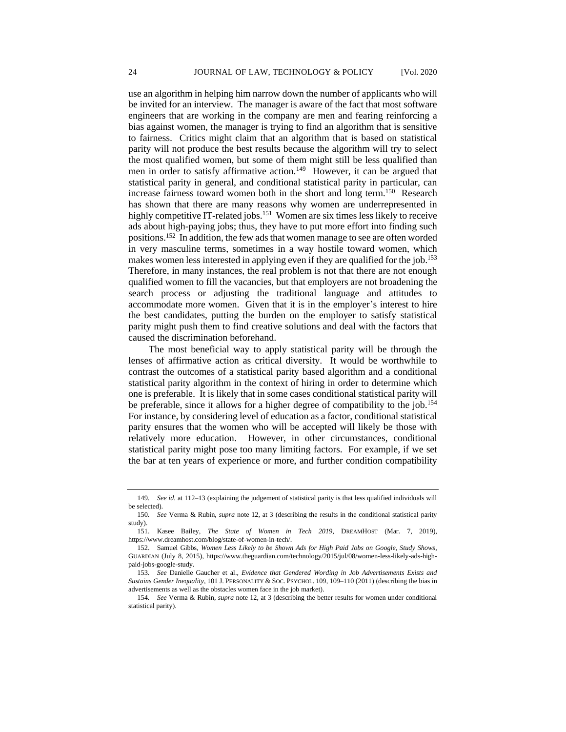use an algorithm in helping him narrow down the number of applicants who will be invited for an interview. The manager is aware of the fact that most software engineers that are working in the company are men and fearing reinforcing a bias against women, the manager is trying to find an algorithm that is sensitive to fairness. Critics might claim that an algorithm that is based on statistical parity will not produce the best results because the algorithm will try to select the most qualified women, but some of them might still be less qualified than men in order to satisfy affirmative action.[149] However, it can be argued that statistical parity in general, and conditional statistical parity in particular, can increase fairness toward women both in the short and long term.[150] Research has shown that there are many reasons why women are underrepresented in highly competitive IT-related jobs.[151] Women are six times less likely to receive ads about high-paying jobs; thus, they have to put more effort into finding such positions.[152] In addition, the few ads that women manage to see are often worded in very masculine terms, sometimes in a way hostile toward women, which makes women less interested in applying even if they are qualified for the job.[153] Therefore, in many instances, the real problem is not that there are not enough qualified women to fill the vacancies, but that employers are not broadening the search process or adjusting the traditional language and attitudes to accommodate more women. Given that it is in the employer's interest to hire the best candidates, putting the burden on the employer to satisfy statistical parity might push them to find creative solutions and deal with the factors that caused the discrimination beforehand.

The most beneficial way to apply statistical parity will be through the lenses of affirmative action as critical diversity. It would be worthwhile to contrast the outcomes of a statistical parity based algorithm and a conditional statistical parity algorithm in the context of hiring in order to determine which one is preferable. It is likely that in some cases conditional statistical parity will be preferable, since it allows for a higher degree of compatibility to the job.[154] For instance, by considering level of education as a factor, conditional statistical parity ensures that the women who will be accepted will likely be those with relatively more education. However, in other circumstances, conditional statistical parity might pose too many limiting factors. For example, if we set the bar at ten years of experience or more, and further condition compatibility

---

149. *See id.* at 112–13 (explaining the judgement of statistical parity is that less qualified individuals will be selected).

150. *See* Verma & Rubin, *supra* note 12, at 3 (describing the results in the conditional statistical parity study).

151. Kasee Bailey, *The State of Women in Tech 2019*, DREAMHOST (Mar. 7, 2019), https://www.dreamhost.com/blog/state-of-women-in-tech/.

152. Samuel Gibbs, *Women Less Likely to be Shown Ads for High Paid Jobs on Google, Study Shows*, GUARDIAN (July 8, 2015), https://www.theguardian.com/technology/2015/jul/08/women-less-likely-ads-high-paid-jobs-google-study.

153. *See* Danielle Gaucher et al., *Evidence that Gendered Wording in Job Advertisements Exists and Sustains Gender Inequality*, 101 J. PERSONALITY & SOC. PSYCHOL. 109, 109–110 (2011) (describing the bias in advertisements as well as the obstacles women face in the job market).

154. *See* Verma & Rubin, *supra* note 12, at 3 (describing the better results for women under conditional statistical parity).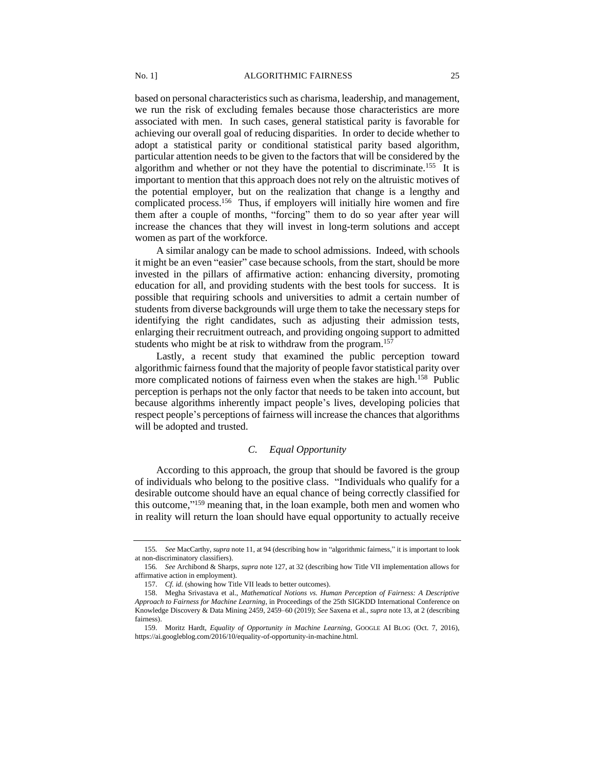based on personal characteristics such as charisma, leadership, and management, we run the risk of excluding females because those characteristics are more associated with men. In such cases, general statistical parity is favorable for achieving our overall goal of reducing disparities. In order to decide whether to adopt a statistical parity or conditional statistical parity based algorithm, particular attention needs to be given to the factors that will be considered by the algorithm and whether or not they have the potential to discriminate.[155] It is important to mention that this approach does not rely on the altruistic motives of the potential employer, but on the realization that change is a lengthy and complicated process.[156] Thus, if employers will initially hire women and fire them after a couple of months, "forcing" them to do so year after year will increase the chances that they will invest in long-term solutions and accept women as part of the workforce.

A similar analogy can be made to school admissions. Indeed, with schools it might be an even "easier" case because schools, from the start, should be more invested in the pillars of affirmative action: enhancing diversity, promoting education for all, and providing students with the best tools for success. It is possible that requiring schools and universities to admit a certain number of students from diverse backgrounds will urge them to take the necessary steps for identifying the right candidates, such as adjusting their admission tests, enlarging their recruitment outreach, and providing ongoing support to admitted students who might be at risk to withdraw from the program.[157]

Lastly, a recent study that examined the public perception toward algorithmic fairness found that the majority of people favor statistical parity over more complicated notions of fairness even when the stakes are high.[158] Public perception is perhaps not the only factor that needs to be taken into account, but because algorithms inherently impact people's lives, developing policies that respect people's perceptions of fairness will increase the chances that algorithms will be adopted and trusted.

### *C. Equal Opportunity*

According to this approach, the group that should be favored is the group of individuals who belong to the positive class. "Individuals who qualify for a desirable outcome should have an equal chance of being correctly classified for this outcome,"[159] meaning that, in the loan example, both men and women who in reality will return the loan should have equal opportunity to actually receive

---

155. *See* MacCarthy, *supra* note 11, at 94 (describing how in "algorithmic fairness," it is important to look at non-discriminatory classifiers).

156. *See* Archibond & Sharps, *supra* note 127, at 32 (describing how Title VII implementation allows for affirmative action in employment).

157. *Cf. id.* (showing how Title VII leads to better outcomes).

158. Megha Srivastava et al., *Mathematical Notions vs. Human Perception of Fairness: A Descriptive Approach to Fairness for Machine Learning*, in Proceedings of the 25th SIGKDD International Conference on Knowledge Discovery & Data Mining 2459, 2459–60 (2019); *See* Saxena et al., *supra* note 13, at 2 (describing fairness).

159. Moritz Hardt, *Equality of Opportunity in Machine Learning*, GOOGLE AI BLOG (Oct. 7, 2016), https://ai.googleblog.com/2016/10/equality-of-opportunity-in-machine.html.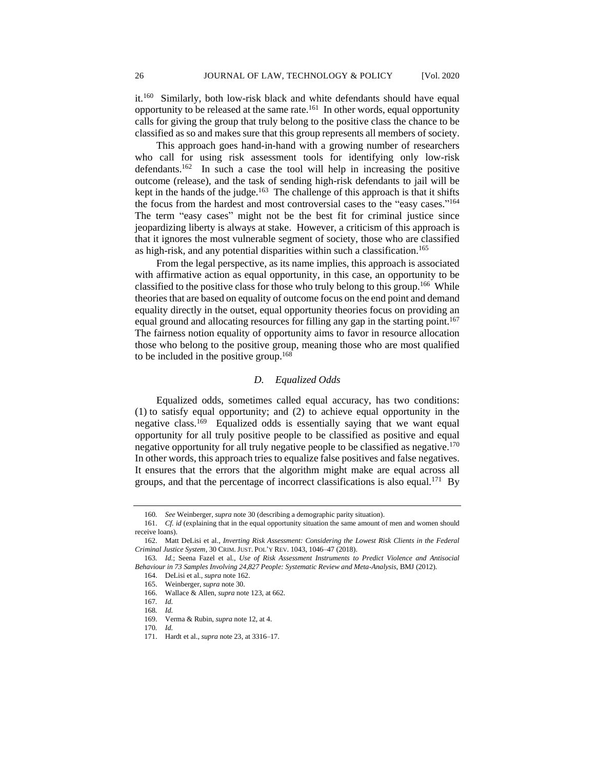it.[160] Similarly, both low-risk black and white defendants should have equal opportunity to be released at the same rate.[161] In other words, equal opportunity calls for giving the group that truly belong to the positive class the chance to be classified as so and makes sure that this group represents all members of society.

This approach goes hand-in-hand with a growing number of researchers who call for using risk assessment tools for identifying only low-risk defendants.[162] In such a case the tool will help in increasing the positive outcome (release), and the task of sending high-risk defendants to jail will be kept in the hands of the judge.[163] The challenge of this approach is that it shifts the focus from the hardest and most controversial cases to the "easy cases."[164] The term "easy cases" might not be the best fit for criminal justice since jeopardizing liberty is always at stake. However, a criticism of this approach is that it ignores the most vulnerable segment of society, those who are classified as high-risk, and any potential disparities within such a classification.[165]

From the legal perspective, as its name implies, this approach is associated with affirmative action as equal opportunity, in this case, an opportunity to be classified to the positive class for those who truly belong to this group.[166] While theories that are based on equality of outcome focus on the end point and demand equality directly in the outset, equal opportunity theories focus on providing an equal ground and allocating resources for filling any gap in the starting point.[167] The fairness notion equality of opportunity aims to favor in resource allocation those who belong to the positive group, meaning those who are most qualified to be included in the positive group.[168]

### *D. Equalized Odds*

Equalized odds, sometimes called equal accuracy, has two conditions: (1) to satisfy equal opportunity; and (2) to achieve equal opportunity in the negative class.[169] Equalized odds is essentially saying that we want equal opportunity for all truly positive people to be classified as positive and equal negative opportunity for all truly negative people to be classified as negative.[170] In other words, this approach tries to equalize false positives and false negatives. It ensures that the errors that the algorithm might make are equal across all groups, and that the percentage of incorrect classifications is also equal.[171] By

---

160. *See* Weinberger, *supra* note 30 (describing a demographic parity situation).

161. *Cf. id* (explaining that in the equal opportunity situation the same amount of men and women should receive loans).

162. Matt DeLisi et al., *Inverting Risk Assessment: Considering the Lowest Risk Clients in the Federal Criminal Justice System*, 30 CRIM. JUST. POL'Y REV. 1043, 1046–47 (2018).

163. *Id.*; Seena Fazel et al., *Use of Risk Assessment Instruments to Predict Violence and Antisocial Behaviour in 73 Samples Involving 24,827 People: Systematic Review and Meta-Analysis*, BMJ (2012).

164. DeLisi et al., *supra* note 162.

165. Weinberger, *supra* note 30.

166. Wallace & Allen, *supra* note 123, at 662.

167. *Id.*

168. *Id.*

169. Verma & Rubin, *supra* note 12, at 4.

170. *Id.*

171. Hardt et al., *supra* note 23, at 3316–17.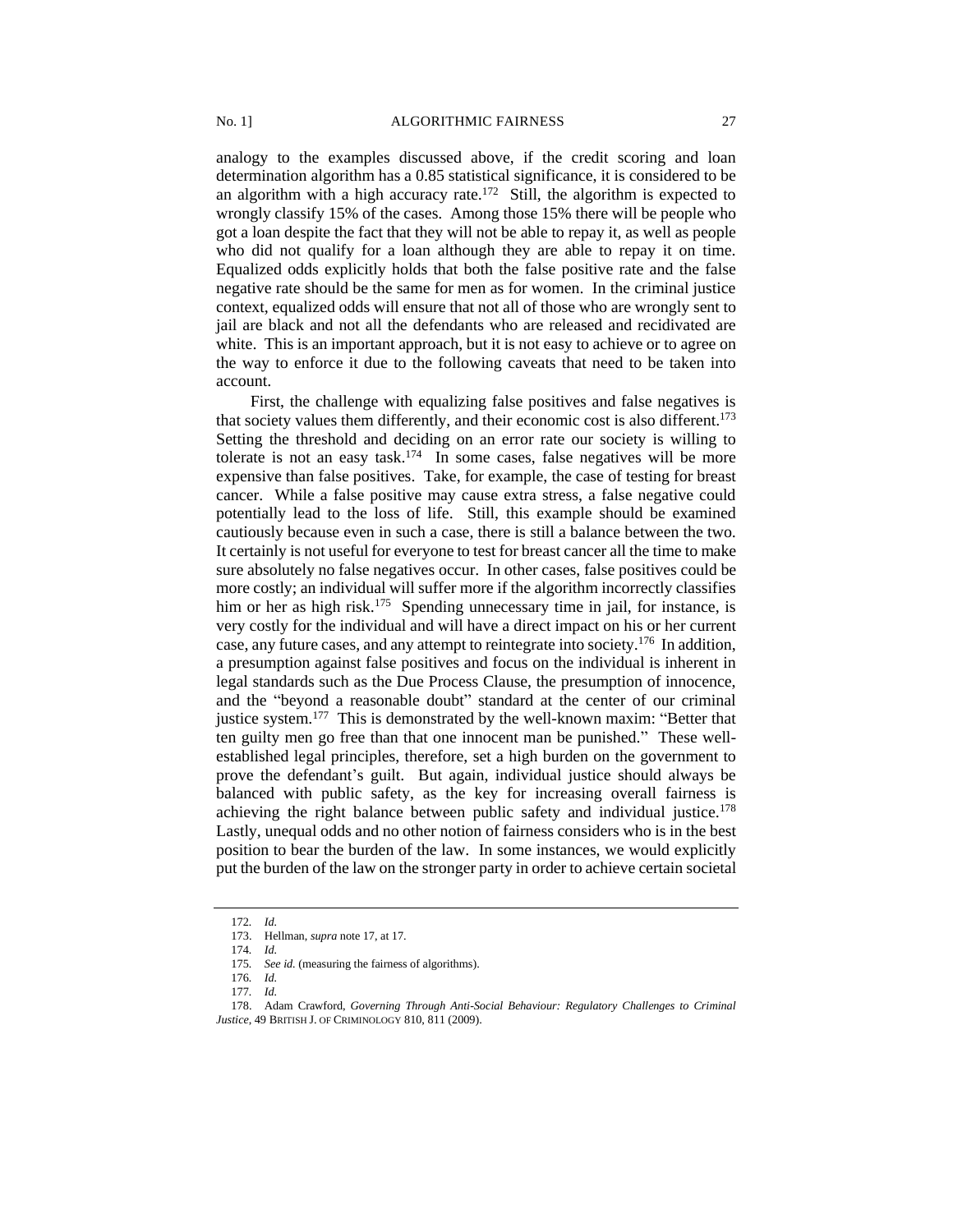analogy to the examples discussed above, if the credit scoring and loan determination algorithm has a 0.85 statistical significance, it is considered to be an algorithm with a high accuracy rate.[172] Still, the algorithm is expected to wrongly classify 15% of the cases. Among those 15% there will be people who got a loan despite the fact that they will not be able to repay it, as well as people who did not qualify for a loan although they are able to repay it on time. Equalized odds explicitly holds that both the false positive rate and the false negative rate should be the same for men as for women. In the criminal justice context, equalized odds will ensure that not all of those who are wrongly sent to jail are black and not all the defendants who are released and recidivated are white. This is an important approach, but it is not easy to achieve or to agree on the way to enforce it due to the following caveats that need to be taken into account.

First, the challenge with equalizing false positives and false negatives is that society values them differently, and their economic cost is also different.[173] Setting the threshold and deciding on an error rate our society is willing to tolerate is not an easy task.[174] In some cases, false negatives will be more expensive than false positives. Take, for example, the case of testing for breast cancer. While a false positive may cause extra stress, a false negative could potentially lead to the loss of life. Still, this example should be examined cautiously because even in such a case, there is still a balance between the two. It certainly is not useful for everyone to test for breast cancer all the time to make sure absolutely no false negatives occur. In other cases, false positives could be more costly; an individual will suffer more if the algorithm incorrectly classifies him or her as high risk.[175] Spending unnecessary time in jail, for instance, is very costly for the individual and will have a direct impact on his or her current case, any future cases, and any attempt to reintegrate into society.[176] In addition, a presumption against false positives and focus on the individual is inherent in legal standards such as the Due Process Clause, the presumption of innocence, and the "beyond a reasonable doubt" standard at the center of our criminal justice system.[177] This is demonstrated by the well-known maxim: "Better that ten guilty men go free than that one innocent man be punished." These well-established legal principles, therefore, set a high burden on the government to prove the defendant's guilt. But again, individual justice should always be balanced with public safety, as the key for increasing overall fairness is achieving the right balance between public safety and individual justice.[178] Lastly, unequal odds and no other notion of fairness considers who is in the best position to bear the burden of the law. In some instances, we would explicitly put the burden of the law on the stronger party in order to achieve certain societal

---

172. *Id.*

173. Hellman, *supra* note 17, at 17.

174. *Id.*

175. *See id.* (measuring the fairness of algorithms).

176. *Id.*

177. *Id.*

178. Adam Crawford, *Governing Through Anti-Social Behaviour: Regulatory Challenges to Criminal Justice*, 49 BRITISH J. OF CRIMINOLOGY 810, 811 (2009).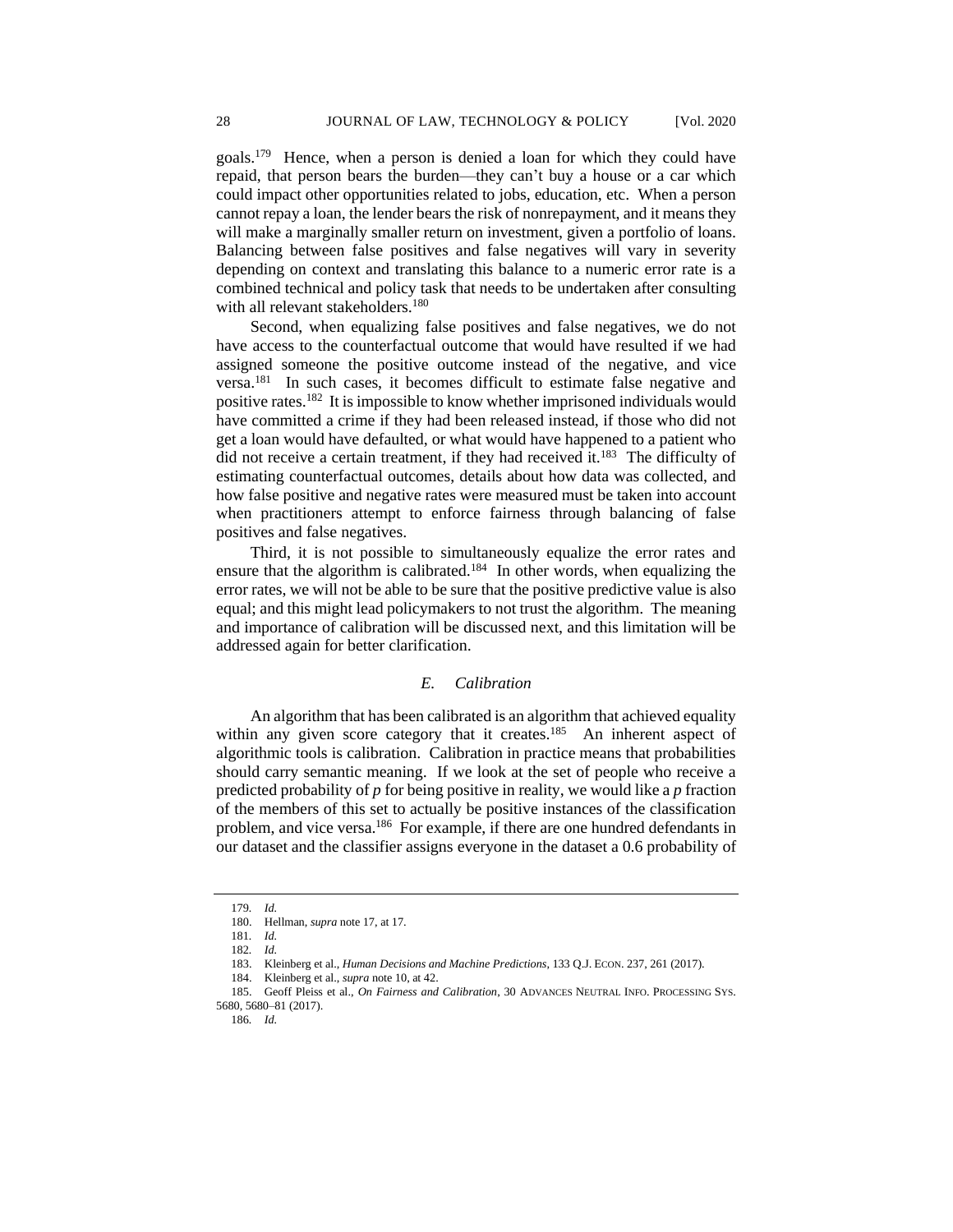goals.[179] Hence, when a person is denied a loan for which they could have repaid, that person bears the burden—they can't buy a house or a car which could impact other opportunities related to jobs, education, etc. When a person cannot repay a loan, the lender bears the risk of nonrepayment, and it means they will make a marginally smaller return on investment, given a portfolio of loans. Balancing between false positives and false negatives will vary in severity depending on context and translating this balance to a numeric error rate is a combined technical and policy task that needs to be undertaken after consulting with all relevant stakeholders.[180]

Second, when equalizing false positives and false negatives, we do not have access to the counterfactual outcome that would have resulted if we had assigned someone the positive outcome instead of the negative, and vice versa.[181] In such cases, it becomes difficult to estimate false negative and positive rates.[182] It is impossible to know whether imprisoned individuals would have committed a crime if they had been released instead, if those who did not get a loan would have defaulted, or what would have happened to a patient who did not receive a certain treatment, if they had received it.[183] The difficulty of estimating counterfactual outcomes, details about how data was collected, and how false positive and negative rates were measured must be taken into account when practitioners attempt to enforce fairness through balancing of false positives and false negatives.

Third, it is not possible to simultaneously equalize the error rates and ensure that the algorithm is calibrated.[184] In other words, when equalizing the error rates, we will not be able to be sure that the positive predictive value is also equal; and this might lead policymakers to not trust the algorithm. The meaning and importance of calibration will be discussed next, and this limitation will be addressed again for better clarification.

### *E. Calibration*

An algorithm that has been calibrated is an algorithm that achieved equality within any given score category that it creates.[185] An inherent aspect of algorithmic tools is calibration. Calibration in practice means that probabilities should carry semantic meaning. If we look at the set of people who receive a predicted probability of *p* for being positive in reality, we would like a *p* fraction of the members of this set to actually be positive instances of the classification problem, and vice versa.[186] For example, if there are one hundred defendants in our dataset and the classifier assigns everyone in the dataset a 0.6 probability of

---

179. *Id.*

180. Hellman, *supra* note 17, at 17.

181. *Id.*

182. *Id.*

183. Kleinberg et al., *Human Decisions and Machine Predictions*, 133 Q.J. ECON. 237, 261 (2017).

184. Kleinberg et al., *supra* note 10, at 42.

185. Geoff Pleiss et al., *On Fairness and Calibration*, 30 ADVANCES NEUTRAL INFO. PROCESSING SYS. 5680, 5680–81 (2017).

186. *Id.*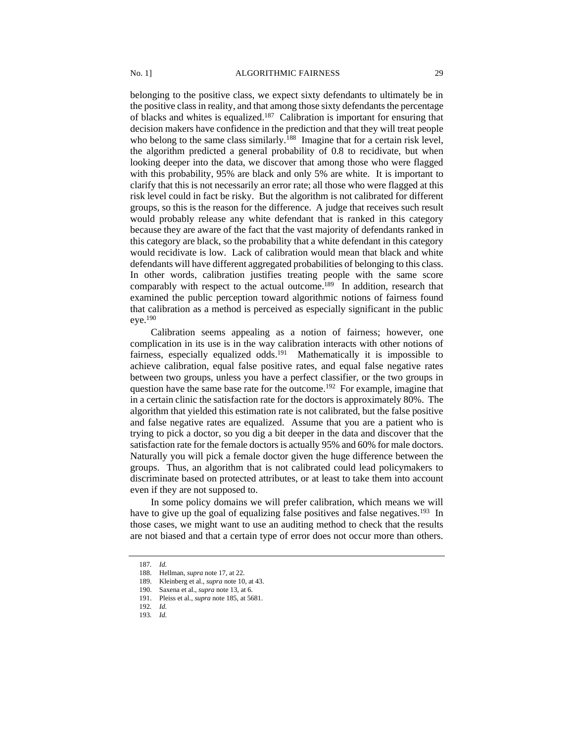belonging to the positive class, we expect sixty defendants to ultimately be in the positive class in reality, and that among those sixty defendants the percentage of blacks and whites is equalized.[187] Calibration is important for ensuring that decision makers have confidence in the prediction and that they will treat people who belong to the same class similarly.[188] Imagine that for a certain risk level, the algorithm predicted a general probability of 0.8 to recidivate, but when looking deeper into the data, we discover that among those who were flagged with this probability, 95% are black and only 5% are white. It is important to clarify that this is not necessarily an error rate; all those who were flagged at this risk level could in fact be risky. But the algorithm is not calibrated for different groups, so this is the reason for the difference. A judge that receives such result would probably release any white defendant that is ranked in this category because they are aware of the fact that the vast majority of defendants ranked in this category are black, so the probability that a white defendant in this category would recidivate is low. Lack of calibration would mean that black and white defendants will have different aggregated probabilities of belonging to this class. In other words, calibration justifies treating people with the same score comparably with respect to the actual outcome.[189] In addition, research that examined the public perception toward algorithmic notions of fairness found that calibration as a method is perceived as especially significant in the public eye.[190]

Calibration seems appealing as a notion of fairness; however, one complication in its use is in the way calibration interacts with other notions of fairness, especially equalized odds.[191] Mathematically it is impossible to achieve calibration, equal false positive rates, and equal false negative rates between two groups, unless you have a perfect classifier, or the two groups in question have the same base rate for the outcome.[192] For example, imagine that in a certain clinic the satisfaction rate for the doctors is approximately 80%. The algorithm that yielded this estimation rate is not calibrated, but the false positive and false negative rates are equalized. Assume that you are a patient who is trying to pick a doctor, so you dig a bit deeper in the data and discover that the satisfaction rate for the female doctors is actually 95% and 60% for male doctors. Naturally you will pick a female doctor given the huge difference between the groups. Thus, an algorithm that is not calibrated could lead policymakers to discriminate based on protected attributes, or at least to take them into account even if they are not supposed to.

In some policy domains we will prefer calibration, which means we will have to give up the goal of equalizing false positives and false negatives.[193] In those cases, we might want to use an auditing method to check that the results are not biased and that a certain type of error does not occur more than others.

---

187. *Id.*
188. Hellman, *supra* note 17, at 22.
189. Kleinberg et al., *supra* note 10, at 43.
190. Saxena et al., *supra* note 13, at 6.
191. Pleiss et al., *supra* note 185, at 5681.
192. *Id.*
193. *Id.*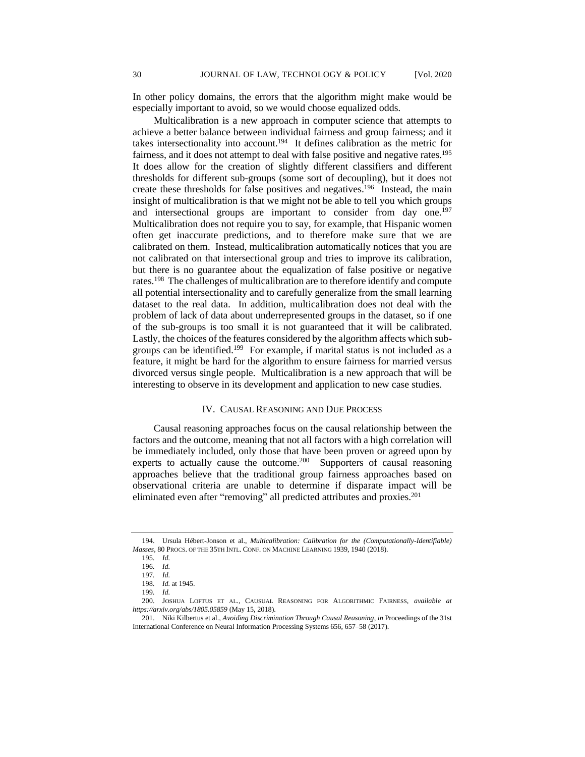In other policy domains, the errors that the algorithm might make would be especially important to avoid, so we would choose equalized odds.

Multicalibration is a new approach in computer science that attempts to achieve a better balance between individual fairness and group fairness; and it takes intersectionality into account.[194] It defines calibration as the metric for fairness, and it does not attempt to deal with false positive and negative rates.[195] It does allow for the creation of slightly different classifiers and different thresholds for different sub-groups (some sort of decoupling), but it does not create these thresholds for false positives and negatives.[196] Instead, the main insight of multicalibration is that we might not be able to tell you which groups and intersectional groups are important to consider from day one.[197] Multicalibration does not require you to say, for example, that Hispanic women often get inaccurate predictions, and to therefore make sure that we are calibrated on them. Instead, multicalibration automatically notices that you are not calibrated on that intersectional group and tries to improve its calibration, but there is no guarantee about the equalization of false positive or negative rates.[198] The challenges of multicalibration are to therefore identify and compute all potential intersectionality and to carefully generalize from the small learning dataset to the real data. In addition, multicalibration does not deal with the problem of lack of data about underrepresented groups in the dataset, so if one of the sub-groups is too small it is not guaranteed that it will be calibrated. Lastly, the choices of the features considered by the algorithm affects which sub-groups can be identified.[199] For example, if marital status is not included as a feature, it might be hard for the algorithm to ensure fairness for married versus divorced versus single people. Multicalibration is a new approach that will be interesting to observe in its development and application to new case studies.

## IV. CAUSAL REASONING AND DUE PROCESS

Causal reasoning approaches focus on the causal relationship between the factors and the outcome, meaning that not all factors with a high correlation will be immediately included, only those that have been proven or agreed upon by experts to actually cause the outcome.[200] Supporters of causal reasoning approaches believe that the traditional group fairness approaches based on observational criteria are unable to determine if disparate impact will be eliminated even after "removing" all predicted attributes and proxies.[201]

---

194. Ursula Hébert-Jonson et al., *Multicalibration: Calibration for the (Computationally-Identifiable) Masses*, 80 PROCS. OF THE 35TH INTL. CONF. ON MACHINE LEARNING 1939, 1940 (2018).

195. *Id.*

196. *Id.*

197. *Id.*

198. *Id.* at 1945.

199. *Id.*

200. JOSHUA LOFTUS ET AL., CAUSUAL REASONING FOR ALGORITHMIC FAIRNESS, *available at https://arxiv.org/abs/1805.05859* (May 15, 2018).

201. Niki Kilbertus et al., *Avoiding Discrimination Through Causal Reasoning*, *in* Proceedings of the 31st International Conference on Neural Information Processing Systems 656, 657–58 (2017).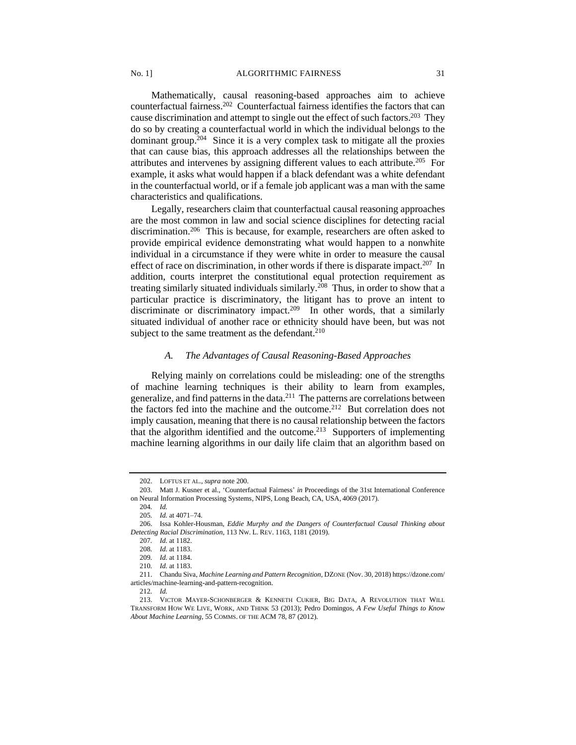Mathematically, causal reasoning-based approaches aim to achieve counterfactual fairness.[202] Counterfactual fairness identifies the factors that can cause discrimination and attempt to single out the effect of such factors.[203] They do so by creating a counterfactual world in which the individual belongs to the dominant group.[204] Since it is a very complex task to mitigate all the proxies that can cause bias, this approach addresses all the relationships between the attributes and intervenes by assigning different values to each attribute.[205] For example, it asks what would happen if a black defendant was a white defendant in the counterfactual world, or if a female job applicant was a man with the same characteristics and qualifications.

Legally, researchers claim that counterfactual causal reasoning approaches are the most common in law and social science disciplines for detecting racial discrimination.[206] This is because, for example, researchers are often asked to provide empirical evidence demonstrating what would happen to a nonwhite individual in a circumstance if they were white in order to measure the causal effect of race on discrimination, in other words if there is disparate impact.[207] In addition, courts interpret the constitutional equal protection requirement as treating similarly situated individuals similarly.[208] Thus, in order to show that a particular practice is discriminatory, the litigant has to prove an intent to discriminate or discriminatory impact.[209] In other words, that a similarly situated individual of another race or ethnicity should have been, but was not subject to the same treatment as the defendant.[210]

### *A. The Advantages of Causal Reasoning-Based Approaches*

Relying mainly on correlations could be misleading: one of the strengths of machine learning techniques is their ability to learn from examples, generalize, and find patterns in the data.[211] The patterns are correlations between the factors fed into the machine and the outcome.[212] But correlation does not imply causation, meaning that there is no causal relationship between the factors that the algorithm identified and the outcome.[213] Supporters of implementing machine learning algorithms in our daily life claim that an algorithm based on

---

202. LOFTUS ET AL., *supra* note 200.

203. Matt J. Kusner et al., 'Counterfactual Fairness' *in* Proceedings of the 31st International Conference on Neural Information Processing Systems, NIPS, Long Beach, CA, USA, 4069 (2017).

204. *Id.*

205. *Id.* at 4071–74.

206. Issa Kohler-Housman, *Eddie Murphy and the Dangers of Counterfactual Causal Thinking about Detecting Racial Discrimination*, 113 NW. L. REV. 1163, 1181 (2019).

207. *Id.* at 1182.

208. *Id.* at 1183.

209. *Id.* at 1184.

210. *Id.* at 1183.

211. Chandu Siva, *Machine Learning and Pattern Recognition*, DZONE (Nov. 30, 2018) https://dzone.com/articles/machine-learning-and-pattern-recognition.

212. *Id.*

213. VICTOR MAYER-SCHONBERGER & KENNETH CUKIER, BIG DATA, A REVOLUTION THAT WILL TRANSFORM HOW WE LIVE, WORK, AND THINK 53 (2013); Pedro Domingos, *A Few Useful Things to Know About Machine Learning*, 55 COMMS. OF THE ACM 78, 87 (2012).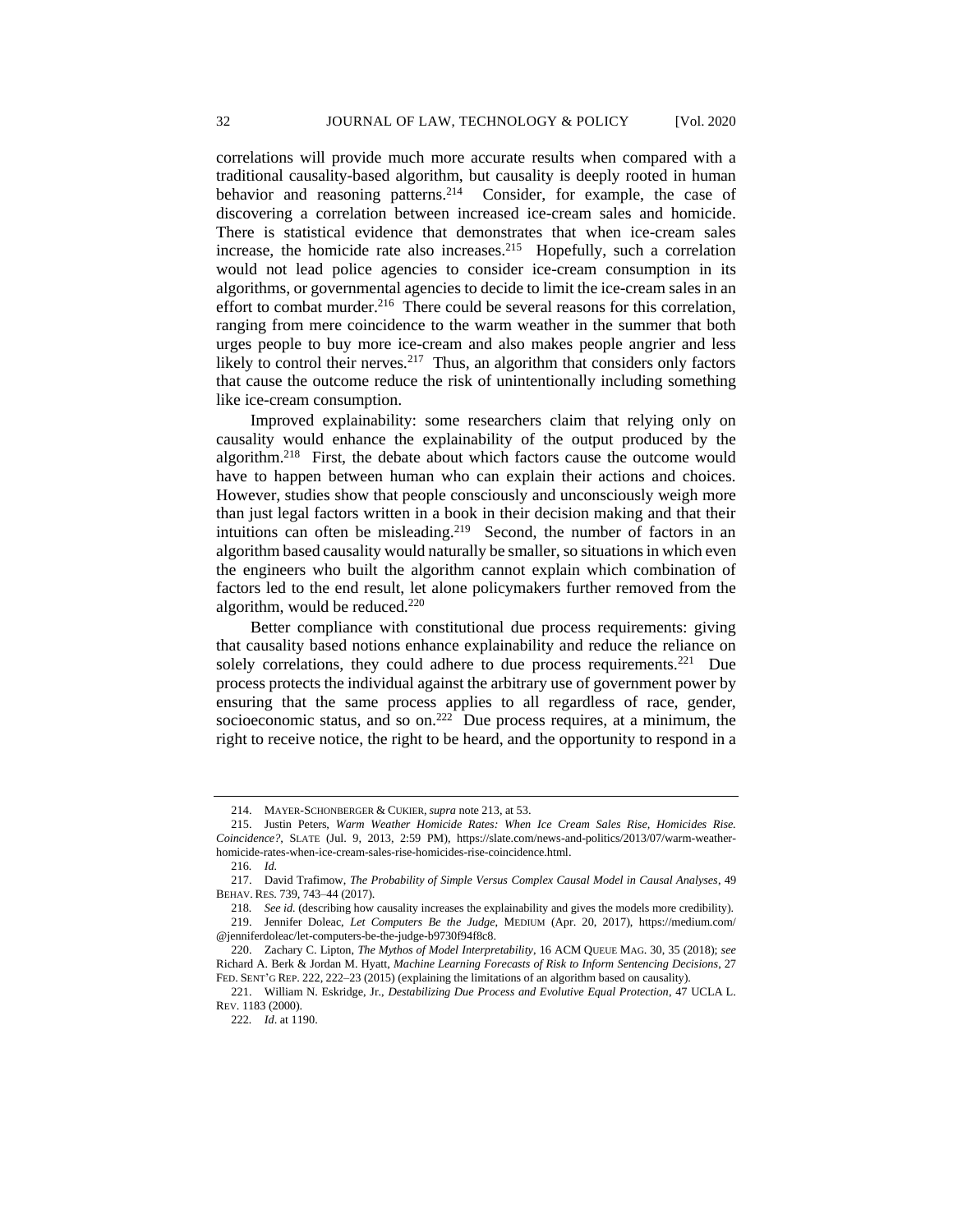correlations will provide much more accurate results when compared with a traditional causality-based algorithm, but causality is deeply rooted in human behavior and reasoning patterns.[214] Consider, for example, the case of discovering a correlation between increased ice-cream sales and homicide. There is statistical evidence that demonstrates that when ice-cream sales increase, the homicide rate also increases.[215] Hopefully, such a correlation would not lead police agencies to consider ice-cream consumption in its algorithms, or governmental agencies to decide to limit the ice-cream sales in an effort to combat murder.[216] There could be several reasons for this correlation, ranging from mere coincidence to the warm weather in the summer that both urges people to buy more ice-cream and also makes people angrier and less likely to control their nerves.[217] Thus, an algorithm that considers only factors that cause the outcome reduce the risk of unintentionally including something like ice-cream consumption.

Improved explainability: some researchers claim that relying only on causality would enhance the explainability of the output produced by the algorithm.[218] First, the debate about which factors cause the outcome would have to happen between human who can explain their actions and choices. However, studies show that people consciously and unconsciously weigh more than just legal factors written in a book in their decision making and that their intuitions can often be misleading.[219] Second, the number of factors in an algorithm based causality would naturally be smaller, so situations in which even the engineers who built the algorithm cannot explain which combination of factors led to the end result, let alone policymakers further removed from the algorithm, would be reduced.[220]

Better compliance with constitutional due process requirements: giving that causality based notions enhance explainability and reduce the reliance on solely correlations, they could adhere to due process requirements.[221] Due process protects the individual against the arbitrary use of government power by ensuring that the same process applies to all regardless of race, gender, socioeconomic status, and so on.[222] Due process requires, at a minimum, the right to receive notice, the right to be heard, and the opportunity to respond in a

---

214. MAYER-SCHONBERGER & CUKIER, *supra* note 213, at 53.

215. Justin Peters, *Warm Weather Homicide Rates: When Ice Cream Sales Rise, Homicides Rise. Coincidence?*, SLATE (Jul. 9, 2013, 2:59 PM), https://slate.com/news-and-politics/2013/07/warm-weather-homicide-rates-when-ice-cream-sales-rise-homicides-rise-coincidence.html.

216. *Id.*

217. David Trafimow, *The Probability of Simple Versus Complex Causal Model in Causal Analyses*, 49 BEHAV. RES. 739, 743–44 (2017).

218. *See id.* (describing how causality increases the explainability and gives the models more credibility).

219. Jennifer Doleac, *Let Computers Be the Judge*, MEDIUM (Apr. 20, 2017), https://medium.com/@jenniferdoleac/let-computers-be-the-judge-b9730f94f8c8.

220. Zachary C. Lipton, *The Mythos of Model Interpretability*, 16 ACM QUEUE MAG. 30, 35 (2018); *see* Richard A. Berk & Jordan M. Hyatt, *Machine Learning Forecasts of Risk to Inform Sentencing Decisions*, 27 FED. SENT'G REP. 222, 222–23 (2015) (explaining the limitations of an algorithm based on causality).

221. William N. Eskridge, Jr., *Destabilizing Due Process and Evolutive Equal Protection*, 47 UCLA L. REV. 1183 (2000).

222. *Id.* at 1190.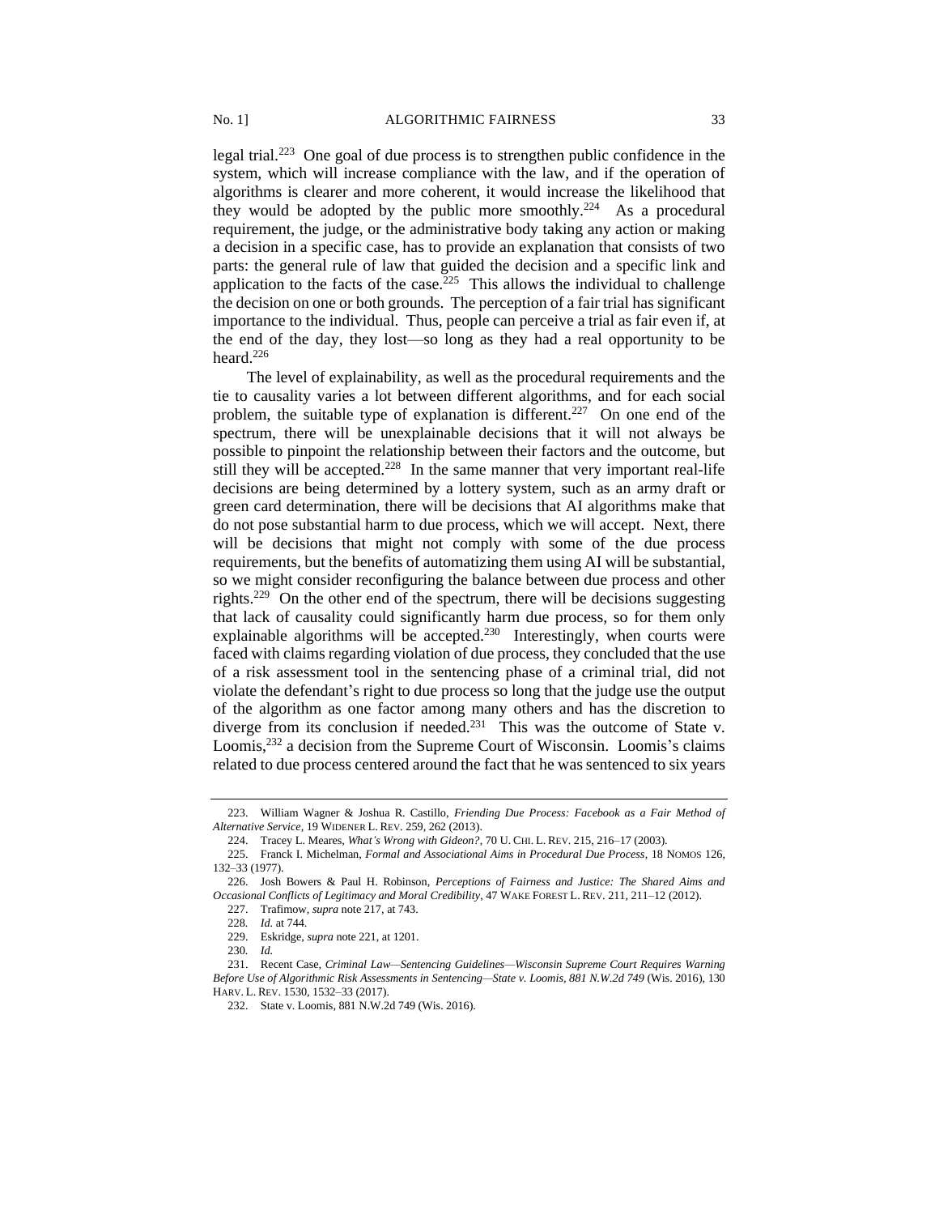legal trial.[223] One goal of due process is to strengthen public confidence in the system, which will increase compliance with the law, and if the operation of algorithms is clearer and more coherent, it would increase the likelihood that they would be adopted by the public more smoothly.[224] As a procedural requirement, the judge, or the administrative body taking any action or making a decision in a specific case, has to provide an explanation that consists of two parts: the general rule of law that guided the decision and a specific link and application to the facts of the case.[225] This allows the individual to challenge the decision on one or both grounds. The perception of a fair trial has significant importance to the individual. Thus, people can perceive a trial as fair even if, at the end of the day, they lost—so long as they had a real opportunity to be heard.[226]

The level of explainability, as well as the procedural requirements and the tie to causality varies a lot between different algorithms, and for each social problem, the suitable type of explanation is different.[227] On one end of the spectrum, there will be unexplainable decisions that it will not always be possible to pinpoint the relationship between their factors and the outcome, but still they will be accepted.[228] In the same manner that very important real-life decisions are being determined by a lottery system, such as an army draft or green card determination, there will be decisions that AI algorithms make that do not pose substantial harm to due process, which we will accept. Next, there will be decisions that might not comply with some of the due process requirements, but the benefits of automatizing them using AI will be substantial, so we might consider reconfiguring the balance between due process and other rights.[229] On the other end of the spectrum, there will be decisions suggesting that lack of causality could significantly harm due process, so for them only explainable algorithms will be accepted.[230] Interestingly, when courts were faced with claims regarding violation of due process, they concluded that the use of a risk assessment tool in the sentencing phase of a criminal trial, did not violate the defendant's right to due process so long that the judge use the output of the algorithm as one factor among many others and has the discretion to diverge from its conclusion if needed.[231] This was the outcome of State v. Loomis,[232] a decision from the Supreme Court of Wisconsin. Loomis's claims related to due process centered around the fact that he was sentenced to six years

---

223. William Wagner & Joshua R. Castillo, *Friending Due Process: Facebook as a Fair Method of Alternative Service*, 19 WIDENER L. REV. 259, 262 (2013).

224. Tracey L. Meares, *What's Wrong with Gideon?*, 70 U. CHI. L. REV. 215, 216–17 (2003).

225. Franck I. Michelman, *Formal and Associational Aims in Procedural Due Process*, 18 NOMOS 126, 132–33 (1977).

226. Josh Bowers & Paul H. Robinson, *Perceptions of Fairness and Justice: The Shared Aims and Occasional Conflicts of Legitimacy and Moral Credibility*, 47 WAKE FOREST L. REV. 211, 211–12 (2012).

227. Trafimow, *supra* note 217, at 743.

228. *Id.* at 744.

229. Eskridge, *supra* note 221, at 1201.

230. *Id.*

231. Recent Case, *Criminal Law—Sentencing Guidelines—Wisconsin Supreme Court Requires Warning Before Use of Algorithmic Risk Assessments in Sentencing—State v. Loomis, 881 N.W.2d 749* (Wis. 2016), 130 HARV. L. REV. 1530, 1532–33 (2017).

232. State v. Loomis, 881 N.W.2d 749 (Wis. 2016).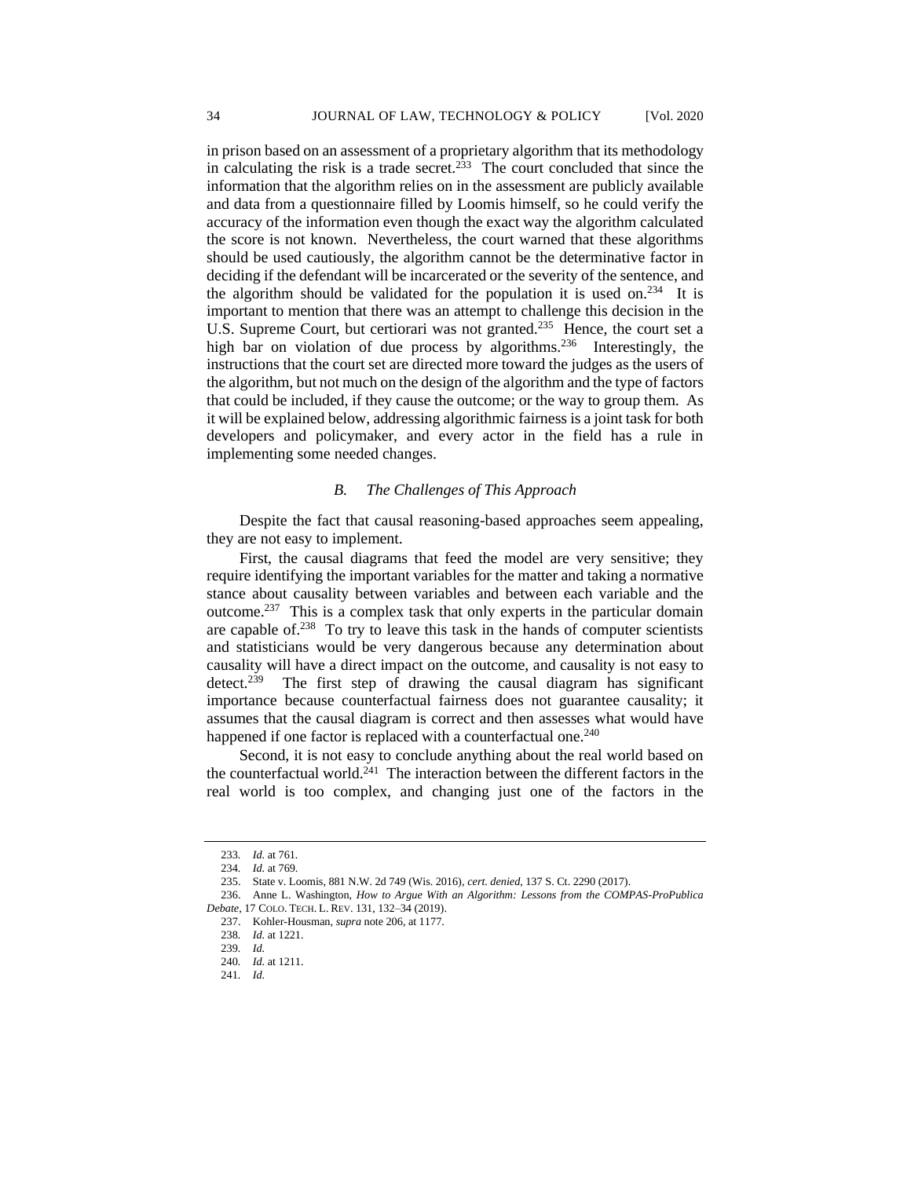in prison based on an assessment of a proprietary algorithm that its methodology in calculating the risk is a trade secret.[233] The court concluded that since the information that the algorithm relies on in the assessment are publicly available and data from a questionnaire filled by Loomis himself, so he could verify the accuracy of the information even though the exact way the algorithm calculated the score is not known. Nevertheless, the court warned that these algorithms should be used cautiously, the algorithm cannot be the determinative factor in deciding if the defendant will be incarcerated or the severity of the sentence, and the algorithm should be validated for the population it is used on.[234] It is important to mention that there was an attempt to challenge this decision in the U.S. Supreme Court, but certiorari was not granted.[235] Hence, the court set a high bar on violation of due process by algorithms.[236] Interestingly, the instructions that the court set are directed more toward the judges as the users of the algorithm, but not much on the design of the algorithm and the type of factors that could be included, if they cause the outcome; or the way to group them. As it will be explained below, addressing algorithmic fairness is a joint task for both developers and policymaker, and every actor in the field has a rule in implementing some needed changes.

### *B. The Challenges of This Approach*

Despite the fact that causal reasoning-based approaches seem appealing, they are not easy to implement.

First, the causal diagrams that feed the model are very sensitive; they require identifying the important variables for the matter and taking a normative stance about causality between variables and between each variable and the outcome.[237] This is a complex task that only experts in the particular domain are capable of.[238] To try to leave this task in the hands of computer scientists and statisticians would be very dangerous because any determination about causality will have a direct impact on the outcome, and causality is not easy to detect.[239] The first step of drawing the causal diagram has significant importance because counterfactual fairness does not guarantee causality; it assumes that the causal diagram is correct and then assesses what would have happened if one factor is replaced with a counterfactual one.[240]

Second, it is not easy to conclude anything about the real world based on the counterfactual world.[241] The interaction between the different factors in the real world is too complex, and changing just one of the factors in the

---

233. *Id.* at 761.

234. *Id.* at 769.

235. State v. Loomis, 881 N.W. 2d 749 (Wis. 2016), *cert. denied*, 137 S. Ct. 2290 (2017).

236. Anne L. Washington, *How to Argue With an Algorithm: Lessons from the COMPAS-ProPublica Debate*, 17 COLO. TECH. L. REV. 131, 132–34 (2019).

237. Kohler-Housman, *supra* note 206, at 1177.

238. *Id.* at 1221.

239. *Id.*

240. *Id.* at 1211.

241. *Id.*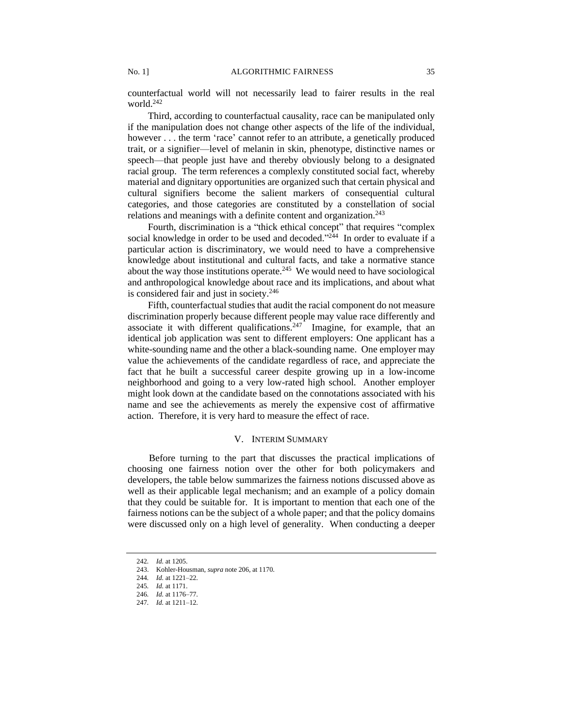counterfactual world will not necessarily lead to fairer results in the real world.[242]

Third, according to counterfactual causality, race can be manipulated only if the manipulation does not change other aspects of the life of the individual, however . . . the term 'race' cannot refer to an attribute, a genetically produced trait, or a signifier—level of melanin in skin, phenotype, distinctive names or speech—that people just have and thereby obviously belong to a designated racial group. The term references a complexly constituted social fact, whereby material and dignitary opportunities are organized such that certain physical and cultural signifiers become the salient markers of consequential cultural categories, and those categories are constituted by a constellation of social relations and meanings with a definite content and organization.[243]

Fourth, discrimination is a "thick ethical concept" that requires "complex social knowledge in order to be used and decoded."[244] In order to evaluate if a particular action is discriminatory, we would need to have a comprehensive knowledge about institutional and cultural facts, and take a normative stance about the way those institutions operate.[245] We would need to have sociological and anthropological knowledge about race and its implications, and about what is considered fair and just in society.[246]

Fifth, counterfactual studies that audit the racial component do not measure discrimination properly because different people may value race differently and associate it with different qualifications.[247] Imagine, for example, that an identical job application was sent to different employers: One applicant has a white-sounding name and the other a black-sounding name. One employer may value the achievements of the candidate regardless of race, and appreciate the fact that he built a successful career despite growing up in a low-income neighborhood and going to a very low-rated high school. Another employer might look down at the candidate based on the connotations associated with his name and see the achievements as merely the expensive cost of affirmative action. Therefore, it is very hard to measure the effect of race.

## V. INTERIM SUMMARY

Before turning to the part that discusses the practical implications of choosing one fairness notion over the other for both policymakers and developers, the table below summarizes the fairness notions discussed above as well as their applicable legal mechanism; and an example of a policy domain that they could be suitable for. It is important to mention that each one of the fairness notions can be the subject of a whole paper; and that the policy domains were discussed only on a high level of generality. When conducting a deeper

---

242. *Id.* at 1205.

243. Kohler-Housman, *supra* note 206, at 1170.

244. *Id.* at 1221–22.

245. *Id.* at 1171.

246. *Id.* at 1176–77.

247. *Id.* at 1211–12.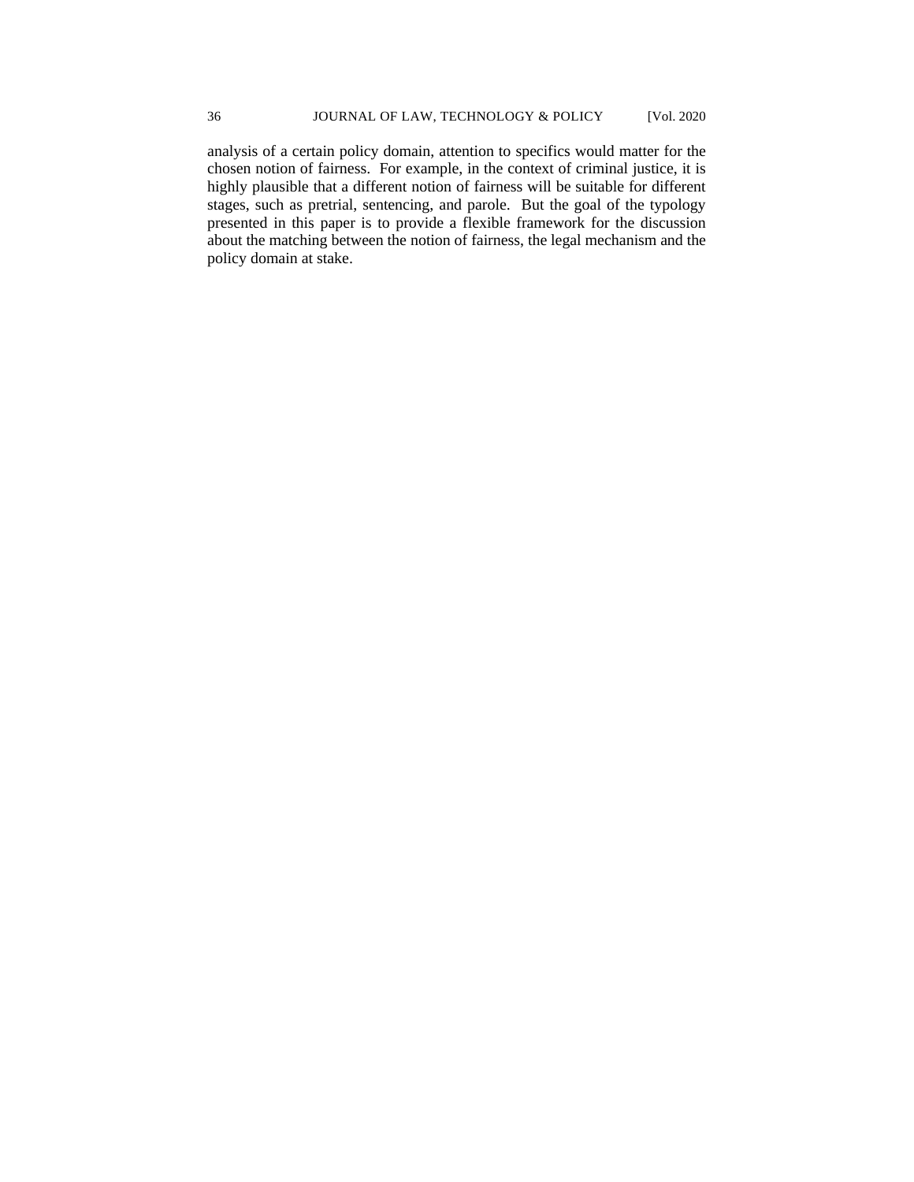analysis of a certain policy domain, attention to specifics would matter for the chosen notion of fairness. For example, in the context of criminal justice, it is highly plausible that a different notion of fairness will be suitable for different stages, such as pretrial, sentencing, and parole. But the goal of the typology presented in this paper is to provide a flexible framework for the discussion about the matching between the notion of fairness, the legal mechanism and the policy domain at stake.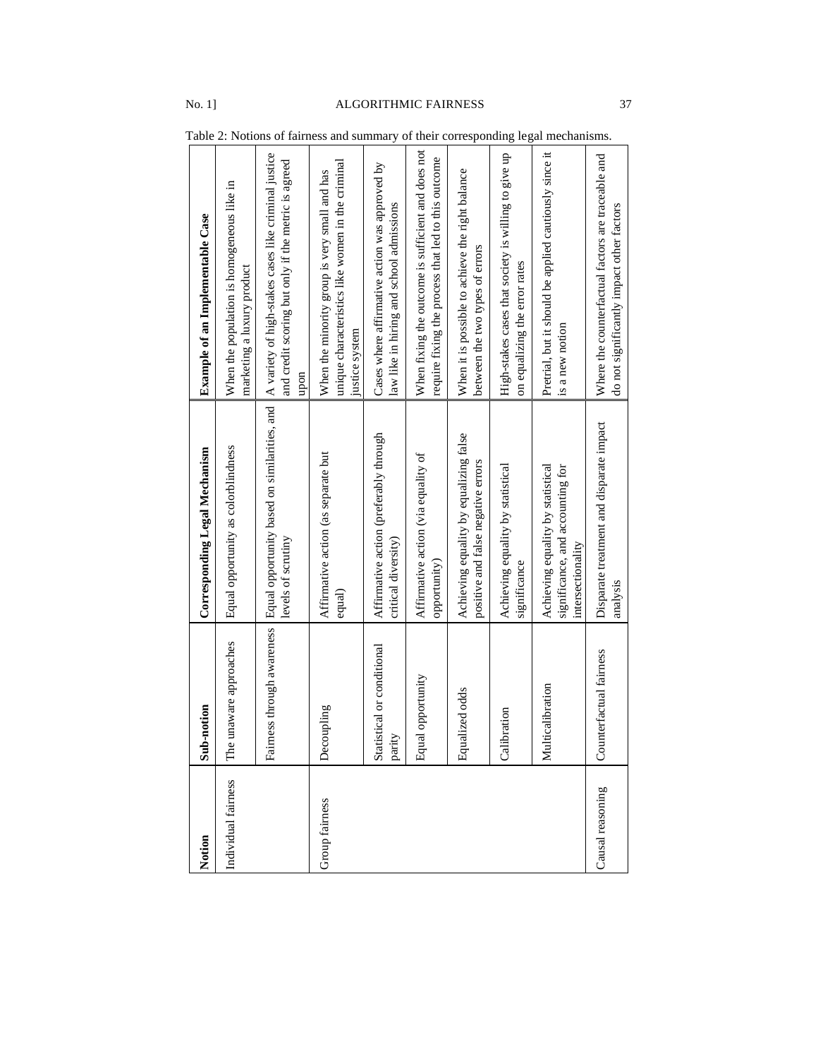Table 2: Notions of fairness and summary of their corresponding legal mechanisms.

| Notion | Sub-notion | Corresponding Legal Mechanism | Example of an Implementable Case |
|---|---|---|---|
| Individual fairness | The unaware approaches | Equal opportunity as colorblindness | When the population is homogeneous like in marketing a luxury product |
| | Fairness through awareness | Equal opportunity based on similarities, and levels of scrutiny | A variety of high-stakes cases like criminal justice and credit scoring but only if the metric is agreed upon |
| Group fairness | Decoupling | Affirmative action (as separate but equal) | When the minority group is very small and has unique characteristics like women in the criminal justice system |
| | Statistical or conditional parity | Affirmative action (preferably through critical diversity) | Cases where affirmative action was approved by law like in hiring and school admissions |
| | Equal opportunity | Affirmative action (via equality of opportunity) | When fixing the outcome is sufficient and does not require fixing the process that led to this outcome |
| | Equalized odds | Achieving equality by equalizing false positive and false negative errors | When it is possible to achieve the right balance between the two types of errors |
| | Calibration | Achieving equality by statistical significance | High-stakes cases that society is willing to give up on equalizing the error rates |
| | Multicalibration | Achieving equality by statistical significance, and accounting for intersectionality | Pretrial, but it should be applied cautiously since it is a new notion |
| Causal reasoning | Counterfactual fairness | Disparate treatment and disparate impact analysis | Where the counterfactual factors are traceable and do not significantly impact other factors |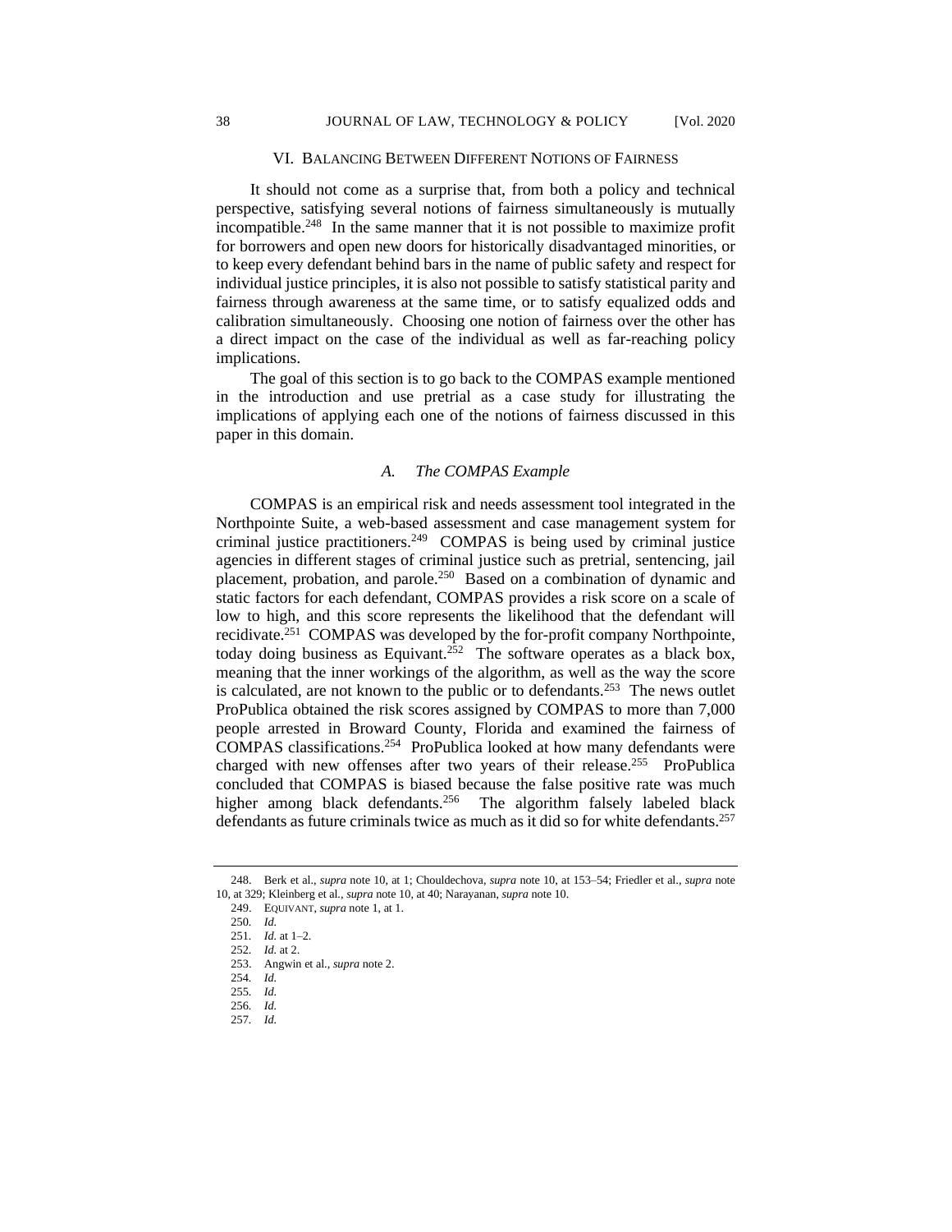## VI. Balancing Between Different Notions of Fairness

It should not come as a surprise that, from both a policy and technical perspective, satisfying several notions of fairness simultaneously is mutually incompatible.[248] In the same manner that it is not possible to maximize profit for borrowers and open new doors for historically disadvantaged minorities, or to keep every defendant behind bars in the name of public safety and respect for individual justice principles, it is also not possible to satisfy statistical parity and fairness through awareness at the same time, or to satisfy equalized odds and calibration simultaneously. Choosing one notion of fairness over the other has a direct impact on the case of the individual as well as far-reaching policy implications.

The goal of this section is to go back to the COMPAS example mentioned in the introduction and use pretrial as a case study for illustrating the implications of applying each one of the notions of fairness discussed in this paper in this domain.

### *A. The COMPAS Example*

COMPAS is an empirical risk and needs assessment tool integrated in the Northpointe Suite, a web-based assessment and case management system for criminal justice practitioners.[249] COMPAS is being used by criminal justice agencies in different stages of criminal justice such as pretrial, sentencing, jail placement, probation, and parole.[250] Based on a combination of dynamic and static factors for each defendant, COMPAS provides a risk score on a scale of low to high, and this score represents the likelihood that the defendant will recidivate.[251] COMPAS was developed by the for-profit company Northpointe, today doing business as Equivant.[252] The software operates as a black box, meaning that the inner workings of the algorithm, as well as the way the score is calculated, are not known to the public or to defendants.[253] The news outlet ProPublica obtained the risk scores assigned by COMPAS to more than 7,000 people arrested in Broward County, Florida and examined the fairness of COMPAS classifications.[254] ProPublica looked at how many defendants were charged with new offenses after two years of their release.[255] ProPublica concluded that COMPAS is biased because the false positive rate was much higher among black defendants.[256] The algorithm falsely labeled black defendants as future criminals twice as much as it did so for white defendants.[257]

---

248. Berk et al., *supra* note 10, at 1; Chouldechova, *supra* note 10, at 153–54; Friedler et al., *supra* note 10, at 329; Kleinberg et al., *supra* note 10, at 40; Narayanan, *supra* note 10.

249. Equivant, *supra* note 1, at 1.

250. *Id.*

251. *Id.* at 1–2.

252. *Id.* at 2.

253. Angwin et al., *supra* note 2.

254. *Id.*

255. *Id.*

256. *Id.*

257. *Id.*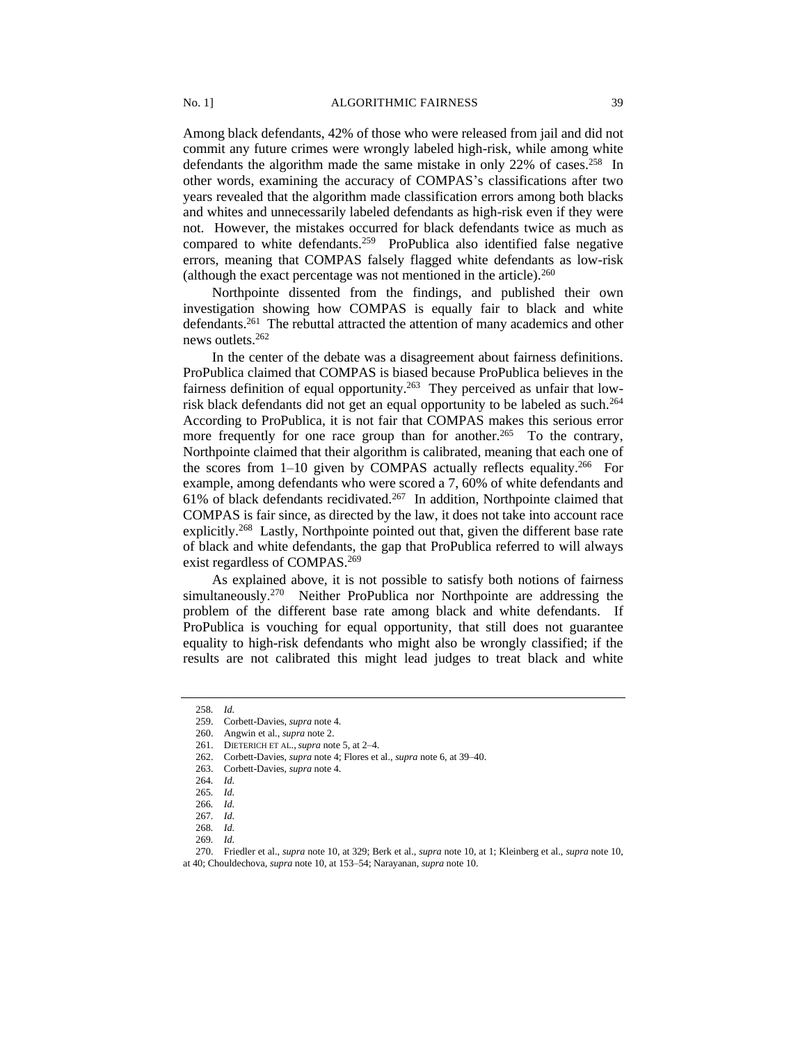Among black defendants, 42% of those who were released from jail and did not commit any future crimes were wrongly labeled high-risk, while among white defendants the algorithm made the same mistake in only 22% of cases.[258] In other words, examining the accuracy of COMPAS's classifications after two years revealed that the algorithm made classification errors among both blacks and whites and unnecessarily labeled defendants as high-risk even if they were not. However, the mistakes occurred for black defendants twice as much as compared to white defendants.[259] ProPublica also identified false negative errors, meaning that COMPAS falsely flagged white defendants as low-risk (although the exact percentage was not mentioned in the article).[260]

Northpointe dissented from the findings, and published their own investigation showing how COMPAS is equally fair to black and white defendants.[261] The rebuttal attracted the attention of many academics and other news outlets.[262]

In the center of the debate was a disagreement about fairness definitions. ProPublica claimed that COMPAS is biased because ProPublica believes in the fairness definition of equal opportunity.[263] They perceived as unfair that low-risk black defendants did not get an equal opportunity to be labeled as such.[264] According to ProPublica, it is not fair that COMPAS makes this serious error more frequently for one race group than for another.[265] To the contrary, Northpointe claimed that their algorithm is calibrated, meaning that each one of the scores from 1–10 given by COMPAS actually reflects equality.[266] For example, among defendants who were scored a 7, 60% of white defendants and 61% of black defendants recidivated.[267] In addition, Northpointe claimed that COMPAS is fair since, as directed by the law, it does not take into account race explicitly.[268] Lastly, Northpointe pointed out that, given the different base rate of black and white defendants, the gap that ProPublica referred to will always exist regardless of COMPAS.[269]

As explained above, it is not possible to satisfy both notions of fairness simultaneously.[270] Neither ProPublica nor Northpointe are addressing the problem of the different base rate among black and white defendants. If ProPublica is vouching for equal opportunity, that still does not guarantee equality to high-risk defendants who might also be wrongly classified; if the results are not calibrated this might lead judges to treat black and white

---

258. *Id.*

259. Corbett-Davies, *supra* note 4.

260. Angwin et al., *supra* note 2.

261. DIETERICH ET AL., *supra* note 5, at 2–4.

262. Corbett-Davies, *supra* note 4; Flores et al., *supra* note 6, at 39–40.

263. Corbett-Davies, *supra* note 4.

264. *Id.*

265. *Id.*

266. *Id.*

267. *Id.*

268. *Id.*

269. *Id.*

270. Friedler et al., *supra* note 10, at 329; Berk et al., *supra* note 10, at 1; Kleinberg et al., *supra* note 10, at 40; Chouldechova, *supra* note 10, at 153–54; Narayanan, *supra* note 10.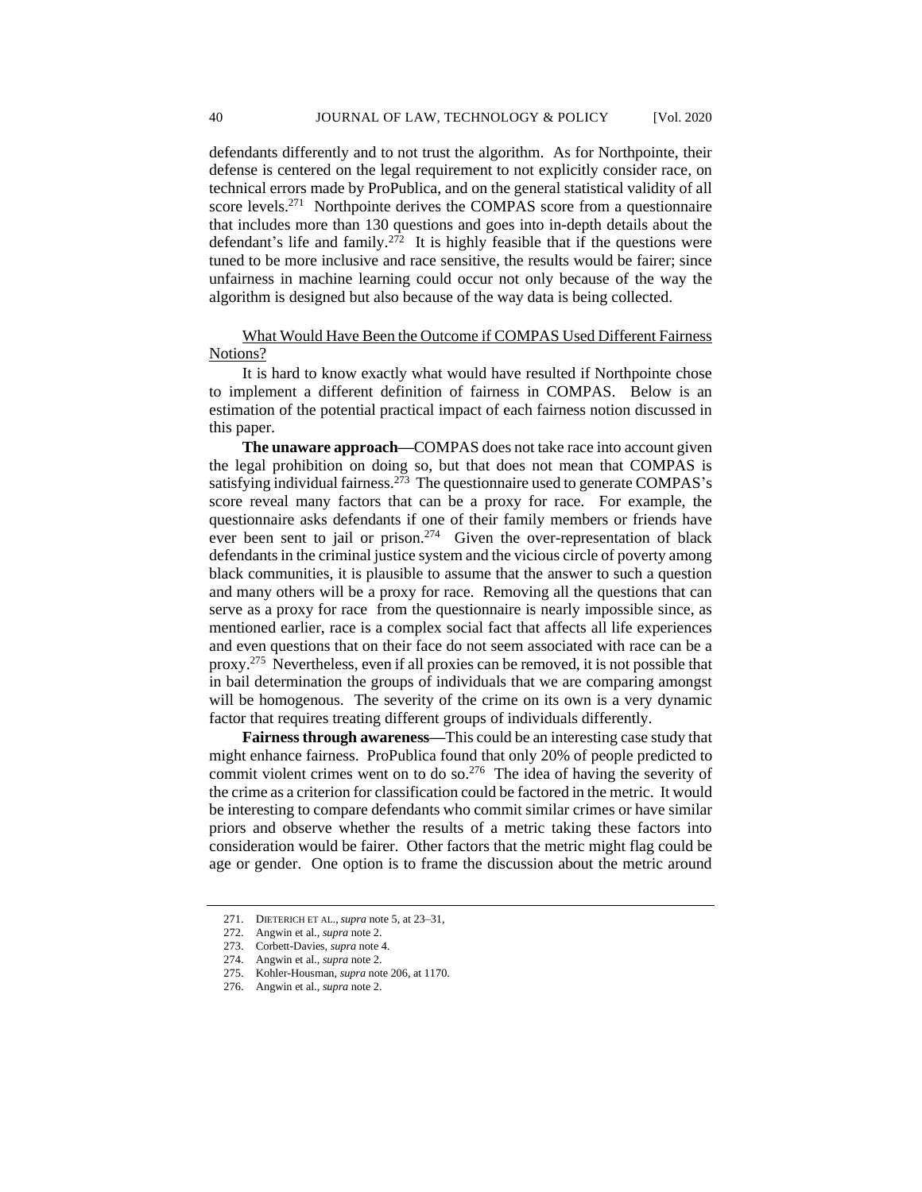defendants differently and to not trust the algorithm. As for Northpointe, their defense is centered on the legal requirement to not explicitly consider race, on technical errors made by ProPublica, and on the general statistical validity of all score levels.[271] Northpointe derives the COMPAS score from a questionnaire that includes more than 130 questions and goes into in-depth details about the defendant's life and family.[272] It is highly feasible that if the questions were tuned to be more inclusive and race sensitive, the results would be fairer; since unfairness in machine learning could occur not only because of the way the algorithm is designed but also because of the way data is being collected.

<u>What Would Have Been the Outcome if COMPAS Used Different Fairness Notions?</u>

It is hard to know exactly what would have resulted if Northpointe chose to implement a different definition of fairness in COMPAS. Below is an estimation of the potential practical impact of each fairness notion discussed in this paper.

**The unaware approach—**COMPAS does not take race into account given the legal prohibition on doing so, but that does not mean that COMPAS is satisfying individual fairness.[273] The questionnaire used to generate COMPAS's score reveal many factors that can be a proxy for race. For example, the questionnaire asks defendants if one of their family members or friends have ever been sent to jail or prison.[274] Given the over-representation of black defendants in the criminal justice system and the vicious circle of poverty among black communities, it is plausible to assume that the answer to such a question and many others will be a proxy for race. Removing all the questions that can serve as a proxy for race from the questionnaire is nearly impossible since, as mentioned earlier, race is a complex social fact that affects all life experiences and even questions that on their face do not seem associated with race can be a proxy.[275] Nevertheless, even if all proxies can be removed, it is not possible that in bail determination the groups of individuals that we are comparing amongst will be homogenous. The severity of the crime on its own is a very dynamic factor that requires treating different groups of individuals differently.

**Fairness through awareness—**This could be an interesting case study that might enhance fairness. ProPublica found that only 20% of people predicted to commit violent crimes went on to do so.[276] The idea of having the severity of the crime as a criterion for classification could be factored in the metric. It would be interesting to compare defendants who commit similar crimes or have similar priors and observe whether the results of a metric taking these factors into consideration would be fairer. Other factors that the metric might flag could be age or gender. One option is to frame the discussion about the metric around

---

271. DIETERICH ET AL., *supra* note 5, at 23–31.
272. Angwin et al., *supra* note 2.
273. Corbett-Davies, *supra* note 4.
274. Angwin et al., *supra* note 2.
275. Kohler-Housman, *supra* note 206, at 1170.
276. Angwin et al., *supra* note 2.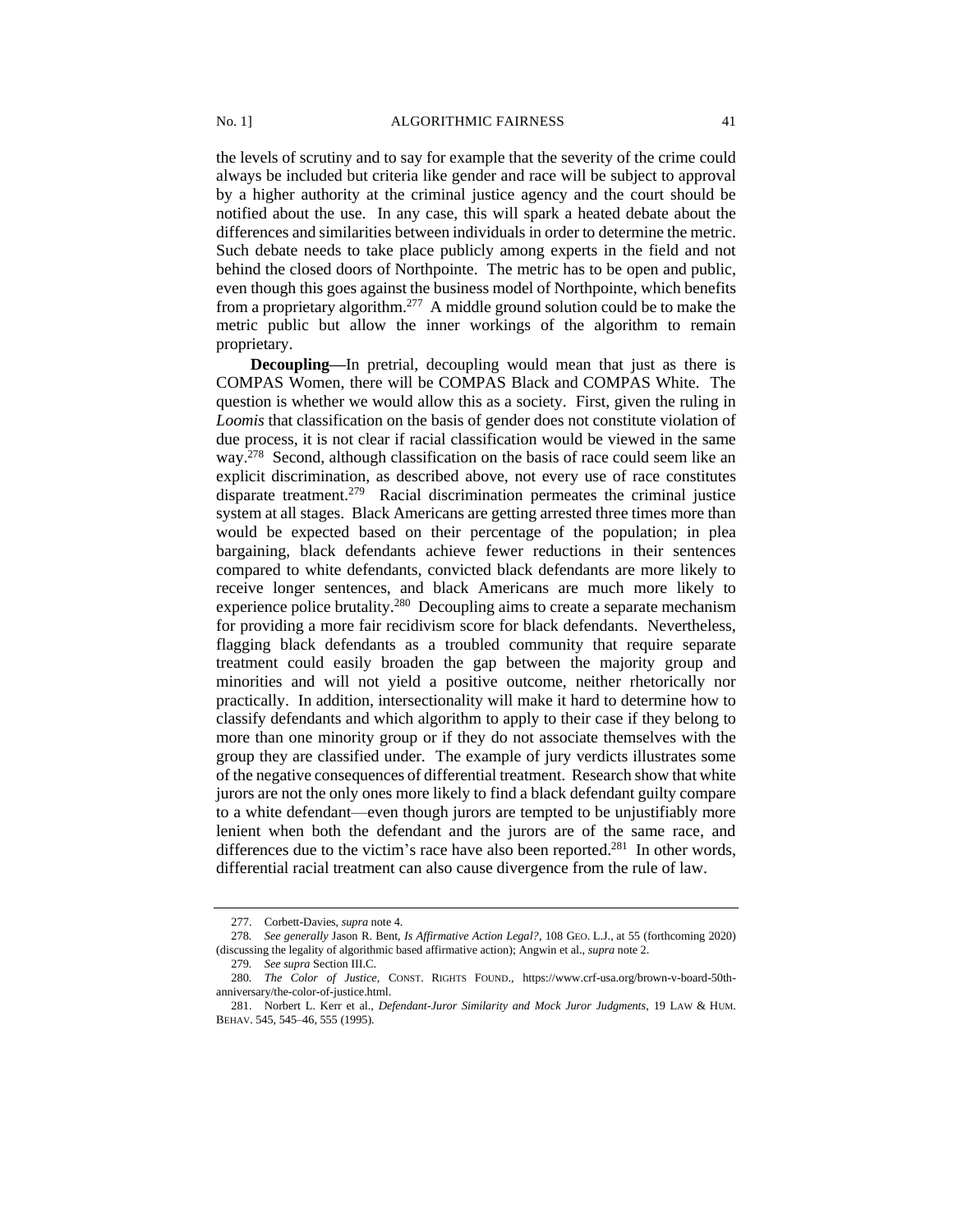the levels of scrutiny and to say for example that the severity of the crime could always be included but criteria like gender and race will be subject to approval by a higher authority at the criminal justice agency and the court should be notified about the use. In any case, this will spark a heated debate about the differences and similarities between individuals in order to determine the metric. Such debate needs to take place publicly among experts in the field and not behind the closed doors of Northpointe. The metric has to be open and public, even though this goes against the business model of Northpointe, which benefits from a proprietary algorithm.[277] A middle ground solution could be to make the metric public but allow the inner workings of the algorithm to remain proprietary.

**Decoupling—**In pretrial, decoupling would mean that just as there is COMPAS Women, there will be COMPAS Black and COMPAS White. The question is whether we would allow this as a society. First, given the ruling in *Loomis* that classification on the basis of gender does not constitute violation of due process, it is not clear if racial classification would be viewed in the same way.[278] Second, although classification on the basis of race could seem like an explicit discrimination, as described above, not every use of race constitutes disparate treatment.[279] Racial discrimination permeates the criminal justice system at all stages. Black Americans are getting arrested three times more than would be expected based on their percentage of the population; in plea bargaining, black defendants achieve fewer reductions in their sentences compared to white defendants, convicted black defendants are more likely to receive longer sentences, and black Americans are much more likely to experience police brutality.[280] Decoupling aims to create a separate mechanism for providing a more fair recidivism score for black defendants. Nevertheless, flagging black defendants as a troubled community that require separate treatment could easily broaden the gap between the majority group and minorities and will not yield a positive outcome, neither rhetorically nor practically. In addition, intersectionality will make it hard to determine how to classify defendants and which algorithm to apply to their case if they belong to more than one minority group or if they do not associate themselves with the group they are classified under. The example of jury verdicts illustrates some of the negative consequences of differential treatment. Research show that white jurors are not the only ones more likely to find a black defendant guilty compare to a white defendant—even though jurors are tempted to be unjustifiably more lenient when both the defendant and the jurors are of the same race, and differences due to the victim's race have also been reported.[281] In other words, differential racial treatment can also cause divergence from the rule of law.

---

277. Corbett-Davies, *supra* note 4.

278. *See generally* Jason R. Bent, *Is Affirmative Action Legal?*, 108 GEO. L.J., at 55 (forthcoming 2020) (discussing the legality of algorithmic based affirmative action); Angwin et al., *supra* note 2.

279. *See supra* Section III.C.

280. *The Color of Justice*, CONST. RIGHTS FOUND., https://www.crf-usa.org/brown-v-board-50th-anniversary/the-color-of-justice.html.

281. Norbert L. Kerr et al., *Defendant-Juror Similarity and Mock Juror Judgments*, 19 LAW & HUM. BEHAV. 545, 545–46, 555 (1995).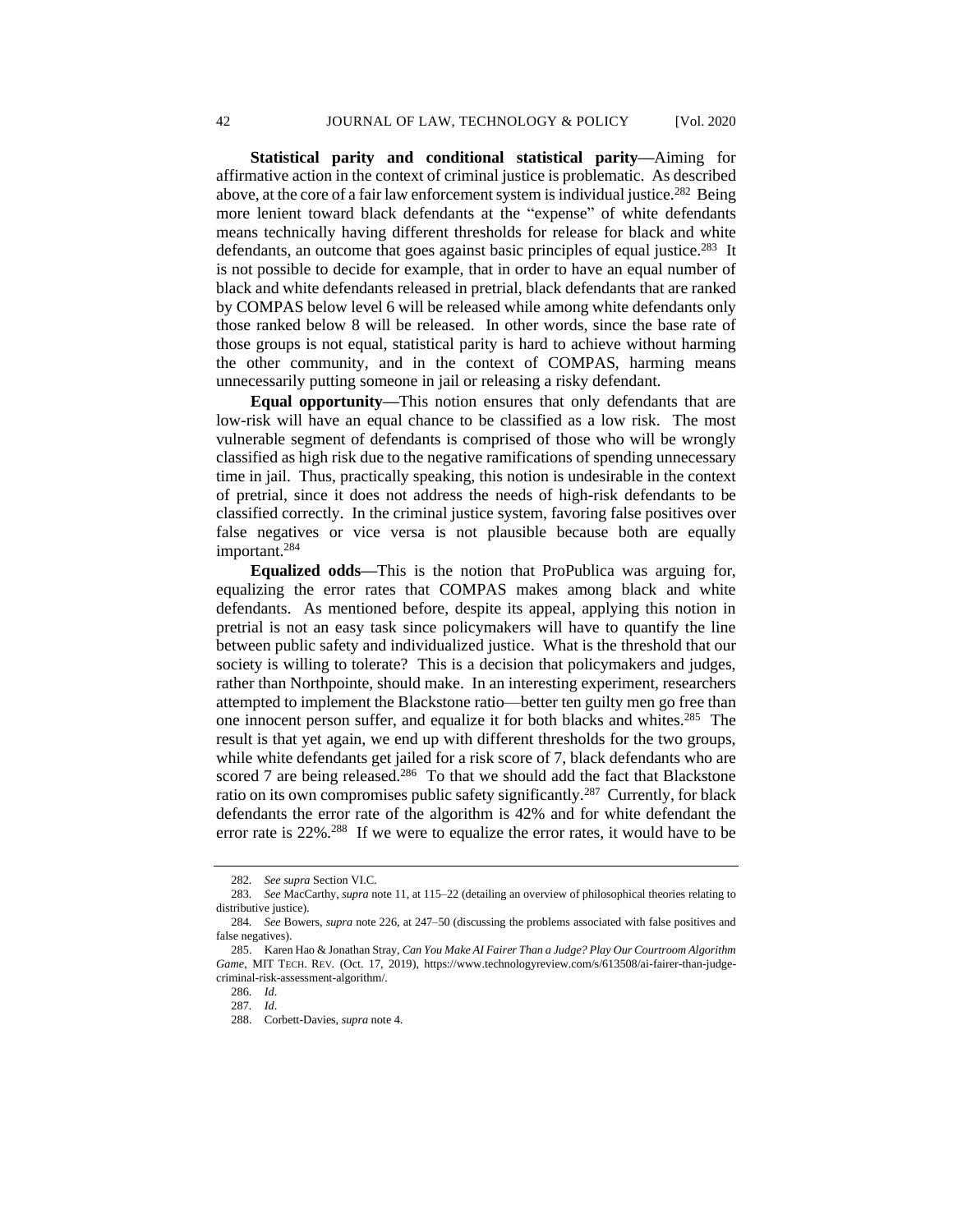**Statistical parity and conditional statistical parity—**Aiming for affirmative action in the context of criminal justice is problematic. As described above, at the core of a fair law enforcement system is individual justice.[282] Being more lenient toward black defendants at the "expense" of white defendants means technically having different thresholds for release for black and white defendants, an outcome that goes against basic principles of equal justice.[283] It is not possible to decide for example, that in order to have an equal number of black and white defendants released in pretrial, black defendants that are ranked by COMPAS below level 6 will be released while among white defendants only those ranked below 8 will be released. In other words, since the base rate of those groups is not equal, statistical parity is hard to achieve without harming the other community, and in the context of COMPAS, harming means unnecessarily putting someone in jail or releasing a risky defendant.

**Equal opportunity—**This notion ensures that only defendants that are low-risk will have an equal chance to be classified as a low risk. The most vulnerable segment of defendants is comprised of those who will be wrongly classified as high risk due to the negative ramifications of spending unnecessary time in jail. Thus, practically speaking, this notion is undesirable in the context of pretrial, since it does not address the needs of high-risk defendants to be classified correctly. In the criminal justice system, favoring false positives over false negatives or vice versa is not plausible because both are equally important.[284]

**Equalized odds—**This is the notion that ProPublica was arguing for, equalizing the error rates that COMPAS makes among black and white defendants. As mentioned before, despite its appeal, applying this notion in pretrial is not an easy task since policymakers will have to quantify the line between public safety and individualized justice. What is the threshold that our society is willing to tolerate? This is a decision that policymakers and judges, rather than Northpointe, should make. In an interesting experiment, researchers attempted to implement the Blackstone ratio—better ten guilty men go free than one innocent person suffer, and equalize it for both blacks and whites.[285] The result is that yet again, we end up with different thresholds for the two groups, while white defendants get jailed for a risk score of 7, black defendants who are scored 7 are being released.[286] To that we should add the fact that Blackstone ratio on its own compromises public safety significantly.[287] Currently, for black defendants the error rate of the algorithm is 42% and for white defendant the error rate is 22%.[288] If we were to equalize the error rates, it would have to be

---

282. *See supra* Section VI.C.

283. *See* MacCarthy, *supra* note 11, at 115–22 (detailing an overview of philosophical theories relating to distributive justice).

284. *See* Bowers, *supra* note 226, at 247–50 (discussing the problems associated with false positives and false negatives).

285. Karen Hao & Jonathan Stray, *Can You Make AI Fairer Than a Judge? Play Our Courtroom Algorithm Game*, MIT TECH. REV. (Oct. 17, 2019), https://www.technologyreview.com/s/613508/ai-fairer-than-judge-criminal-risk-assessment-algorithm/.

286. *Id*.

287. *Id*.

288. Corbett-Davies, *supra* note 4.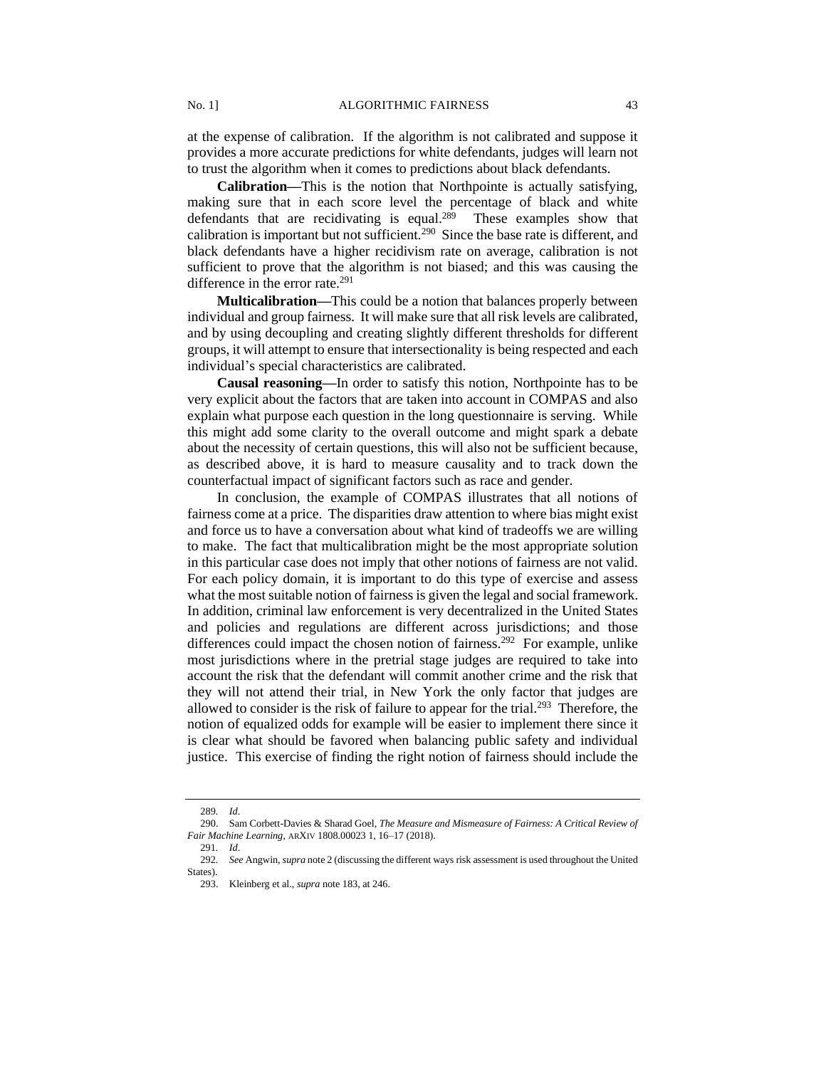at the expense of calibration. If the algorithm is not calibrated and suppose it provides a more accurate predictions for white defendants, judges will learn not to trust the algorithm when it comes to predictions about black defendants.

**Calibration—**This is the notion that Northpointe is actually satisfying, making sure that in each score level the percentage of black and white defendants that are recidivating is equal.[289] These examples show that calibration is important but not sufficient.[290] Since the base rate is different, and black defendants have a higher recidivism rate on average, calibration is not sufficient to prove that the algorithm is not biased; and this was causing the difference in the error rate.[291]

**Multicalibration—**This could be a notion that balances properly between individual and group fairness. It will make sure that all risk levels are calibrated, and by using decoupling and creating slightly different thresholds for different groups, it will attempt to ensure that intersectionality is being respected and each individual's special characteristics are calibrated.

**Causal reasoning—**In order to satisfy this notion, Northpointe has to be very explicit about the factors that are taken into account in COMPAS and also explain what purpose each question in the long questionnaire is serving. While this might add some clarity to the overall outcome and might spark a debate about the necessity of certain questions, this will also not be sufficient because, as described above, it is hard to measure causality and to track down the counterfactual impact of significant factors such as race and gender.

In conclusion, the example of COMPAS illustrates that all notions of fairness come at a price. The disparities draw attention to where bias might exist and force us to have a conversation about what kind of tradeoffs we are willing to make. The fact that multicalibration might be the most appropriate solution in this particular case does not imply that other notions of fairness are not valid. For each policy domain, it is important to do this type of exercise and assess what the most suitable notion of fairness is given the legal and social framework. In addition, criminal law enforcement is very decentralized in the United States and policies and regulations are different across jurisdictions; and those differences could impact the chosen notion of fairness.[292] For example, unlike most jurisdictions where in the pretrial stage judges are required to take into account the risk that the defendant will commit another crime and the risk that they will not attend their trial, in New York the only factor that judges are allowed to consider is the risk of failure to appear for the trial.[293] Therefore, the notion of equalized odds for example will be easier to implement there since it is clear what should be favored when balancing public safety and individual justice. This exercise of finding the right notion of fairness should include the

---

289. *Id*.

290. Sam Corbett-Davies & Sharad Goel, *The Measure and Mismeasure of Fairness: A Critical Review of Fair Machine Learning*, ARXIV 1808.00023 1, 16–17 (2018).

291. *Id*.

292. *See* Angwin, *supra* note 2 (discussing the different ways risk assessment is used throughout the United States).

293. Kleinberg et al., *supra* note 183, at 246.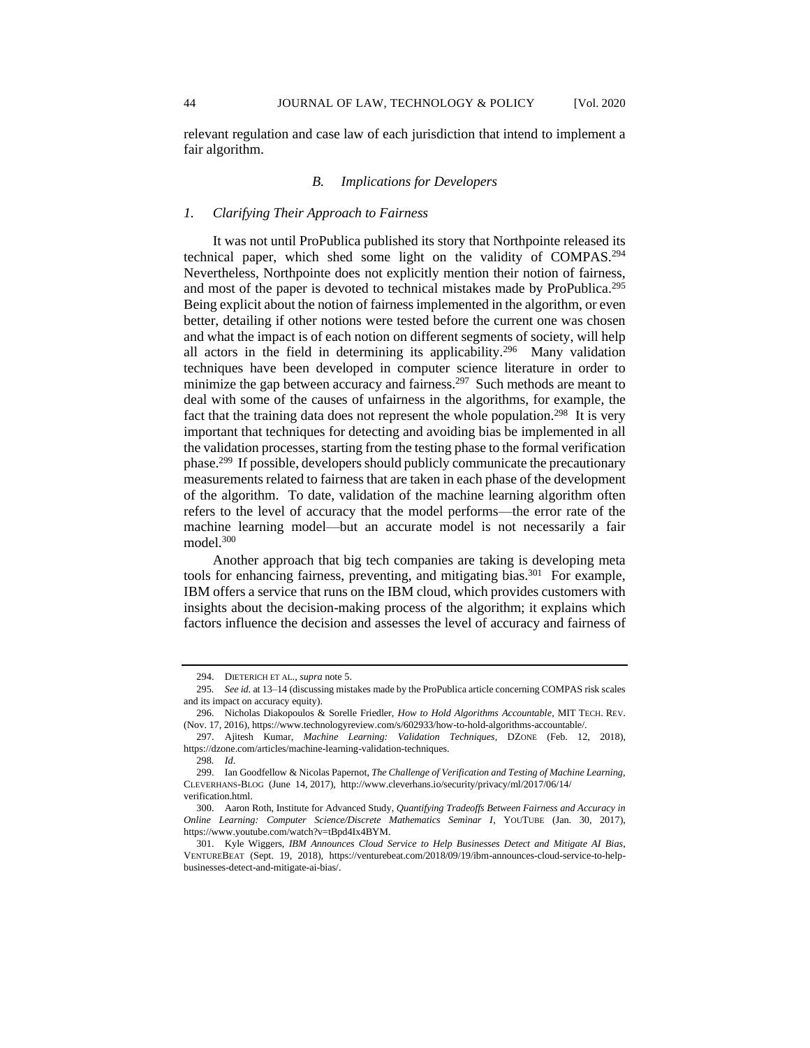relevant regulation and case law of each jurisdiction that intend to implement a fair algorithm.

### *B. Implications for Developers*

#### *1. Clarifying Their Approach to Fairness*

It was not until ProPublica published its story that Northpointe released its technical paper, which shed some light on the validity of COMPAS.[294] Nevertheless, Northpointe does not explicitly mention their notion of fairness, and most of the paper is devoted to technical mistakes made by ProPublica.[295] Being explicit about the notion of fairness implemented in the algorithm, or even better, detailing if other notions were tested before the current one was chosen and what the impact is of each notion on different segments of society, will help all actors in the field in determining its applicability.[296] Many validation techniques have been developed in computer science literature in order to minimize the gap between accuracy and fairness.[297] Such methods are meant to deal with some of the causes of unfairness in the algorithms, for example, the fact that the training data does not represent the whole population.[298] It is very important that techniques for detecting and avoiding bias be implemented in all the validation processes, starting from the testing phase to the formal verification phase.[299] If possible, developers should publicly communicate the precautionary measurements related to fairness that are taken in each phase of the development of the algorithm. To date, validation of the machine learning algorithm often refers to the level of accuracy that the model performs—the error rate of the machine learning model—but an accurate model is not necessarily a fair model.[300]

Another approach that big tech companies are taking is developing meta tools for enhancing fairness, preventing, and mitigating bias.[301] For example, IBM offers a service that runs on the IBM cloud, which provides customers with insights about the decision-making process of the algorithm; it explains which factors influence the decision and assesses the level of accuracy and fairness of

---

294. DIETERICH ET AL., *supra* note 5.

295. *See id.* at 13–14 (discussing mistakes made by the ProPublica article concerning COMPAS risk scales and its impact on accuracy equity).

296. Nicholas Diakopoulos & Sorelle Friedler, *How to Hold Algorithms Accountable*, MIT TECH. REV. (Nov. 17, 2016), https://www.technologyreview.com/s/602933/how-to-hold-algorithms-accountable/.

297. Ajitesh Kumar, *Machine Learning: Validation Techniques*, DZONE (Feb. 12, 2018), https://dzone.com/articles/machine-learning-validation-techniques.

298. *Id*.

299. Ian Goodfellow & Nicolas Papernot, *The Challenge of Verification and Testing of Machine Learning*, CLEVERHANS-BLOG (June 14, 2017), http://www.cleverhans.io/security/privacy/ml/2017/06/14/verification.html.

300. Aaron Roth, Institute for Advanced Study, *Quantifying Tradeoffs Between Fairness and Accuracy in Online Learning: Computer Science/Discrete Mathematics Seminar I*, YOUTUBE (Jan. 30, 2017), https://www.youtube.com/watch?v=tBpd4Ix4BYM.

301. Kyle Wiggers, *IBM Announces Cloud Service to Help Businesses Detect and Mitigate AI Bias*, VENTUREBEAT (Sept. 19, 2018), https://venturebeat.com/2018/09/19/ibm-announces-cloud-service-to-help-businesses-detect-and-mitigate-ai-bias/.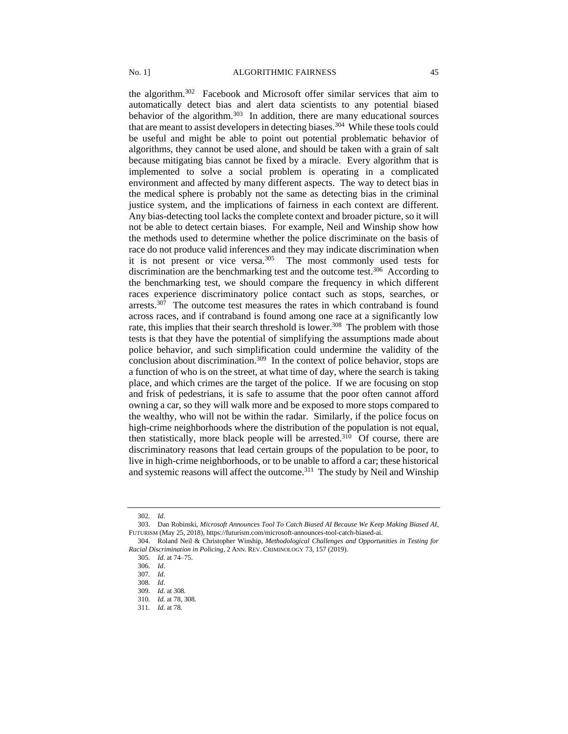the algorithm.[302] Facebook and Microsoft offer similar services that aim to automatically detect bias and alert data scientists to any potential biased behavior of the algorithm.[303] In addition, there are many educational sources that are meant to assist developers in detecting biases.[304] While these tools could be useful and might be able to point out potential problematic behavior of algorithms, they cannot be used alone, and should be taken with a grain of salt because mitigating bias cannot be fixed by a miracle. Every algorithm that is implemented to solve a social problem is operating in a complicated environment and affected by many different aspects. The way to detect bias in the medical sphere is probably not the same as detecting bias in the criminal justice system, and the implications of fairness in each context are different. Any bias-detecting tool lacks the complete context and broader picture, so it will not be able to detect certain biases. For example, Neil and Winship show how the methods used to determine whether the police discriminate on the basis of race do not produce valid inferences and they may indicate discrimination when it is not present or vice versa.[305] The most commonly used tests for discrimination are the benchmarking test and the outcome test.[306] According to the benchmarking test, we should compare the frequency in which different races experience discriminatory police contact such as stops, searches, or arrests.[307] The outcome test measures the rates in which contraband is found across races, and if contraband is found among one race at a significantly low rate, this implies that their search threshold is lower.[308] The problem with those tests is that they have the potential of simplifying the assumptions made about police behavior, and such simplification could undermine the validity of the conclusion about discrimination.[309] In the context of police behavior, stops are a function of who is on the street, at what time of day, where the search is taking place, and which crimes are the target of the police. If we are focusing on stop and frisk of pedestrians, it is safe to assume that the poor often cannot afford owning a car, so they will walk more and be exposed to more stops compared to the wealthy, who will not be within the radar. Similarly, if the police focus on high-crime neighborhoods where the distribution of the population is not equal, then statistically, more black people will be arrested.[310] Of course, there are discriminatory reasons that lead certain groups of the population to be poor, to live in high-crime neighborhoods, or to be unable to afford a car; these historical and systemic reasons will affect the outcome.[311] The study by Neil and Winship

---

302. *Id*.

303. Dan Robinski, *Microsoft Announces Tool To Catch Biased AI Because We Keep Making Biased AI*, FUTURISM (May 25, 2018), https://futurism.com/microsoft-announces-tool-catch-biased-ai.

304. Roland Neil & Christopher Winship, *Methodological Challenges and Opportunities in Testing for Racial Discrimination in Policing*, 2 ANN. REV. CRIMINOLOGY 73, 157 (2019).

305. *Id.* at 74–75.

306. *Id*.

307. *Id*.

308. *Id*.

309. *Id.* at 308.

310. *Id.* at 78, 308.

311. *Id.* at 78.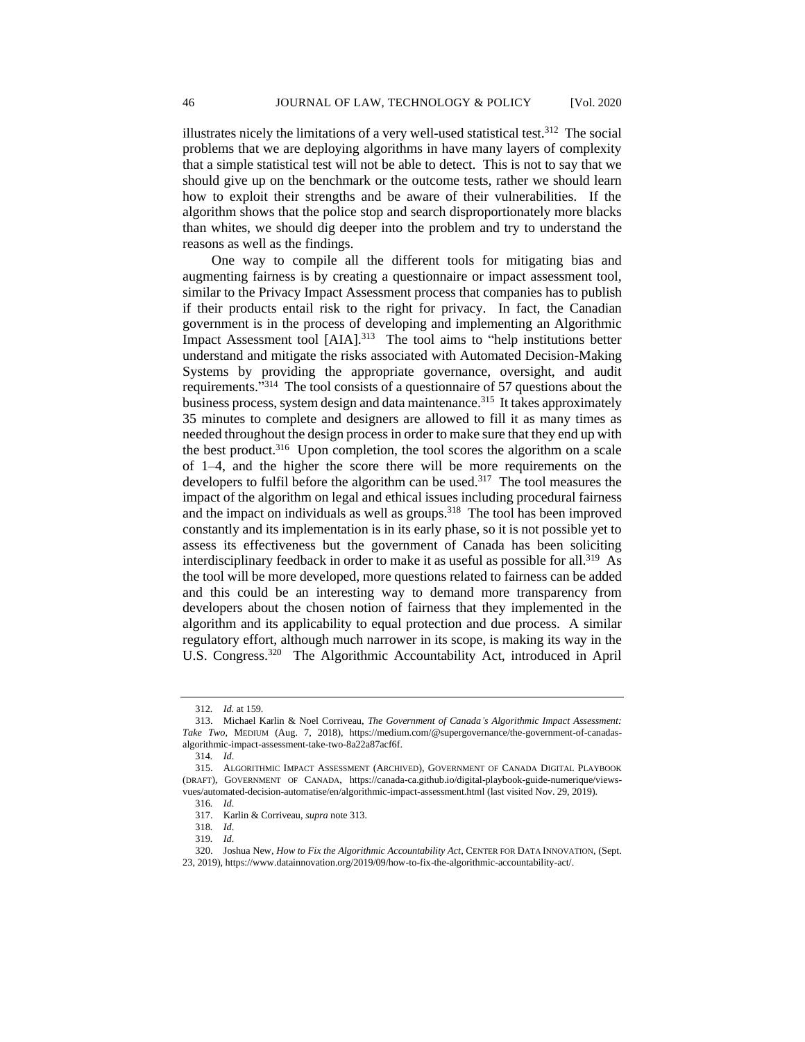illustrates nicely the limitations of a very well-used statistical test.[312] The social problems that we are deploying algorithms in have many layers of complexity that a simple statistical test will not be able to detect. This is not to say that we should give up on the benchmark or the outcome tests, rather we should learn how to exploit their strengths and be aware of their vulnerabilities. If the algorithm shows that the police stop and search disproportionately more blacks than whites, we should dig deeper into the problem and try to understand the reasons as well as the findings.

One way to compile all the different tools for mitigating bias and augmenting fairness is by creating a questionnaire or impact assessment tool, similar to the Privacy Impact Assessment process that companies has to publish if their products entail risk to the right for privacy. In fact, the Canadian government is in the process of developing and implementing an Algorithmic Impact Assessment tool [AIA].[313] The tool aims to "help institutions better understand and mitigate the risks associated with Automated Decision-Making Systems by providing the appropriate governance, oversight, and audit requirements."[314] The tool consists of a questionnaire of 57 questions about the business process, system design and data maintenance.[315] It takes approximately 35 minutes to complete and designers are allowed to fill it as many times as needed throughout the design process in order to make sure that they end up with the best product.[316] Upon completion, the tool scores the algorithm on a scale of 1–4, and the higher the score there will be more requirements on the developers to fulfil before the algorithm can be used.[317] The tool measures the impact of the algorithm on legal and ethical issues including procedural fairness and the impact on individuals as well as groups.[318] The tool has been improved constantly and its implementation is in its early phase, so it is not possible yet to assess its effectiveness but the government of Canada has been soliciting interdisciplinary feedback in order to make it as useful as possible for all.[319] As the tool will be more developed, more questions related to fairness can be added and this could be an interesting way to demand more transparency from developers about the chosen notion of fairness that they implemented in the algorithm and its applicability to equal protection and due process. A similar regulatory effort, although much narrower in its scope, is making its way in the U.S. Congress.[320] The Algorithmic Accountability Act, introduced in April

---

312. *Id.* at 159.

313. Michael Karlin & Noel Corriveau, *The Government of Canada's Algorithmic Impact Assessment: Take Two*, MEDIUM (Aug. 7, 2018), https://medium.com/@supergovernance/the-government-of-canadas-algorithmic-impact-assessment-take-two-8a22a87acf6f.

314. *Id*.

315. ALGORITHMIC IMPACT ASSESSMENT (ARCHIVED), GOVERNMENT OF CANADA DIGITAL PLAYBOOK (DRAFT), GOVERNMENT OF CANADA, https://canada-ca.github.io/digital-playbook-guide-numerique/views-vues/automated-decision-automatise/en/algorithmic-impact-assessment.html (last visited Nov. 29, 2019).

316. *Id*.

317. Karlin & Corriveau, *supra* note 313.

318. *Id*.

319. *Id*.

320. Joshua New, *How to Fix the Algorithmic Accountability Act*, CENTER FOR DATA INNOVATION, (Sept. 23, 2019), https://www.datainnovation.org/2019/09/how-to-fix-the-algorithmic-accountability-act/.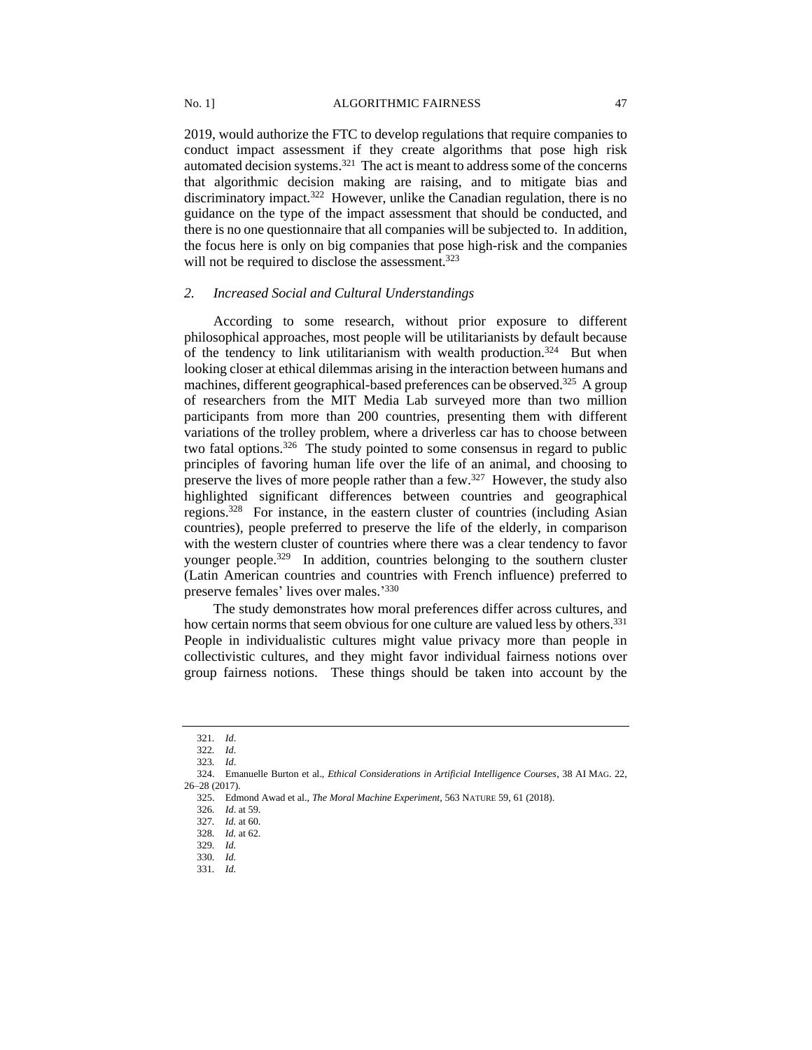2019, would authorize the FTC to develop regulations that require companies to conduct impact assessment if they create algorithms that pose high risk automated decision systems.[321] The act is meant to address some of the concerns that algorithmic decision making are raising, and to mitigate bias and discriminatory impact.[322] However, unlike the Canadian regulation, there is no guidance on the type of the impact assessment that should be conducted, and there is no one questionnaire that all companies will be subjected to. In addition, the focus here is only on big companies that pose high-risk and the companies will not be required to disclose the assessment.[323]

### *2. Increased Social and Cultural Understandings*

According to some research, without prior exposure to different philosophical approaches, most people will be utilitarianists by default because of the tendency to link utilitarianism with wealth production.[324] But when looking closer at ethical dilemmas arising in the interaction between humans and machines, different geographical-based preferences can be observed.[325] A group of researchers from the MIT Media Lab surveyed more than two million participants from more than 200 countries, presenting them with different variations of the trolley problem, where a driverless car has to choose between two fatal options.[326] The study pointed to some consensus in regard to public principles of favoring human life over the life of an animal, and choosing to preserve the lives of more people rather than a few.[327] However, the study also highlighted significant differences between countries and geographical regions.[328] For instance, in the eastern cluster of countries (including Asian countries), people preferred to preserve the life of the elderly, in comparison with the western cluster of countries where there was a clear tendency to favor younger people.[329] In addition, countries belonging to the southern cluster (Latin American countries and countries with French influence) preferred to preserve females' lives over males.'[330]

The study demonstrates how moral preferences differ across cultures, and how certain norms that seem obvious for one culture are valued less by others.[331] People in individualistic cultures might value privacy more than people in collectivistic cultures, and they might favor individual fairness notions over group fairness notions. These things should be taken into account by the

---

321. *Id*.
322. *Id*.
323. *Id*.
324. Emanuelle Burton et al., *Ethical Considerations in Artificial Intelligence Courses*, 38 AI MAG. 22, 26–28 (2017).
325. Edmond Awad et al., *The Moral Machine Experiment*, 563 NATURE 59, 61 (2018).
326. *Id*. at 59.
327. *Id.* at 60.
328. *Id.* at 62.
329. *Id.*
330. *Id.*
331. *Id.*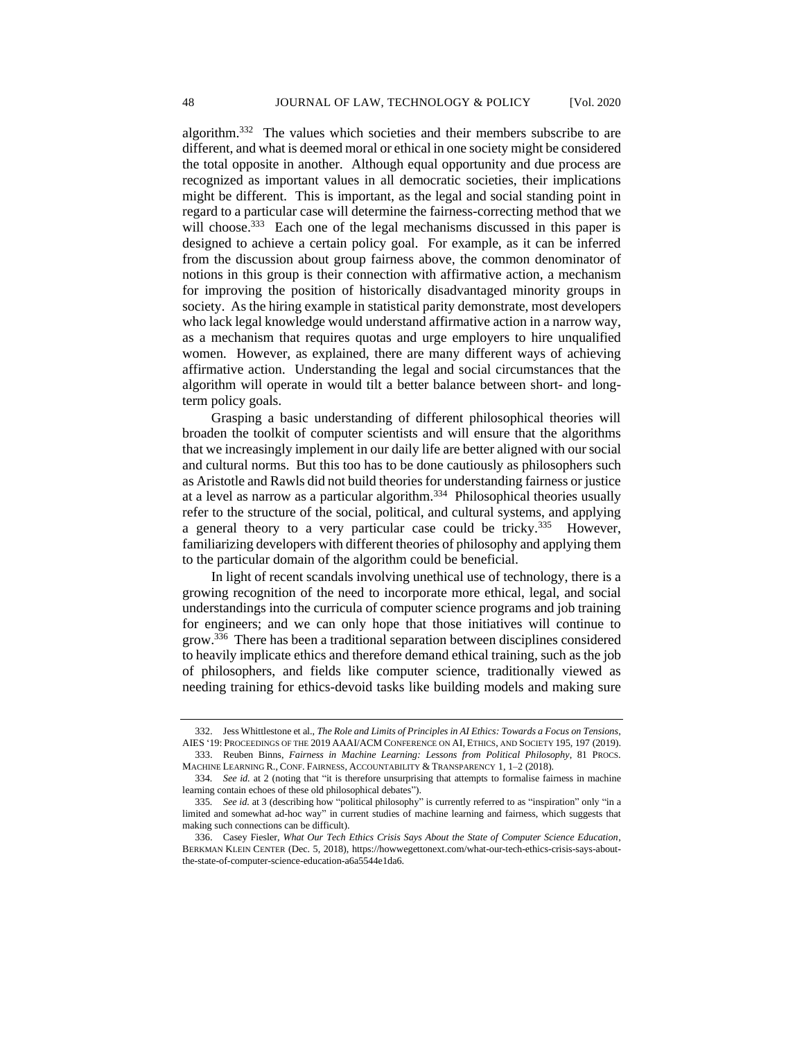algorithm.[332] The values which societies and their members subscribe to are different, and what is deemed moral or ethical in one society might be considered the total opposite in another. Although equal opportunity and due process are recognized as important values in all democratic societies, their implications might be different. This is important, as the legal and social standing point in regard to a particular case will determine the fairness-correcting method that we will choose.[333] Each one of the legal mechanisms discussed in this paper is designed to achieve a certain policy goal. For example, as it can be inferred from the discussion about group fairness above, the common denominator of notions in this group is their connection with affirmative action, a mechanism for improving the position of historically disadvantaged minority groups in society. As the hiring example in statistical parity demonstrate, most developers who lack legal knowledge would understand affirmative action in a narrow way, as a mechanism that requires quotas and urge employers to hire unqualified women. However, as explained, there are many different ways of achieving affirmative action. Understanding the legal and social circumstances that the algorithm will operate in would tilt a better balance between short- and long-term policy goals.

Grasping a basic understanding of different philosophical theories will broaden the toolkit of computer scientists and will ensure that the algorithms that we increasingly implement in our daily life are better aligned with our social and cultural norms. But this too has to be done cautiously as philosophers such as Aristotle and Rawls did not build theories for understanding fairness or justice at a level as narrow as a particular algorithm.[334] Philosophical theories usually refer to the structure of the social, political, and cultural systems, and applying a general theory to a very particular case could be tricky.[335] However, familiarizing developers with different theories of philosophy and applying them to the particular domain of the algorithm could be beneficial.

In light of recent scandals involving unethical use of technology, there is a growing recognition of the need to incorporate more ethical, legal, and social understandings into the curricula of computer science programs and job training for engineers; and we can only hope that those initiatives will continue to grow.[336] There has been a traditional separation between disciplines considered to heavily implicate ethics and therefore demand ethical training, such as the job of philosophers, and fields like computer science, traditionally viewed as needing training for ethics-devoid tasks like building models and making sure

---

332. Jess Whittlestone et al., *The Role and Limits of Principles in AI Ethics: Towards a Focus on Tensions*, AIES '19: PROCEEDINGS OF THE 2019 AAAI/ACM CONFERENCE ON AI, ETHICS, AND SOCIETY 195, 197 (2019).

333. Reuben Binns, *Fairness in Machine Learning: Lessons from Political Philosophy*, 81 PROCS. MACHINE LEARNING R., CONF. FAIRNESS, ACCOUNTABILITY & TRANSPARENCY 1, 1–2 (2018).

334. *See id.* at 2 (noting that "it is therefore unsurprising that attempts to formalise fairness in machine learning contain echoes of these old philosophical debates").

335. *See id.* at 3 (describing how "political philosophy" is currently referred to as "inspiration" only "in a limited and somewhat ad-hoc way" in current studies of machine learning and fairness, which suggests that making such connections can be difficult).

336. Casey Fiesler, *What Our Tech Ethics Crisis Says About the State of Computer Science Education*, BERKMAN KLEIN CENTER (Dec. 5, 2018), https://howwegettonext.com/what-our-tech-ethics-crisis-says-about-the-state-of-computer-science-education-a6a5544e1da6.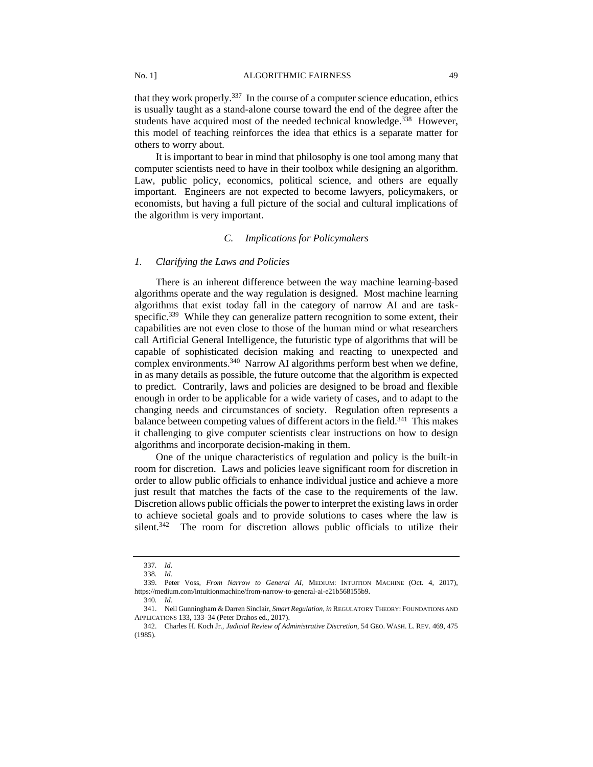that they work properly.[337] In the course of a computer science education, ethics is usually taught as a stand-alone course toward the end of the degree after the students have acquired most of the needed technical knowledge.[338] However, this model of teaching reinforces the idea that ethics is a separate matter for others to worry about.

It is important to bear in mind that philosophy is one tool among many that computer scientists need to have in their toolbox while designing an algorithm. Law, public policy, economics, political science, and others are equally important. Engineers are not expected to become lawyers, policymakers, or economists, but having a full picture of the social and cultural implications of the algorithm is very important.

### *C. Implications for Policymakers*

#### *1. Clarifying the Laws and Policies*

There is an inherent difference between the way machine learning-based algorithms operate and the way regulation is designed. Most machine learning algorithms that exist today fall in the category of narrow AI and are task-specific.[339] While they can generalize pattern recognition to some extent, their capabilities are not even close to those of the human mind or what researchers call Artificial General Intelligence, the futuristic type of algorithms that will be capable of sophisticated decision making and reacting to unexpected and complex environments.[340] Narrow AI algorithms perform best when we define, in as many details as possible, the future outcome that the algorithm is expected to predict. Contrarily, laws and policies are designed to be broad and flexible enough in order to be applicable for a wide variety of cases, and to adapt to the changing needs and circumstances of society. Regulation often represents a balance between competing values of different actors in the field.[341] This makes it challenging to give computer scientists clear instructions on how to design algorithms and incorporate decision-making in them.

One of the unique characteristics of regulation and policy is the built-in room for discretion. Laws and policies leave significant room for discretion in order to allow public officials to enhance individual justice and achieve a more just result that matches the facts of the case to the requirements of the law. Discretion allows public officials the power to interpret the existing laws in order to achieve societal goals and to provide solutions to cases where the law is silent.[342] The room for discretion allows public officials to utilize their

---

337. *Id.*

338. *Id.*

339. Peter Voss, *From Narrow to General AI*, MEDIUM: INTUITION MACHINE (Oct. 4, 2017), https://medium.com/intuitionmachine/from-narrow-to-general-ai-e21b568155b9.

340. *Id.*

341. Neil Gunningham & Darren Sinclair, *Smart Regulation*, *in* REGULATORY THEORY: FOUNDATIONS AND APPLICATIONS 133, 133–34 (Peter Drahos ed., 2017).

342. Charles H. Koch Jr., *Judicial Review of Administrative Discretion*, 54 GEO. WASH. L. REV. 469, 475 (1985).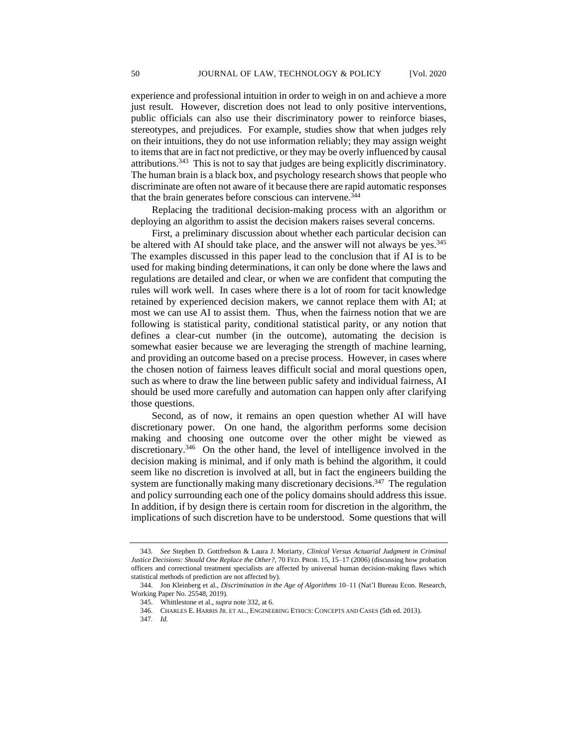experience and professional intuition in order to weigh in on and achieve a more just result. However, discretion does not lead to only positive interventions, public officials can also use their discriminatory power to reinforce biases, stereotypes, and prejudices. For example, studies show that when judges rely on their intuitions, they do not use information reliably; they may assign weight to items that are in fact not predictive, or they may be overly influenced by causal attributions.[343] This is not to say that judges are being explicitly discriminatory. The human brain is a black box, and psychology research shows that people who discriminate are often not aware of it because there are rapid automatic responses that the brain generates before conscious can intervene.[344]

Replacing the traditional decision-making process with an algorithm or deploying an algorithm to assist the decision makers raises several concerns.

First, a preliminary discussion about whether each particular decision can be altered with AI should take place, and the answer will not always be yes.[345] The examples discussed in this paper lead to the conclusion that if AI is to be used for making binding determinations, it can only be done where the laws and regulations are detailed and clear, or when we are confident that computing the rules will work well. In cases where there is a lot of room for tacit knowledge retained by experienced decision makers, we cannot replace them with AI; at most we can use AI to assist them. Thus, when the fairness notion that we are following is statistical parity, conditional statistical parity, or any notion that defines a clear-cut number (in the outcome), automating the decision is somewhat easier because we are leveraging the strength of machine learning, and providing an outcome based on a precise process. However, in cases where the chosen notion of fairness leaves difficult social and moral questions open, such as where to draw the line between public safety and individual fairness, AI should be used more carefully and automation can happen only after clarifying those questions.

Second, as of now, it remains an open question whether AI will have discretionary power. On one hand, the algorithm performs some decision making and choosing one outcome over the other might be viewed as discretionary.[346] On the other hand, the level of intelligence involved in the decision making is minimal, and if only math is behind the algorithm, it could seem like no discretion is involved at all, but in fact the engineers building the system are functionally making many discretionary decisions.[347] The regulation and policy surrounding each one of the policy domains should address this issue. In addition, if by design there is certain room for discretion in the algorithm, the implications of such discretion have to be understood. Some questions that will

---

343. *See* Stephen D. Gottfredson & Laura J. Moriarty, *Clinical Versus Actuarial Judgment in Criminal Justice Decisions: Should One Replace the Other?*, 70 FED. PROB. 15, 15–17 (2006) (discussing how probation officers and correctional treatment specialists are affected by universal human decision-making flaws which statistical methods of prediction are not affected by).

344. Jon Kleinberg et al., *Discrimination in the Age of Algorithms* 10–11 (Nat'l Bureau Econ. Research, Working Paper No. 25548, 2019).

345. Whittlestone et al., *supra* note 332, at 6.

346. CHARLES E. HARRIS JR. ET AL., ENGINEERING ETHICS: CONCEPTS AND CASES (5th ed. 2013).

347. *Id.*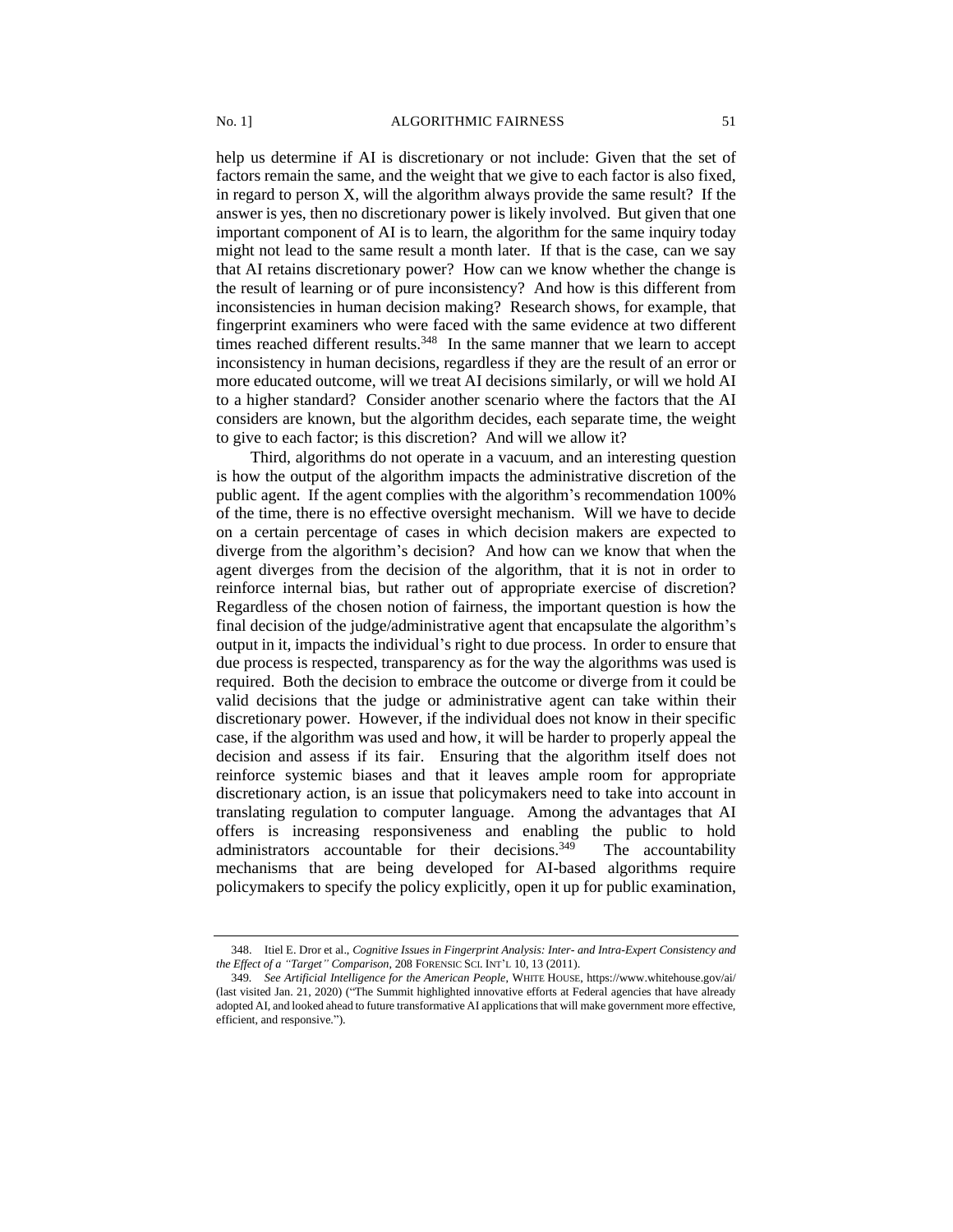help us determine if AI is discretionary or not include: Given that the set of factors remain the same, and the weight that we give to each factor is also fixed, in regard to person X, will the algorithm always provide the same result? If the answer is yes, then no discretionary power is likely involved. But given that one important component of AI is to learn, the algorithm for the same inquiry today might not lead to the same result a month later. If that is the case, can we say that AI retains discretionary power? How can we know whether the change is the result of learning or of pure inconsistency? And how is this different from inconsistencies in human decision making? Research shows, for example, that fingerprint examiners who were faced with the same evidence at two different times reached different results.[348] In the same manner that we learn to accept inconsistency in human decisions, regardless if they are the result of an error or more educated outcome, will we treat AI decisions similarly, or will we hold AI to a higher standard? Consider another scenario where the factors that the AI considers are known, but the algorithm decides, each separate time, the weight to give to each factor; is this discretion? And will we allow it?

Third, algorithms do not operate in a vacuum, and an interesting question is how the output of the algorithm impacts the administrative discretion of the public agent. If the agent complies with the algorithm's recommendation 100% of the time, there is no effective oversight mechanism. Will we have to decide on a certain percentage of cases in which decision makers are expected to diverge from the algorithm's decision? And how can we know that when the agent diverges from the decision of the algorithm, that it is not in order to reinforce internal bias, but rather out of appropriate exercise of discretion? Regardless of the chosen notion of fairness, the important question is how the final decision of the judge/administrative agent that encapsulate the algorithm's output in it, impacts the individual's right to due process. In order to ensure that due process is respected, transparency as for the way the algorithms was used is required. Both the decision to embrace the outcome or diverge from it could be valid decisions that the judge or administrative agent can take within their discretionary power. However, if the individual does not know in their specific case, if the algorithm was used and how, it will be harder to properly appeal the decision and assess if its fair. Ensuring that the algorithm itself does not reinforce systemic biases and that it leaves ample room for appropriate discretionary action, is an issue that policymakers need to take into account in translating regulation to computer language. Among the advantages that AI offers is increasing responsiveness and enabling the public to hold administrators accountable for their decisions.[349] The accountability mechanisms that are being developed for AI-based algorithms require policymakers to specify the policy explicitly, open it up for public examination,

---

348. Itiel E. Dror et al., *Cognitive Issues in Fingerprint Analysis: Inter- and Intra-Expert Consistency and the Effect of a "Target" Comparison*, 208 FORENSIC SCI. INT'L 10, 13 (2011).

349. *See Artificial Intelligence for the American People*, WHITE HOUSE, https://www.whitehouse.gov/ai/ (last visited Jan. 21, 2020) ("The Summit highlighted innovative efforts at Federal agencies that have already adopted AI, and looked ahead to future transformative AI applications that will make government more effective, efficient, and responsive.").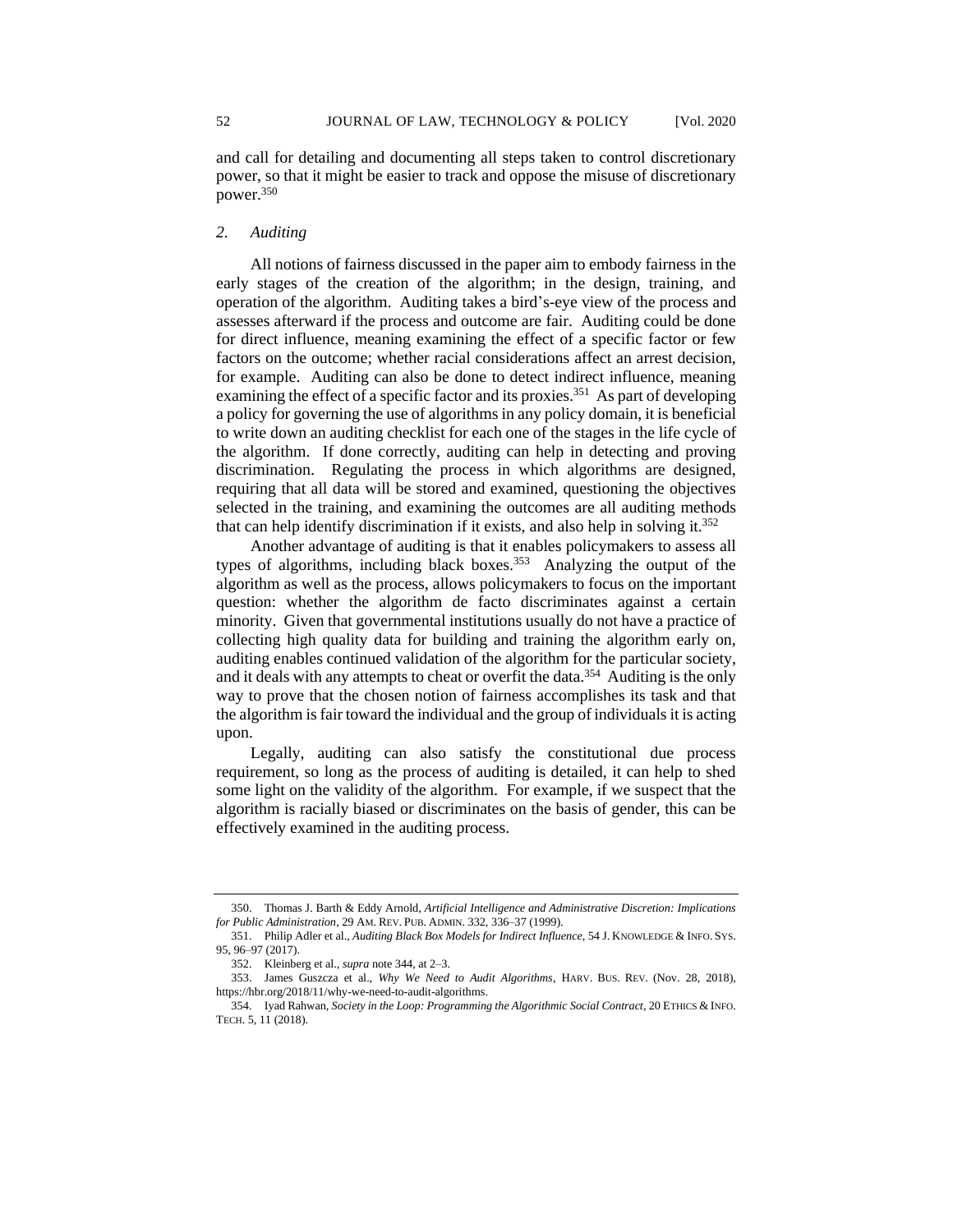and call for detailing and documenting all steps taken to control discretionary power, so that it might be easier to track and oppose the misuse of discretionary power.[350]

### *2. Auditing*

All notions of fairness discussed in the paper aim to embody fairness in the early stages of the creation of the algorithm; in the design, training, and operation of the algorithm. Auditing takes a bird's-eye view of the process and assesses afterward if the process and outcome are fair. Auditing could be done for direct influence, meaning examining the effect of a specific factor or few factors on the outcome; whether racial considerations affect an arrest decision, for example. Auditing can also be done to detect indirect influence, meaning examining the effect of a specific factor and its proxies.[351] As part of developing a policy for governing the use of algorithms in any policy domain, it is beneficial to write down an auditing checklist for each one of the stages in the life cycle of the algorithm. If done correctly, auditing can help in detecting and proving discrimination. Regulating the process in which algorithms are designed, requiring that all data will be stored and examined, questioning the objectives selected in the training, and examining the outcomes are all auditing methods that can help identify discrimination if it exists, and also help in solving it.[352]

Another advantage of auditing is that it enables policymakers to assess all types of algorithms, including black boxes.[353] Analyzing the output of the algorithm as well as the process, allows policymakers to focus on the important question: whether the algorithm de facto discriminates against a certain minority. Given that governmental institutions usually do not have a practice of collecting high quality data for building and training the algorithm early on, auditing enables continued validation of the algorithm for the particular society, and it deals with any attempts to cheat or overfit the data.[354] Auditing is the only way to prove that the chosen notion of fairness accomplishes its task and that the algorithm is fair toward the individual and the group of individuals it is acting upon.

Legally, auditing can also satisfy the constitutional due process requirement, so long as the process of auditing is detailed, it can help to shed some light on the validity of the algorithm. For example, if we suspect that the algorithm is racially biased or discriminates on the basis of gender, this can be effectively examined in the auditing process.

---

350. Thomas J. Barth & Eddy Arnold, *Artificial Intelligence and Administrative Discretion: Implications for Public Administration*, 29 AM. REV. PUB. ADMIN. 332, 336–37 (1999).

351. Philip Adler et al., *Auditing Black Box Models for Indirect Influence*, 54 J. KNOWLEDGE & INFO. SYS. 95, 96–97 (2017).

352. Kleinberg et al., *supra* note 344, at 2–3.

353. James Guszcza et al., *Why We Need to Audit Algorithms*, HARV. BUS. REV. (Nov. 28, 2018), https://hbr.org/2018/11/why-we-need-to-audit-algorithms.

354. Iyad Rahwan, *Society in the Loop: Programming the Algorithmic Social Contract*, 20 ETHICS & INFO. TECH. 5, 11 (2018).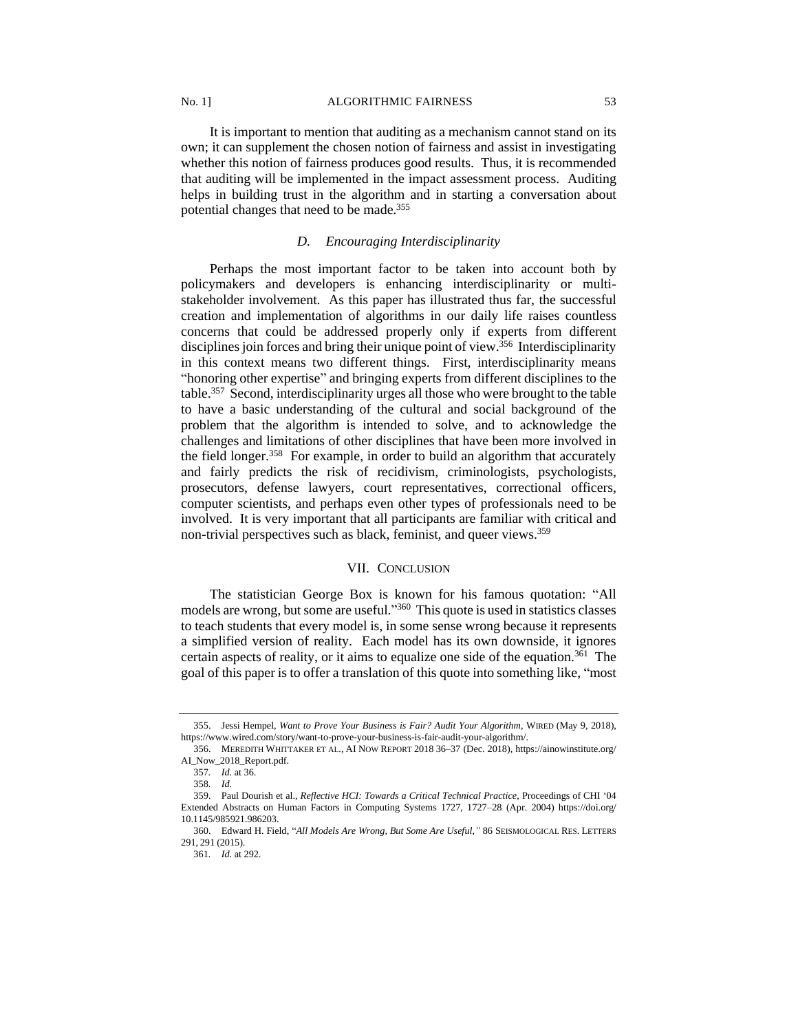It is important to mention that auditing as a mechanism cannot stand on its own; it can supplement the chosen notion of fairness and assist in investigating whether this notion of fairness produces good results. Thus, it is recommended that auditing will be implemented in the impact assessment process. Auditing helps in building trust in the algorithm and in starting a conversation about potential changes that need to be made.[355]

### *D. Encouraging Interdisciplinarity*

Perhaps the most important factor to be taken into account both by policymakers and developers is enhancing interdisciplinarity or multi-stakeholder involvement. As this paper has illustrated thus far, the successful creation and implementation of algorithms in our daily life raises countless concerns that could be addressed properly only if experts from different disciplines join forces and bring their unique point of view.[356] Interdisciplinarity in this context means two different things. First, interdisciplinarity means "honoring other expertise" and bringing experts from different disciplines to the table.[357] Second, interdisciplinarity urges all those who were brought to the table to have a basic understanding of the cultural and social background of the problem that the algorithm is intended to solve, and to acknowledge the challenges and limitations of other disciplines that have been more involved in the field longer.[358] For example, in order to build an algorithm that accurately and fairly predicts the risk of recidivism, criminologists, psychologists, prosecutors, defense lawyers, court representatives, correctional officers, computer scientists, and perhaps even other types of professionals need to be involved. It is very important that all participants are familiar with critical and non-trivial perspectives such as black, feminist, and queer views.[359]

## VII. CONCLUSION

The statistician George Box is known for his famous quotation: "All models are wrong, but some are useful."[360] This quote is used in statistics classes to teach students that every model is, in some sense wrong because it represents a simplified version of reality. Each model has its own downside, it ignores certain aspects of reality, or it aims to equalize one side of the equation.[361] The goal of this paper is to offer a translation of this quote into something like, "most

---

355. Jessi Hempel, *Want to Prove Your Business is Fair? Audit Your Algorithm*, WIRED (May 9, 2018), https://www.wired.com/story/want-to-prove-your-business-is-fair-audit-your-algorithm/.

356. MEREDITH WHITTAKER ET AL., AI NOW REPORT 2018 36–37 (Dec. 2018), https://ainowinstitute.org/AI_Now_2018_Report.pdf.

357. *Id.* at 36.

358. *Id.*

359. Paul Dourish et al., *Reflective HCI: Towards a Critical Technical Practice*, Proceedings of CHI '04 Extended Abstracts on Human Factors in Computing Systems 1727, 1727–28 (Apr. 2004) https://doi.org/10.1145/985921.986203.

360. Edward H. Field, "*All Models Are Wrong, But Some Are Useful*," 86 SEISMOLOGICAL RES. LETTERS 291, 291 (2015).

361. *Id.* at 292.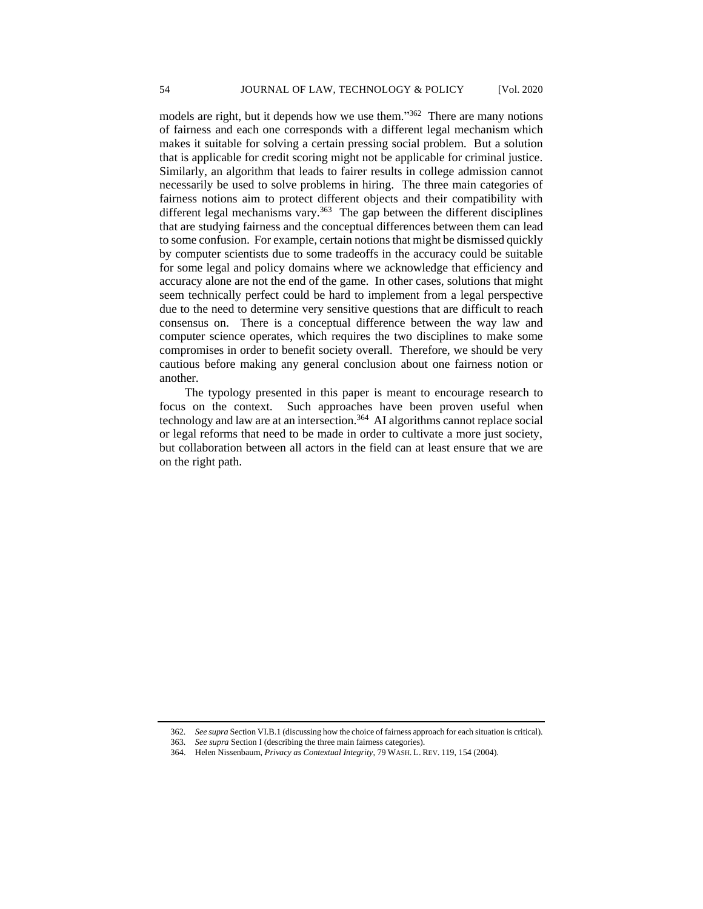models are right, but it depends how we use them."[362] There are many notions of fairness and each one corresponds with a different legal mechanism which makes it suitable for solving a certain pressing social problem. But a solution that is applicable for credit scoring might not be applicable for criminal justice. Similarly, an algorithm that leads to fairer results in college admission cannot necessarily be used to solve problems in hiring. The three main categories of fairness notions aim to protect different objects and their compatibility with different legal mechanisms vary.[363] The gap between the different disciplines that are studying fairness and the conceptual differences between them can lead to some confusion. For example, certain notions that might be dismissed quickly by computer scientists due to some tradeoffs in the accuracy could be suitable for some legal and policy domains where we acknowledge that efficiency and accuracy alone are not the end of the game. In other cases, solutions that might seem technically perfect could be hard to implement from a legal perspective due to the need to determine very sensitive questions that are difficult to reach consensus on. There is a conceptual difference between the way law and computer science operates, which requires the two disciplines to make some compromises in order to benefit society overall. Therefore, we should be very cautious before making any general conclusion about one fairness notion or another.

The typology presented in this paper is meant to encourage research to focus on the context. Such approaches have been proven useful when technology and law are at an intersection.[364] AI algorithms cannot replace social or legal reforms that need to be made in order to cultivate a more just society, but collaboration between all actors in the field can at least ensure that we are on the right path.

---

362. *See supra* Section VI.B.1 (discussing how the choice of fairness approach for each situation is critical).

363. *See supra* Section I (describing the three main fairness categories).

364. Helen Nissenbaum, *Privacy as Contextual Integrity*, 79 WASH. L. REV. 119, 154 (2004).